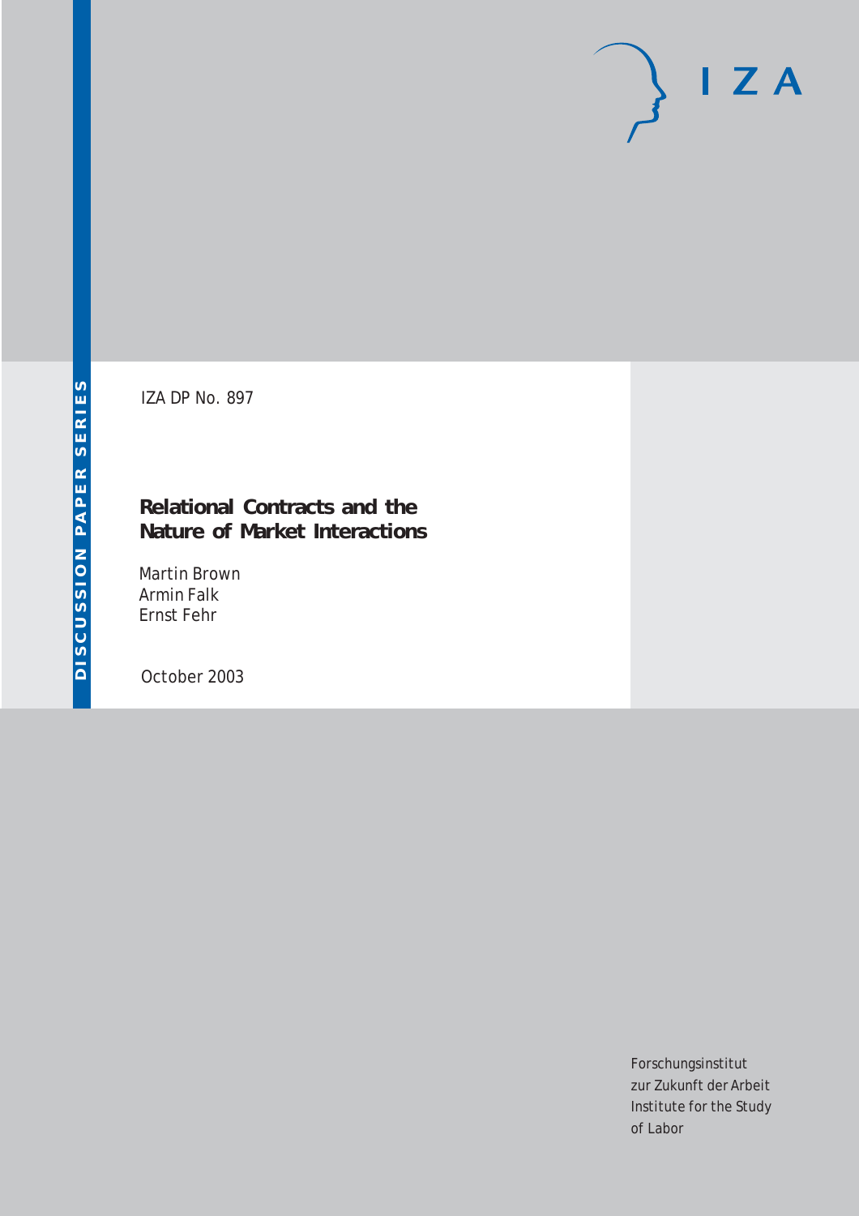DISCUSSION PAPER SERIES

IZA DP No. 897

# Relational Contracts and the Nature of Market Interactions

Martin Brown
Armin Falk
Ernst Fehr

October 2003

Forschungsinstitut
zur Zukunft der Arbeit
Institute for the Study
of Labor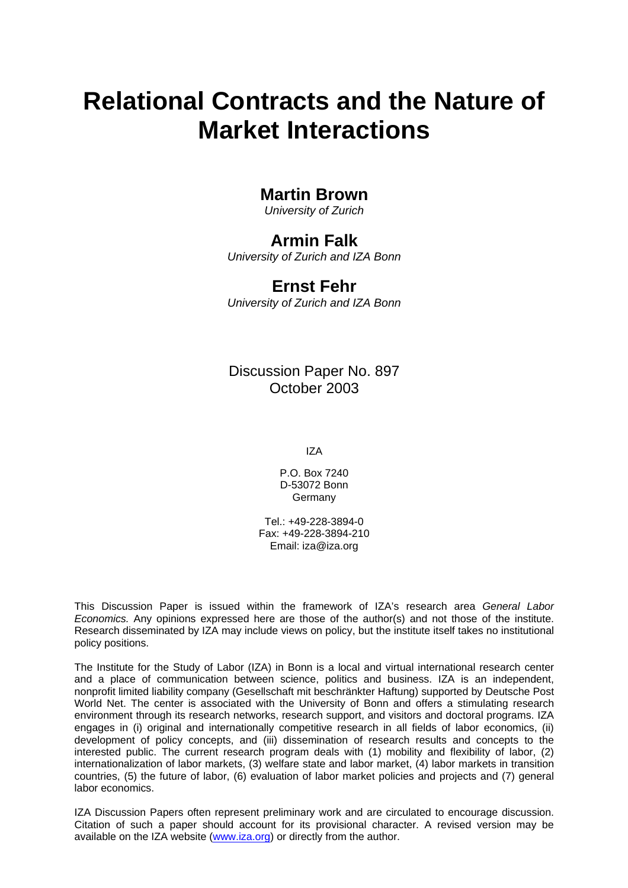# Relational Contracts and the Nature of Market Interactions

## Martin Brown

*University of Zurich*

## Armin Falk

*University of Zurich and IZA Bonn*

## Ernst Fehr

*University of Zurich and IZA Bonn*

Discussion Paper No. 897
October 2003

IZA

P.O. Box 7240
D-53072 Bonn
Germany

Tel.: +49-228-3894-0
Fax: +49-228-3894-210
Email: iza@iza.org

This Discussion Paper is issued within the framework of IZA's research area *General Labor Economics.* Any opinions expressed here are those of the author(s) and not those of the institute. Research disseminated by IZA may include views on policy, but the institute itself takes no institutional policy positions.

The Institute for the Study of Labor (IZA) in Bonn is a local and virtual international research center and a place of communication between science, politics and business. IZA is an independent, nonprofit limited liability company (Gesellschaft mit beschränkter Haftung) supported by Deutsche Post World Net. The center is associated with the University of Bonn and offers a stimulating research environment through its research networks, research support, and visitors and doctoral programs. IZA engages in (i) original and internationally competitive research in all fields of labor economics, (ii) development of policy concepts, and (iii) dissemination of research results and concepts to the interested public. The current research program deals with (1) mobility and flexibility of labor, (2) internationalization of labor markets, (3) welfare state and labor market, (4) labor markets in transition countries, (5) the future of labor, (6) evaluation of labor market policies and projects and (7) general labor economics.

IZA Discussion Papers often represent preliminary work and are circulated to encourage discussion. Citation of such a paper should account for its provisional character. A revised version may be available on the IZA website (www.iza.org) or directly from the author.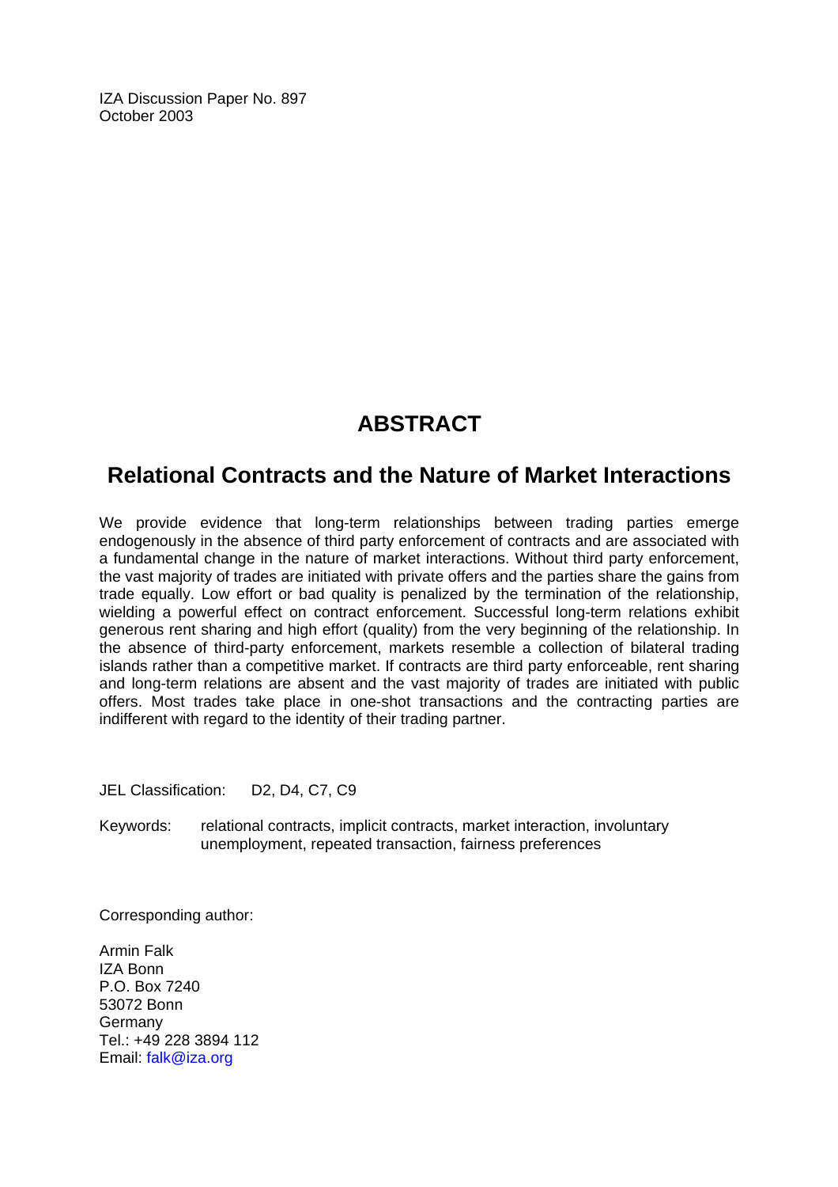IZA Discussion Paper No. 897
October 2003

# ABSTRACT

## Relational Contracts and the Nature of Market Interactions

We provide evidence that long-term relationships between trading parties emerge endogenously in the absence of third party enforcement of contracts and are associated with a fundamental change in the nature of market interactions. Without third party enforcement, the vast majority of trades are initiated with private offers and the parties share the gains from trade equally. Low effort or bad quality is penalized by the termination of the relationship, wielding a powerful effect on contract enforcement. Successful long-term relations exhibit generous rent sharing and high effort (quality) from the very beginning of the relationship. In the absence of third-party enforcement, markets resemble a collection of bilateral trading islands rather than a competitive market. If contracts are third party enforceable, rent sharing and long-term relations are absent and the vast majority of trades are initiated with public offers. Most trades take place in one-shot transactions and the contracting parties are indifferent with regard to the identity of their trading partner.

JEL Classification: D2, D4, C7, C9

Keywords: relational contracts, implicit contracts, market interaction, involuntary unemployment, repeated transaction, fairness preferences

Corresponding author:

Armin Falk
IZA Bonn
P.O. Box 7240
53072 Bonn
Germany
Tel.: +49 228 3894 112
Email: falk@iza.org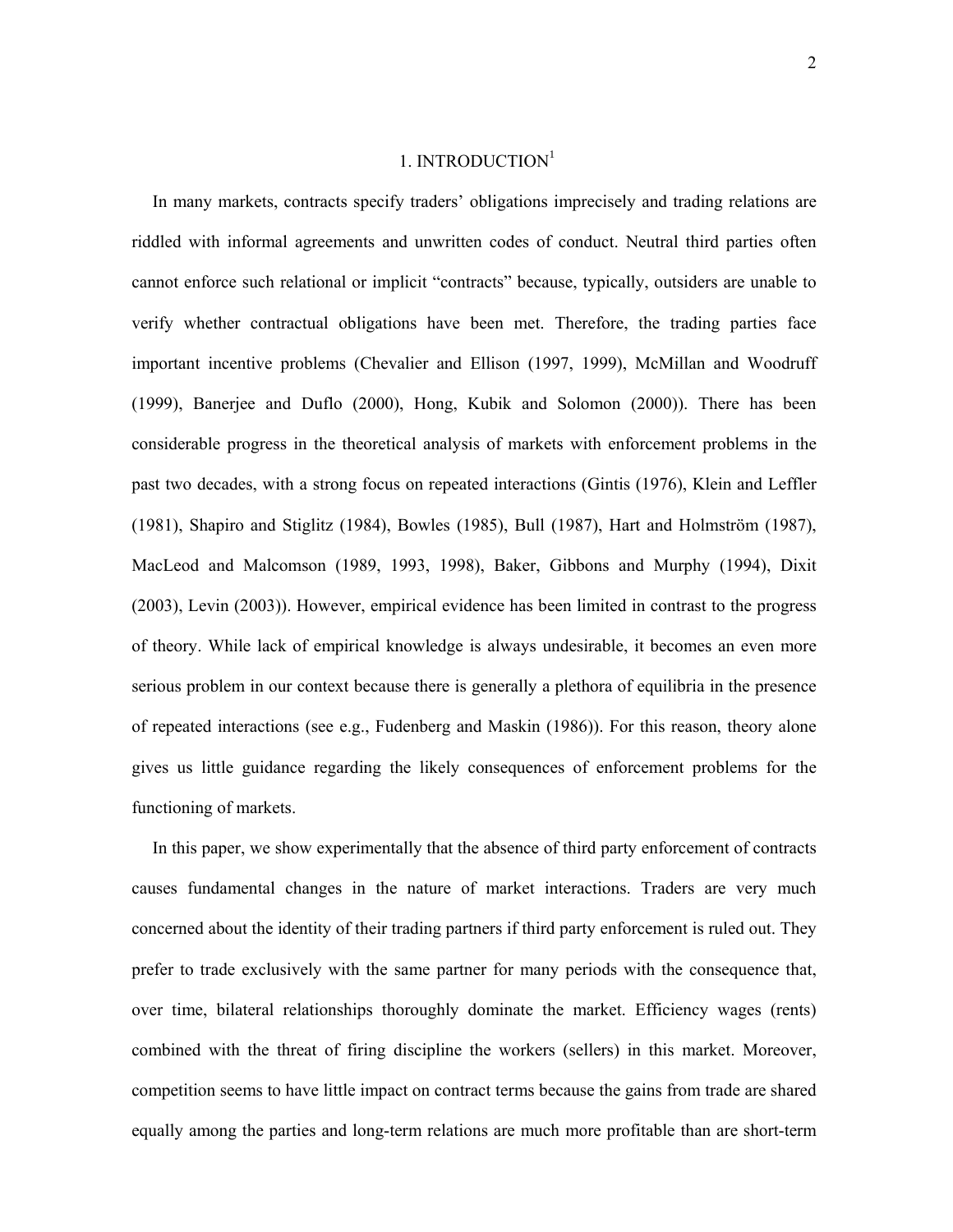# 1. INTRODUCTION[1]

In many markets, contracts specify traders' obligations imprecisely and trading relations are riddled with informal agreements and unwritten codes of conduct. Neutral third parties often cannot enforce such relational or implicit "contracts" because, typically, outsiders are unable to verify whether contractual obligations have been met. Therefore, the trading parties face important incentive problems (Chevalier and Ellison (1997, 1999), McMillan and Woodruff (1999), Banerjee and Duflo (2000), Hong, Kubik and Solomon (2000)). There has been considerable progress in the theoretical analysis of markets with enforcement problems in the past two decades, with a strong focus on repeated interactions (Gintis (1976), Klein and Leffler (1981), Shapiro and Stiglitz (1984), Bowles (1985), Bull (1987), Hart and Holmström (1987), MacLeod and Malcomson (1989, 1993, 1998), Baker, Gibbons and Murphy (1994), Dixit (2003), Levin (2003)). However, empirical evidence has been limited in contrast to the progress of theory. While lack of empirical knowledge is always undesirable, it becomes an even more serious problem in our context because there is generally a plethora of equilibria in the presence of repeated interactions (see e.g., Fudenberg and Maskin (1986)). For this reason, theory alone gives us little guidance regarding the likely consequences of enforcement problems for the functioning of markets.

In this paper, we show experimentally that the absence of third party enforcement of contracts causes fundamental changes in the nature of market interactions. Traders are very much concerned about the identity of their trading partners if third party enforcement is ruled out. They prefer to trade exclusively with the same partner for many periods with the consequence that, over time, bilateral relationships thoroughly dominate the market. Efficiency wages (rents) combined with the threat of firing discipline the workers (sellers) in this market. Moreover, competition seems to have little impact on contract terms because the gains from trade are shared equally among the parties and long-term relations are much more profitable than are short-term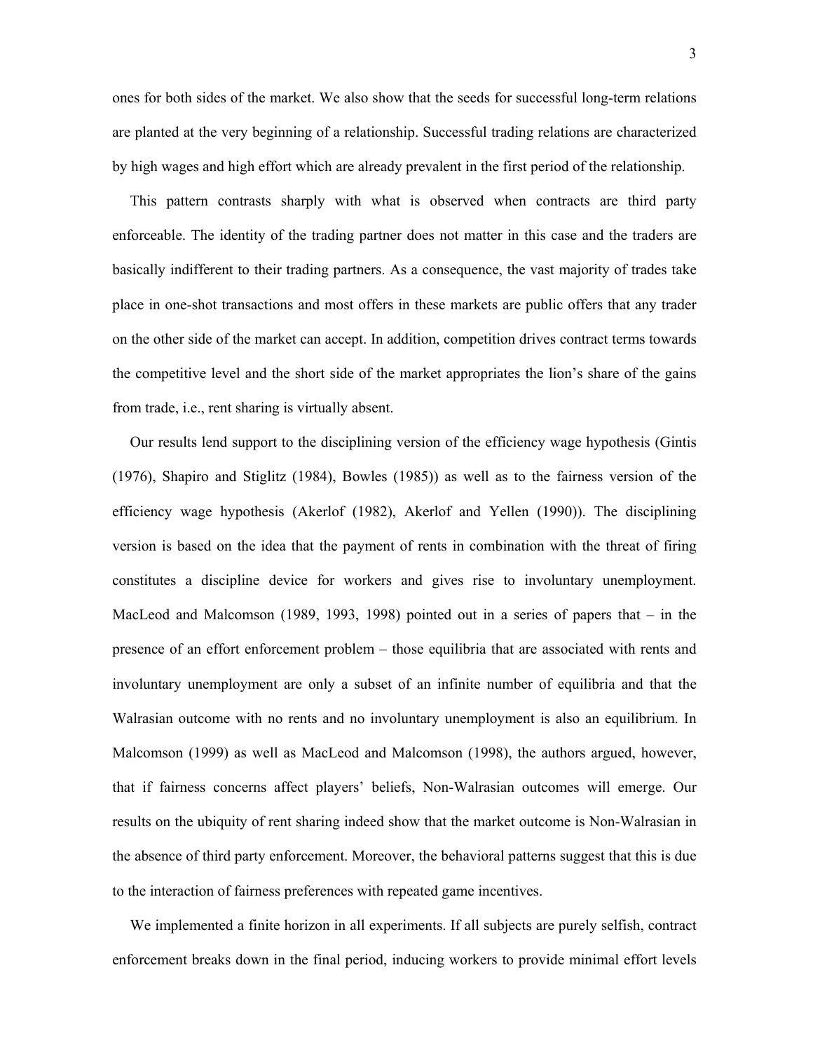ones for both sides of the market. We also show that the seeds for successful long-term relations are planted at the very beginning of a relationship. Successful trading relations are characterized by high wages and high effort which are already prevalent in the first period of the relationship.

This pattern contrasts sharply with what is observed when contracts are third party enforceable. The identity of the trading partner does not matter in this case and the traders are basically indifferent to their trading partners. As a consequence, the vast majority of trades take place in one-shot transactions and most offers in these markets are public offers that any trader on the other side of the market can accept. In addition, competition drives contract terms towards the competitive level and the short side of the market appropriates the lion's share of the gains from trade, i.e., rent sharing is virtually absent.

Our results lend support to the disciplining version of the efficiency wage hypothesis (Gintis (1976), Shapiro and Stiglitz (1984), Bowles (1985)) as well as to the fairness version of the efficiency wage hypothesis (Akerlof (1982), Akerlof and Yellen (1990)). The disciplining version is based on the idea that the payment of rents in combination with the threat of firing constitutes a discipline device for workers and gives rise to involuntary unemployment. MacLeod and Malcomson (1989, 1993, 1998) pointed out in a series of papers that – in the presence of an effort enforcement problem – those equilibria that are associated with rents and involuntary unemployment are only a subset of an infinite number of equilibria and that the Walrasian outcome with no rents and no involuntary unemployment is also an equilibrium. In Malcomson (1999) as well as MacLeod and Malcomson (1998), the authors argued, however, that if fairness concerns affect players' beliefs, Non-Walrasian outcomes will emerge. Our results on the ubiquity of rent sharing indeed show that the market outcome is Non-Walrasian in the absence of third party enforcement. Moreover, the behavioral patterns suggest that this is due to the interaction of fairness preferences with repeated game incentives.

We implemented a finite horizon in all experiments. If all subjects are purely selfish, contract enforcement breaks down in the final period, inducing workers to provide minimal effort levels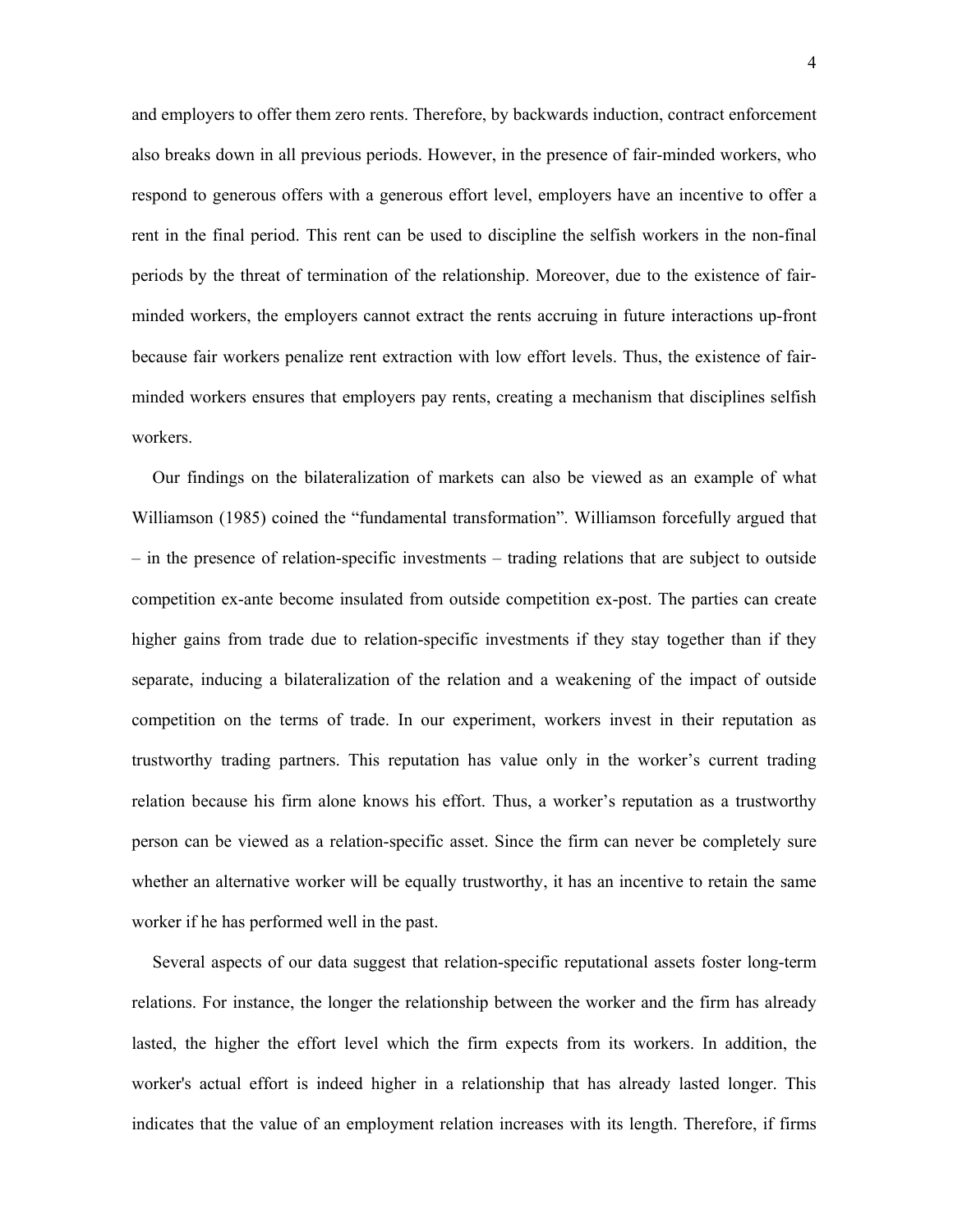and employers to offer them zero rents. Therefore, by backwards induction, contract enforcement also breaks down in all previous periods. However, in the presence of fair-minded workers, who respond to generous offers with a generous effort level, employers have an incentive to offer a rent in the final period. This rent can be used to discipline the selfish workers in the non-final periods by the threat of termination of the relationship. Moreover, due to the existence of fair-minded workers, the employers cannot extract the rents accruing in future interactions up-front because fair workers penalize rent extraction with low effort levels. Thus, the existence of fair-minded workers ensures that employers pay rents, creating a mechanism that disciplines selfish workers.

Our findings on the bilateralization of markets can also be viewed as an example of what Williamson (1985) coined the "fundamental transformation". Williamson forcefully argued that – in the presence of relation-specific investments – trading relations that are subject to outside competition ex-ante become insulated from outside competition ex-post. The parties can create higher gains from trade due to relation-specific investments if they stay together than if they separate, inducing a bilateralization of the relation and a weakening of the impact of outside competition on the terms of trade. In our experiment, workers invest in their reputation as trustworthy trading partners. This reputation has value only in the worker's current trading relation because his firm alone knows his effort. Thus, a worker's reputation as a trustworthy person can be viewed as a relation-specific asset. Since the firm can never be completely sure whether an alternative worker will be equally trustworthy, it has an incentive to retain the same worker if he has performed well in the past.

Several aspects of our data suggest that relation-specific reputational assets foster long-term relations. For instance, the longer the relationship between the worker and the firm has already lasted, the higher the effort level which the firm expects from its workers. In addition, the worker's actual effort is indeed higher in a relationship that has already lasted longer. This indicates that the value of an employment relation increases with its length. Therefore, if firms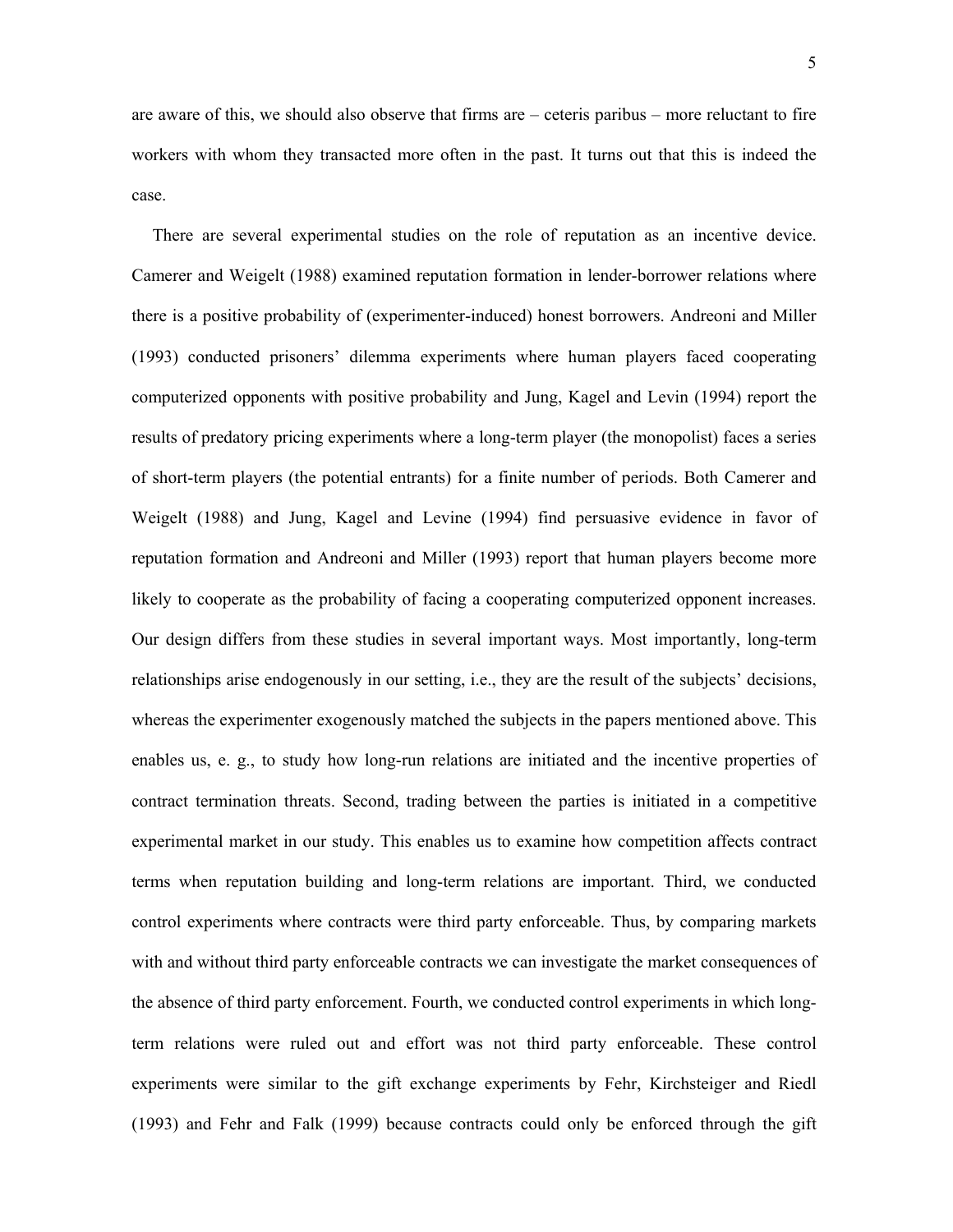are aware of this, we should also observe that firms are – ceteris paribus – more reluctant to fire workers with whom they transacted more often in the past. It turns out that this is indeed the case.

There are several experimental studies on the role of reputation as an incentive device. Camerer and Weigelt (1988) examined reputation formation in lender-borrower relations where there is a positive probability of (experimenter-induced) honest borrowers. Andreoni and Miller (1993) conducted prisoners' dilemma experiments where human players faced cooperating computerized opponents with positive probability and Jung, Kagel and Levin (1994) report the results of predatory pricing experiments where a long-term player (the monopolist) faces a series of short-term players (the potential entrants) for a finite number of periods. Both Camerer and Weigelt (1988) and Jung, Kagel and Levine (1994) find persuasive evidence in favor of reputation formation and Andreoni and Miller (1993) report that human players become more likely to cooperate as the probability of facing a cooperating computerized opponent increases. Our design differs from these studies in several important ways. Most importantly, long-term relationships arise endogenously in our setting, i.e., they are the result of the subjects' decisions, whereas the experimenter exogenously matched the subjects in the papers mentioned above. This enables us, e. g., to study how long-run relations are initiated and the incentive properties of contract termination threats. Second, trading between the parties is initiated in a competitive experimental market in our study. This enables us to examine how competition affects contract terms when reputation building and long-term relations are important. Third, we conducted control experiments where contracts were third party enforceable. Thus, by comparing markets with and without third party enforceable contracts we can investigate the market consequences of the absence of third party enforcement. Fourth, we conducted control experiments in which long-term relations were ruled out and effort was not third party enforceable. These control experiments were similar to the gift exchange experiments by Fehr, Kirchsteiger and Riedl (1993) and Fehr and Falk (1999) because contracts could only be enforced through the gift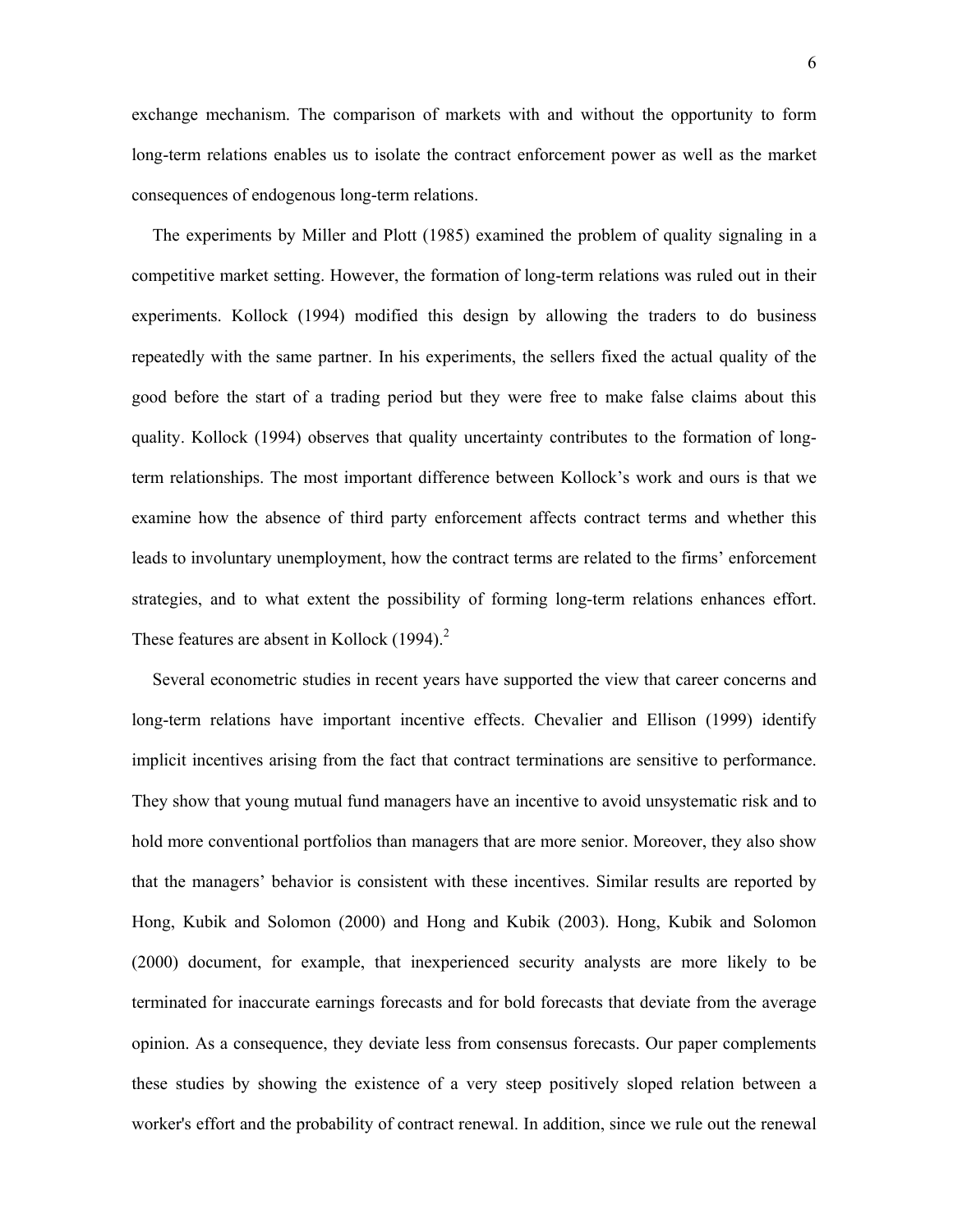exchange mechanism. The comparison of markets with and without the opportunity to form long-term relations enables us to isolate the contract enforcement power as well as the market consequences of endogenous long-term relations.

The experiments by Miller and Plott (1985) examined the problem of quality signaling in a competitive market setting. However, the formation of long-term relations was ruled out in their experiments. Kollock (1994) modified this design by allowing the traders to do business repeatedly with the same partner. In his experiments, the sellers fixed the actual quality of the good before the start of a trading period but they were free to make false claims about this quality. Kollock (1994) observes that quality uncertainty contributes to the formation of long-term relationships. The most important difference between Kollock's work and ours is that we examine how the absence of third party enforcement affects contract terms and whether this leads to involuntary unemployment, how the contract terms are related to the firms' enforcement strategies, and to what extent the possibility of forming long-term relations enhances effort. These features are absent in Kollock (1994).[2]

Several econometric studies in recent years have supported the view that career concerns and long-term relations have important incentive effects. Chevalier and Ellison (1999) identify implicit incentives arising from the fact that contract terminations are sensitive to performance. They show that young mutual fund managers have an incentive to avoid unsystematic risk and to hold more conventional portfolios than managers that are more senior. Moreover, they also show that the managers' behavior is consistent with these incentives. Similar results are reported by Hong, Kubik and Solomon (2000) and Hong and Kubik (2003). Hong, Kubik and Solomon (2000) document, for example, that inexperienced security analysts are more likely to be terminated for inaccurate earnings forecasts and for bold forecasts that deviate from the average opinion. As a consequence, they deviate less from consensus forecasts. Our paper complements these studies by showing the existence of a very steep positively sloped relation between a worker's effort and the probability of contract renewal. In addition, since we rule out the renewal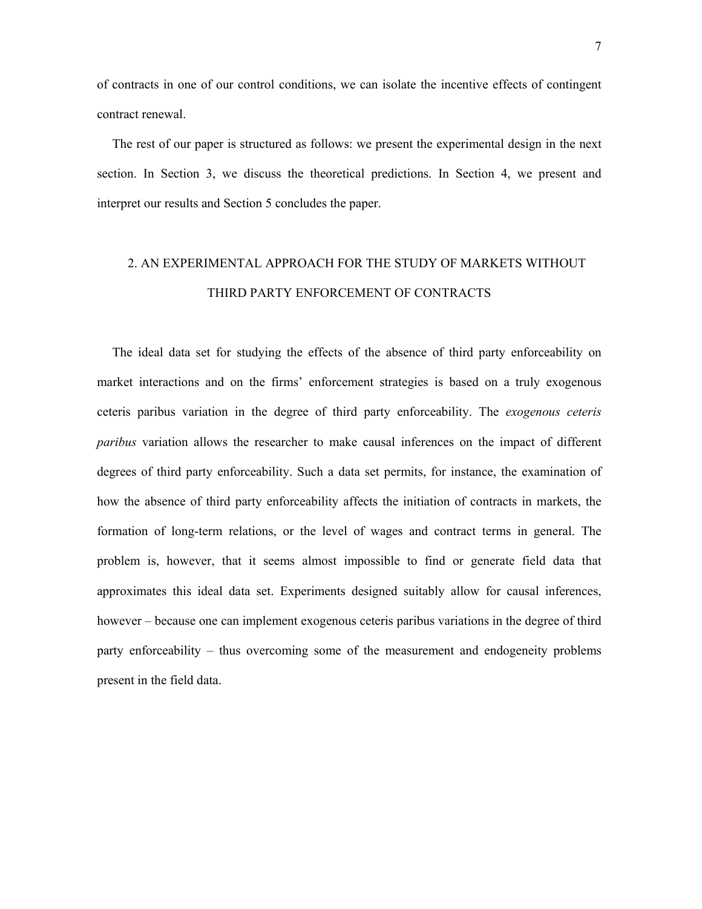of contracts in one of our control conditions, we can isolate the incentive effects of contingent contract renewal.

The rest of our paper is structured as follows: we present the experimental design in the next section. In Section 3, we discuss the theoretical predictions. In Section 4, we present and interpret our results and Section 5 concludes the paper.

## 2. AN EXPERIMENTAL APPROACH FOR THE STUDY OF MARKETS WITHOUT THIRD PARTY ENFORCEMENT OF CONTRACTS

The ideal data set for studying the effects of the absence of third party enforceability on market interactions and on the firms' enforcement strategies is based on a truly exogenous ceteris paribus variation in the degree of third party enforceability. The *exogenous ceteris paribus* variation allows the researcher to make causal inferences on the impact of different degrees of third party enforceability. Such a data set permits, for instance, the examination of how the absence of third party enforceability affects the initiation of contracts in markets, the formation of long-term relations, or the level of wages and contract terms in general. The problem is, however, that it seems almost impossible to find or generate field data that approximates this ideal data set. Experiments designed suitably allow for causal inferences, however – because one can implement exogenous ceteris paribus variations in the degree of third party enforceability – thus overcoming some of the measurement and endogeneity problems present in the field data.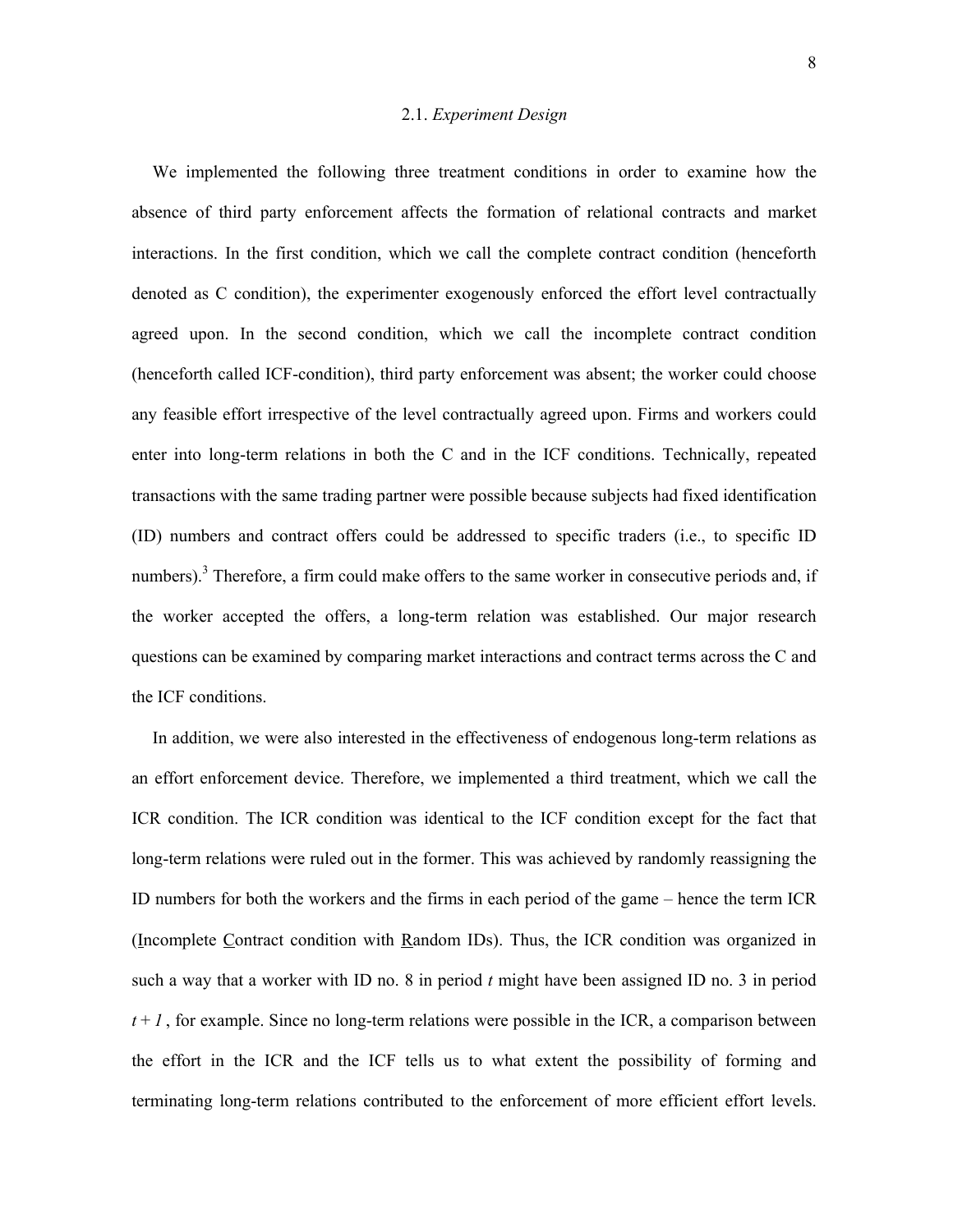## 2.1. *Experiment Design*

We implemented the following three treatment conditions in order to examine how the absence of third party enforcement affects the formation of relational contracts and market interactions. In the first condition, which we call the complete contract condition (henceforth denoted as C condition), the experimenter exogenously enforced the effort level contractually agreed upon. In the second condition, which we call the incomplete contract condition (henceforth called ICF-condition), third party enforcement was absent; the worker could choose any feasible effort irrespective of the level contractually agreed upon. Firms and workers could enter into long-term relations in both the C and in the ICF conditions. Technically, repeated transactions with the same trading partner were possible because subjects had fixed identification (ID) numbers and contract offers could be addressed to specific traders (i.e., to specific ID numbers).[3] Therefore, a firm could make offers to the same worker in consecutive periods and, if the worker accepted the offers, a long-term relation was established. Our major research questions can be examined by comparing market interactions and contract terms across the C and the ICF conditions.

In addition, we were also interested in the effectiveness of endogenous long-term relations as an effort enforcement device. Therefore, we implemented a third treatment, which we call the ICR condition. The ICR condition was identical to the ICF condition except for the fact that long-term relations were ruled out in the former. This was achieved by randomly reassigning the ID numbers for both the workers and the firms in each period of the game – hence the term ICR (Incomplete Contract condition with Random IDs). Thus, the ICR condition was organized in such a way that a worker with ID no. 8 in period *t* might have been assigned ID no. 3 in period *t + 1*, for example. Since no long-term relations were possible in the ICR, a comparison between the effort in the ICR and the ICF tells us to what extent the possibility of forming and terminating long-term relations contributed to the enforcement of more efficient effort levels.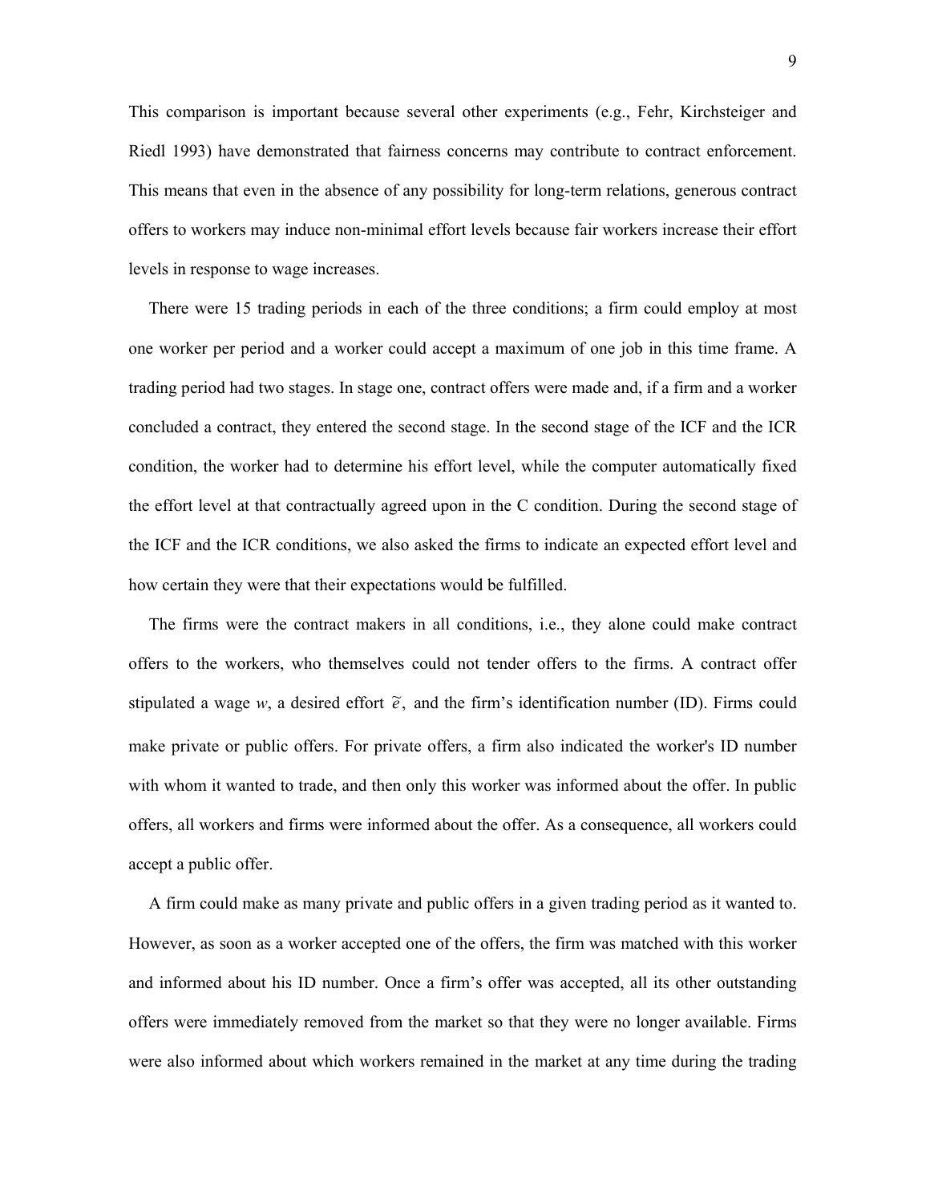This comparison is important because several other experiments (e.g., Fehr, Kirchsteiger and Riedl 1993) have demonstrated that fairness concerns may contribute to contract enforcement. This means that even in the absence of any possibility for long-term relations, generous contract offers to workers may induce non-minimal effort levels because fair workers increase their effort levels in response to wage increases.

There were 15 trading periods in each of the three conditions; a firm could employ at most one worker per period and a worker could accept a maximum of one job in this time frame. A trading period had two stages. In stage one, contract offers were made and, if a firm and a worker concluded a contract, they entered the second stage. In the second stage of the ICF and the ICR condition, the worker had to determine his effort level, while the computer automatically fixed the effort level at that contractually agreed upon in the C condition. During the second stage of the ICF and the ICR conditions, we also asked the firms to indicate an expected effort level and how certain they were that their expectations would be fulfilled.

The firms were the contract makers in all conditions, i.e., they alone could make contract offers to the workers, who themselves could not tender offers to the firms. A contract offer stipulated a wage $w$, a desired effort $\tilde{e}$, and the firm's identification number (ID). Firms could make private or public offers. For private offers, a firm also indicated the worker's ID number with whom it wanted to trade, and then only this worker was informed about the offer. In public offers, all workers and firms were informed about the offer. As a consequence, all workers could accept a public offer.

A firm could make as many private and public offers in a given trading period as it wanted to. However, as soon as a worker accepted one of the offers, the firm was matched with this worker and informed about his ID number. Once a firm's offer was accepted, all its other outstanding offers were immediately removed from the market so that they were no longer available. Firms were also informed about which workers remained in the market at any time during the trading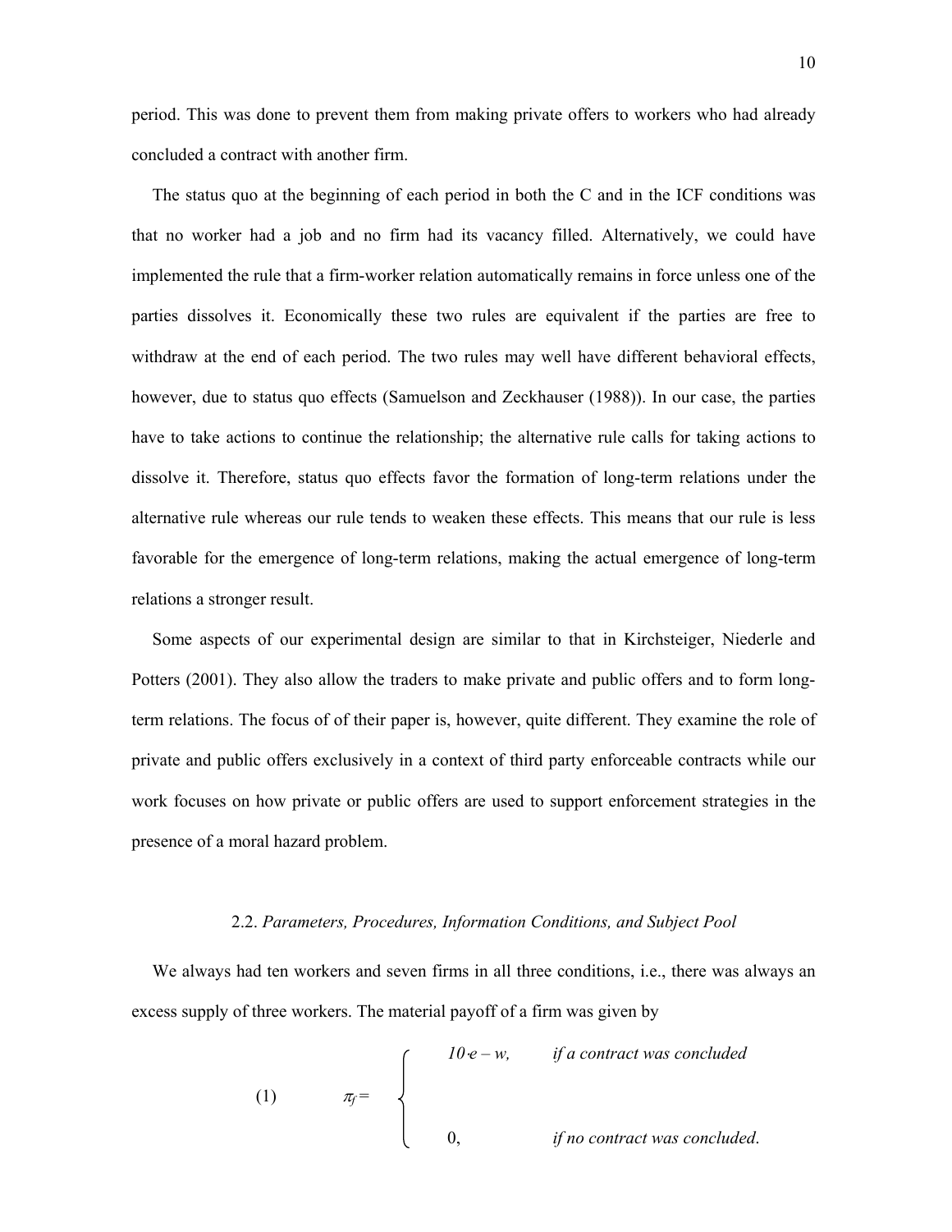period. This was done to prevent them from making private offers to workers who had already concluded a contract with another firm.

The status quo at the beginning of each period in both the C and in the ICF conditions was that no worker had a job and no firm had its vacancy filled. Alternatively, we could have implemented the rule that a firm-worker relation automatically remains in force unless one of the parties dissolves it. Economically these two rules are equivalent if the parties are free to withdraw at the end of each period. The two rules may well have different behavioral effects, however, due to status quo effects (Samuelson and Zeckhauser (1988)). In our case, the parties have to take actions to continue the relationship; the alternative rule calls for taking actions to dissolve it. Therefore, status quo effects favor the formation of long-term relations under the alternative rule whereas our rule tends to weaken these effects. This means that our rule is less favorable for the emergence of long-term relations, making the actual emergence of long-term relations a stronger result.

Some aspects of our experimental design are similar to that in Kirchsteiger, Niederle and Potters (2001). They also allow the traders to make private and public offers and to form long-term relations. The focus of of their paper is, however, quite different. They examine the role of private and public offers exclusively in a context of third party enforceable contracts while our work focuses on how private or public offers are used to support enforcement strategies in the presence of a moral hazard problem.

### 2.2. *Parameters, Procedures, Information Conditions, and Subject Pool*

We always had ten workers and seven firms in all three conditions, i.e., there was always an excess supply of three workers. The material payoff of a firm was given by

$$
(1) \qquad \pi_f = \begin{cases} 10 \cdot e - w, & \textit{if a contract was concluded} \\ 0, & \textit{if no contract was concluded.} \end{cases}
$$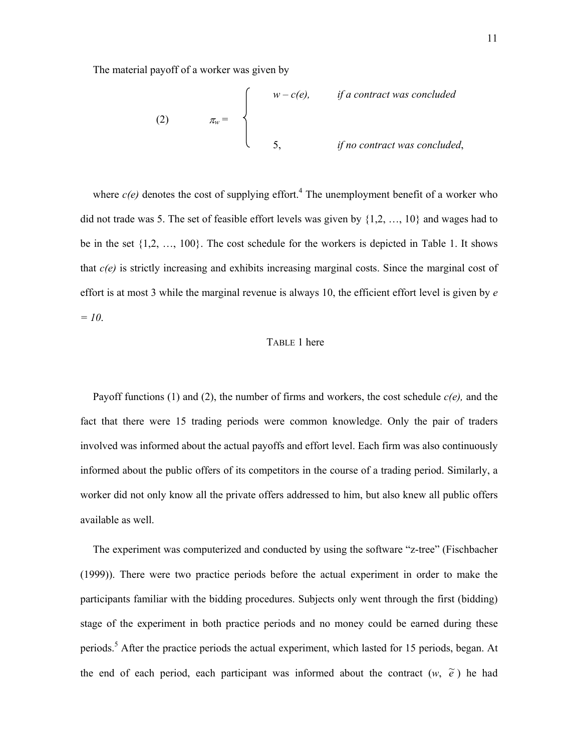The material payoff of a worker was given by

$$
(2) \qquad \pi_w = \begin{cases} w - c(e), & \textit{if a contract was concluded} \\ \\ 5, & \textit{if no contract was concluded}, \end{cases}
$$

where $c(e)$ denotes the cost of supplying effort.[4] The unemployment benefit of a worker who did not trade was 5. The set of feasible effort levels was given by {1,2, …, 10} and wages had to be in the set {1,2, …, 100}. The cost schedule for the workers is depicted in Table 1. It shows that $c(e)$ is strictly increasing and exhibits increasing marginal costs. Since the marginal cost of effort is at most 3 while the marginal revenue is always 10, the efficient effort level is given by $e = 10$.

TABLE 1 here

Payoff functions (1) and (2), the number of firms and workers, the cost schedule $c(e)$, and the fact that there were 15 trading periods were common knowledge. Only the pair of traders involved was informed about the actual payoffs and effort level. Each firm was also continuously informed about the public offers of its competitors in the course of a trading period. Similarly, a worker did not only know all the private offers addressed to him, but also knew all public offers available as well.

The experiment was computerized and conducted by using the software "z-tree" (Fischbacher (1999)). There were two practice periods before the actual experiment in order to make the participants familiar with the bidding procedures. Subjects only went through the first (bidding) stage of the experiment in both practice periods and no money could be earned during these periods.[5] After the practice periods the actual experiment, which lasted for 15 periods, began. At the end of each period, each participant was informed about the contract ($w$, $\tilde{e}$) he had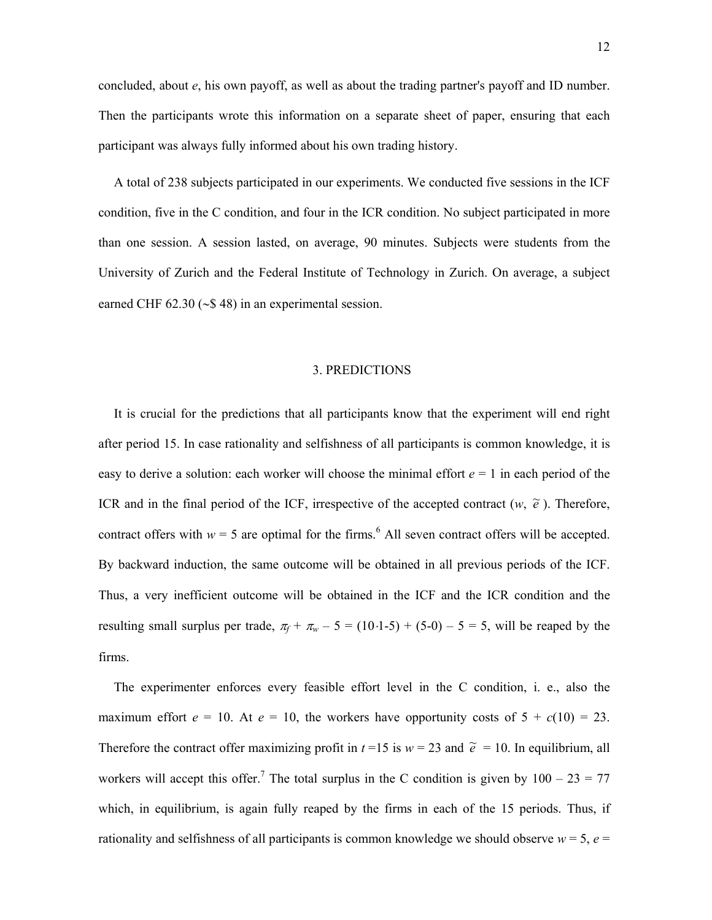concluded, about $e$, his own payoff, as well as about the trading partner's payoff and ID number. Then the participants wrote this information on a separate sheet of paper, ensuring that each participant was always fully informed about his own trading history.

A total of 238 subjects participated in our experiments. We conducted five sessions in the ICF condition, five in the C condition, and four in the ICR condition. No subject participated in more than one session. A session lasted, on average, 90 minutes. Subjects were students from the University of Zurich and the Federal Institute of Technology in Zurich. On average, a subject earned CHF 62.30 (~$ 48) in an experimental session.

## 3. PREDICTIONS

It is crucial for the predictions that all participants know that the experiment will end right after period 15. In case rationality and selfishness of all participants is common knowledge, it is easy to derive a solution: each worker will choose the minimal effort $e = 1$ in each period of the ICR and in the final period of the ICF, irrespective of the accepted contract ($w$, $\tilde{e}$). Therefore, contract offers with $w = 5$ are optimal for the firms.[6] All seven contract offers will be accepted. By backward induction, the same outcome will be obtained in all previous periods of the ICF. Thus, a very inefficient outcome will be obtained in the ICF and the ICR condition and the resulting small surplus per trade, $\pi_f + \pi_w - 5 = (10 \cdot 1 - 5) + (5 - 0) - 5 = 5$, will be reaped by the firms.

The experimenter enforces every feasible effort level in the C condition, i. e., also the maximum effort $e = 10$. At $e = 10$, the workers have opportunity costs of $5 + c(10) = 23$. Therefore the contract offer maximizing profit in $t = 15$ is $w = 23$ and $\tilde{e} = 10$. In equilibrium, all workers will accept this offer.[7] The total surplus in the C condition is given by $100 - 23 = 77$ which, in equilibrium, is again fully reaped by the firms in each of the 15 periods. Thus, if rationality and selfishness of all participants is common knowledge we should observe $w = 5$, $e =$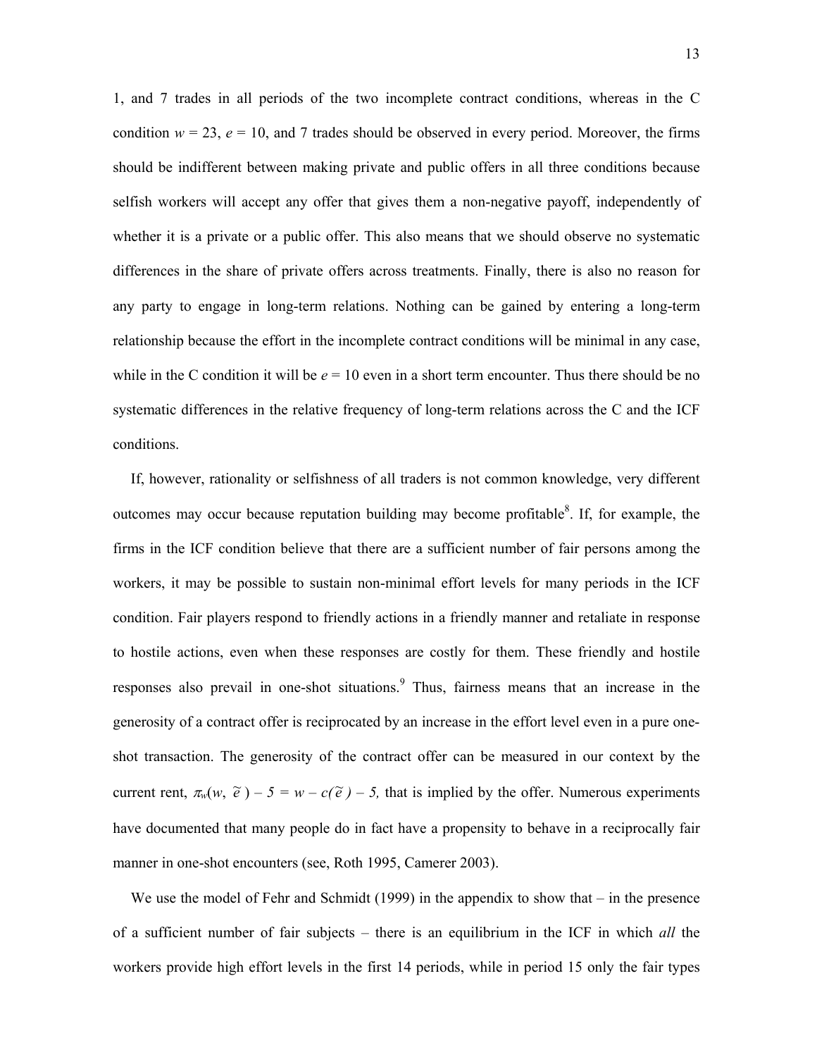1, and 7 trades in all periods of the two incomplete contract conditions, whereas in the C condition $w = 23$, $e = 10$, and 7 trades should be observed in every period. Moreover, the firms should be indifferent between making private and public offers in all three conditions because selfish workers will accept any offer that gives them a non-negative payoff, independently of whether it is a private or a public offer. This also means that we should observe no systematic differences in the share of private offers across treatments. Finally, there is also no reason for any party to engage in long-term relations. Nothing can be gained by entering a long-term relationship because the effort in the incomplete contract conditions will be minimal in any case, while in the C condition it will be $e = 10$ even in a short term encounter. Thus there should be no systematic differences in the relative frequency of long-term relations across the C and the ICF conditions.

If, however, rationality or selfishness of all traders is not common knowledge, very different outcomes may occur because reputation building may become profitable[8]. If, for example, the firms in the ICF condition believe that there are a sufficient number of fair persons among the workers, it may be possible to sustain non-minimal effort levels for many periods in the ICF condition. Fair players respond to friendly actions in a friendly manner and retaliate in response to hostile actions, even when these responses are costly for them. These friendly and hostile responses also prevail in one-shot situations.[9] Thus, fairness means that an increase in the generosity of a contract offer is reciprocated by an increase in the effort level even in a pure one-shot transaction. The generosity of the contract offer can be measured in our context by the current rent, $\pi_w(w, \tilde{e}) - 5 = w - c(\tilde{e}) - 5,$ that is implied by the offer. Numerous experiments have documented that many people do in fact have a propensity to behave in a reciprocally fair manner in one-shot encounters (see, Roth 1995, Camerer 2003).

We use the model of Fehr and Schmidt (1999) in the appendix to show that – in the presence of a sufficient number of fair subjects – there is an equilibrium in the ICF in which *all* the workers provide high effort levels in the first 14 periods, while in period 15 only the fair types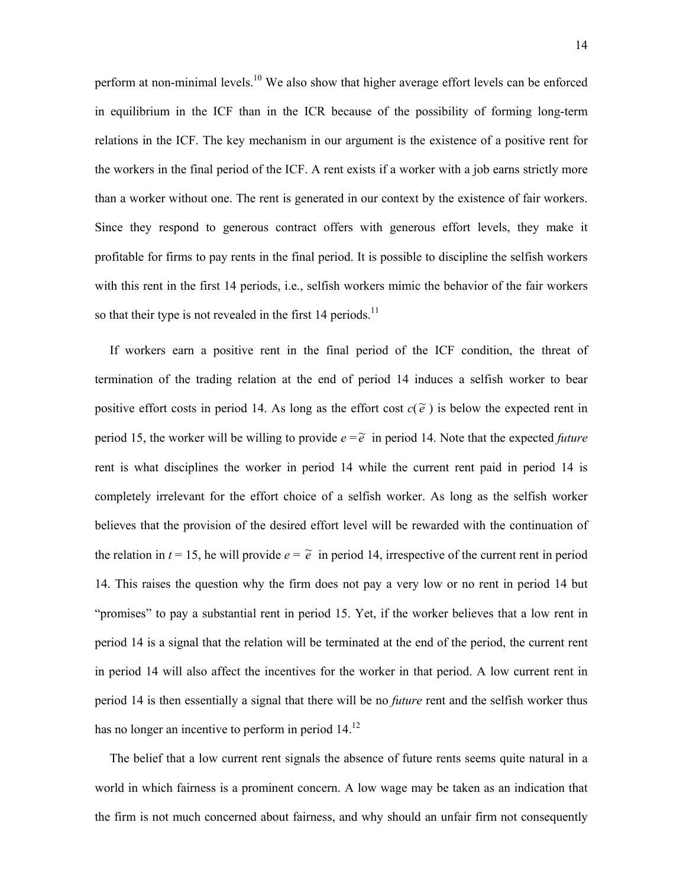perform at non-minimal levels.[10] We also show that higher average effort levels can be enforced in equilibrium in the ICF than in the ICR because of the possibility of forming long-term relations in the ICF. The key mechanism in our argument is the existence of a positive rent for the workers in the final period of the ICF. A rent exists if a worker with a job earns strictly more than a worker without one. The rent is generated in our context by the existence of fair workers. Since they respond to generous contract offers with generous effort levels, they make it profitable for firms to pay rents in the final period. It is possible to discipline the selfish workers with this rent in the first 14 periods, i.e., selfish workers mimic the behavior of the fair workers so that their type is not revealed in the first 14 periods.[11]

If workers earn a positive rent in the final period of the ICF condition, the threat of termination of the trading relation at the end of period 14 induces a selfish worker to bear positive effort costs in period 14. As long as the effort cost $c(\tilde{e})$ is below the expected rent in period 15, the worker will be willing to provide $e = \tilde{e}$ in period 14. Note that the expected *future* rent is what disciplines the worker in period 14 while the current rent paid in period 14 is completely irrelevant for the effort choice of a selfish worker. As long as the selfish worker believes that the provision of the desired effort level will be rewarded with the continuation of the relation in $t = 15$, he will provide $e = \tilde{e}$ in period 14, irrespective of the current rent in period 14. This raises the question why the firm does not pay a very low or no rent in period 14 but "promises" to pay a substantial rent in period 15. Yet, if the worker believes that a low rent in period 14 is a signal that the relation will be terminated at the end of the period, the current rent in period 14 will also affect the incentives for the worker in that period. A low current rent in period 14 is then essentially a signal that there will be no *future* rent and the selfish worker thus has no longer an incentive to perform in period 14.[12]

The belief that a low current rent signals the absence of future rents seems quite natural in a world in which fairness is a prominent concern. A low wage may be taken as an indication that the firm is not much concerned about fairness, and why should an unfair firm not consequently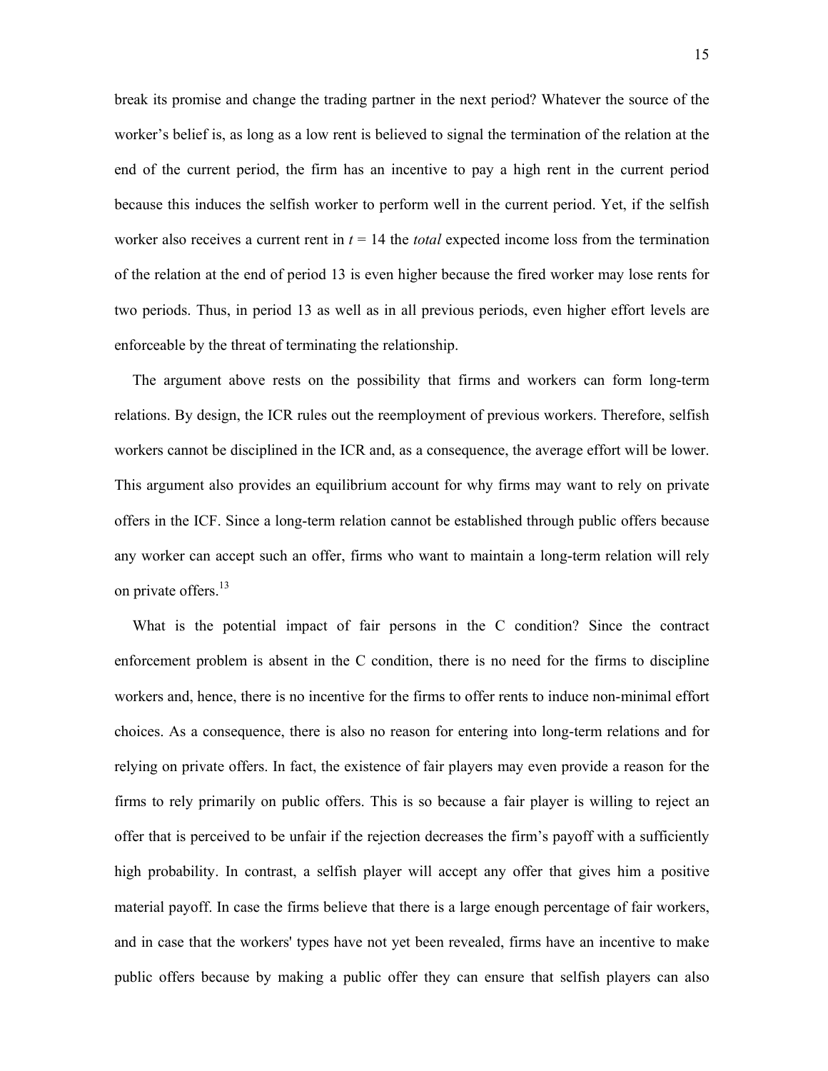break its promise and change the trading partner in the next period? Whatever the source of the worker's belief is, as long as a low rent is believed to signal the termination of the relation at the end of the current period, the firm has an incentive to pay a high rent in the current period because this induces the selfish worker to perform well in the current period. Yet, if the selfish worker also receives a current rent in $t = 14$ the *total* expected income loss from the termination of the relation at the end of period 13 is even higher because the fired worker may lose rents for two periods. Thus, in period 13 as well as in all previous periods, even higher effort levels are enforceable by the threat of terminating the relationship.

The argument above rests on the possibility that firms and workers can form long-term relations. By design, the ICR rules out the reemployment of previous workers. Therefore, selfish workers cannot be disciplined in the ICR and, as a consequence, the average effort will be lower. This argument also provides an equilibrium account for why firms may want to rely on private offers in the ICF. Since a long-term relation cannot be established through public offers because any worker can accept such an offer, firms who want to maintain a long-term relation will rely on private offers.[13]

What is the potential impact of fair persons in the C condition? Since the contract enforcement problem is absent in the C condition, there is no need for the firms to discipline workers and, hence, there is no incentive for the firms to offer rents to induce non-minimal effort choices. As a consequence, there is also no reason for entering into long-term relations and for relying on private offers. In fact, the existence of fair players may even provide a reason for the firms to rely primarily on public offers. This is so because a fair player is willing to reject an offer that is perceived to be unfair if the rejection decreases the firm's payoff with a sufficiently high probability. In contrast, a selfish player will accept any offer that gives him a positive material payoff. In case the firms believe that there is a large enough percentage of fair workers, and in case that the workers' types have not yet been revealed, firms have an incentive to make public offers because by making a public offer they can ensure that selfish players can also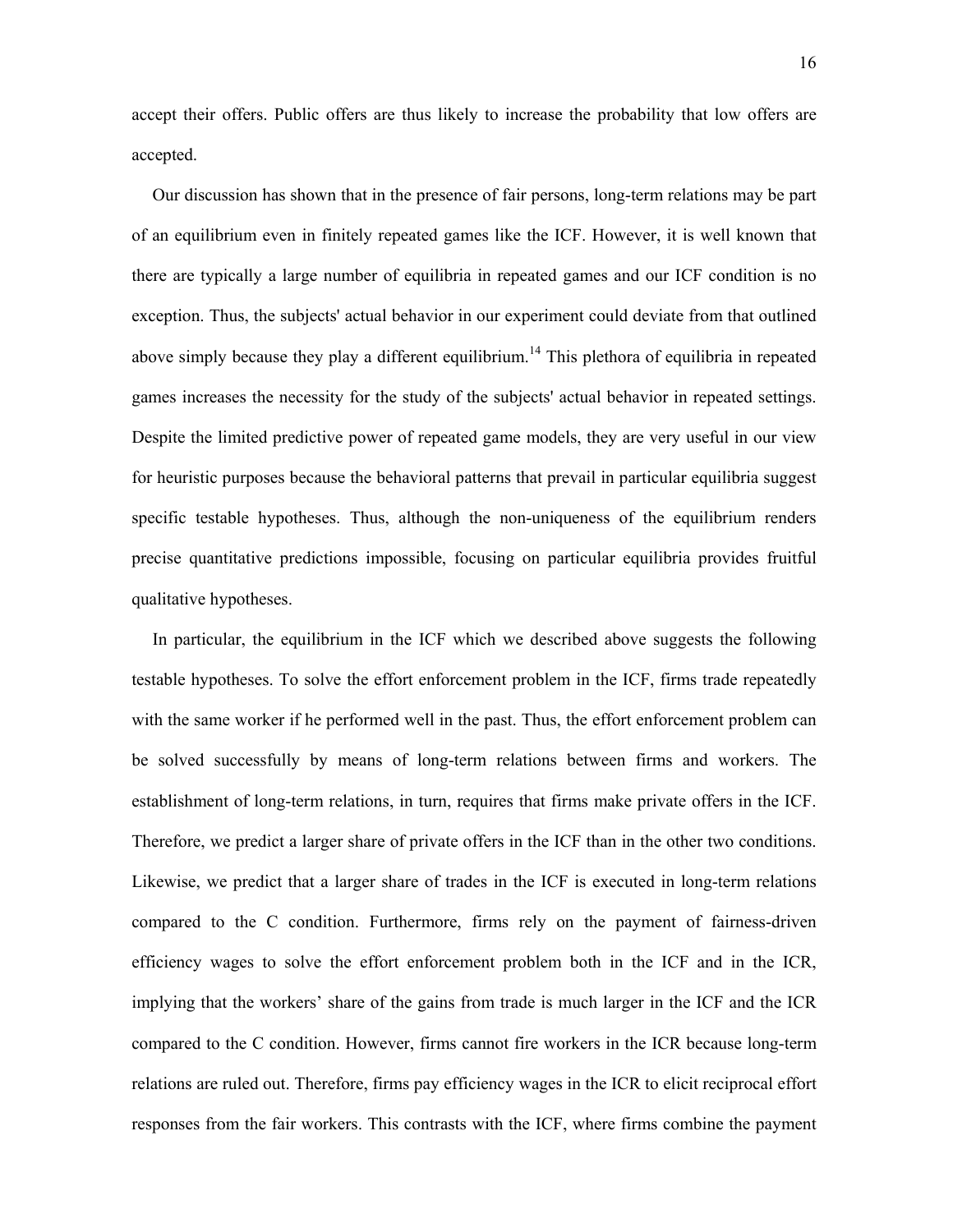accept their offers. Public offers are thus likely to increase the probability that low offers are accepted.

Our discussion has shown that in the presence of fair persons, long-term relations may be part of an equilibrium even in finitely repeated games like the ICF. However, it is well known that there are typically a large number of equilibria in repeated games and our ICF condition is no exception. Thus, the subjects' actual behavior in our experiment could deviate from that outlined above simply because they play a different equilibrium.[14] This plethora of equilibria in repeated games increases the necessity for the study of the subjects' actual behavior in repeated settings. Despite the limited predictive power of repeated game models, they are very useful in our view for heuristic purposes because the behavioral patterns that prevail in particular equilibria suggest specific testable hypotheses. Thus, although the non-uniqueness of the equilibrium renders precise quantitative predictions impossible, focusing on particular equilibria provides fruitful qualitative hypotheses.

In particular, the equilibrium in the ICF which we described above suggests the following testable hypotheses. To solve the effort enforcement problem in the ICF, firms trade repeatedly with the same worker if he performed well in the past. Thus, the effort enforcement problem can be solved successfully by means of long-term relations between firms and workers. The establishment of long-term relations, in turn, requires that firms make private offers in the ICF. Therefore, we predict a larger share of private offers in the ICF than in the other two conditions. Likewise, we predict that a larger share of trades in the ICF is executed in long-term relations compared to the C condition. Furthermore, firms rely on the payment of fairness-driven efficiency wages to solve the effort enforcement problem both in the ICF and in the ICR, implying that the workers' share of the gains from trade is much larger in the ICF and the ICR compared to the C condition. However, firms cannot fire workers in the ICR because long-term relations are ruled out. Therefore, firms pay efficiency wages in the ICR to elicit reciprocal effort responses from the fair workers. This contrasts with the ICF, where firms combine the payment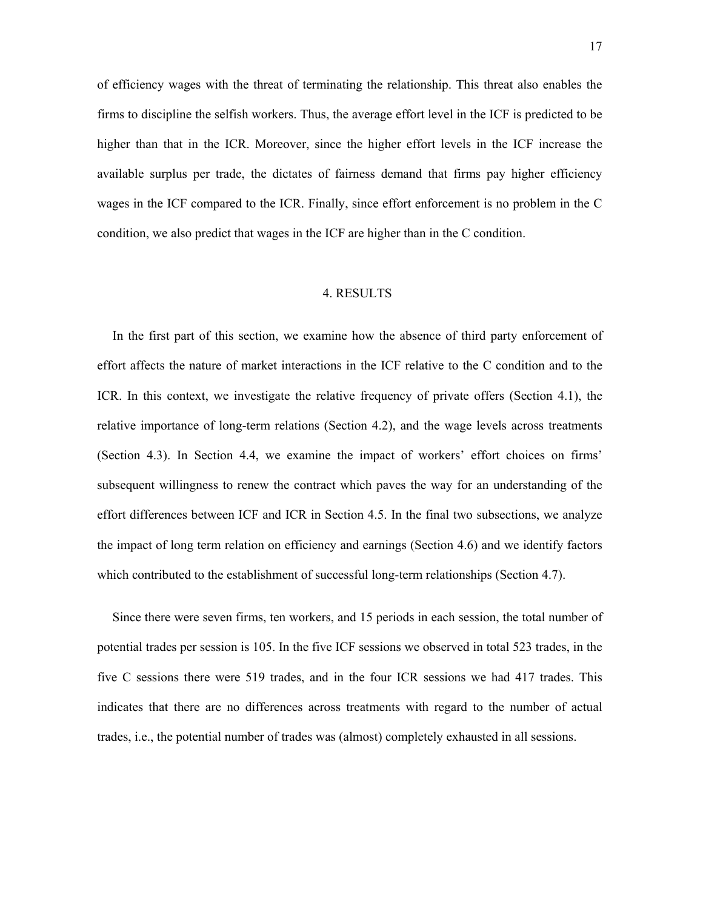of efficiency wages with the threat of terminating the relationship. This threat also enables the firms to discipline the selfish workers. Thus, the average effort level in the ICF is predicted to be higher than that in the ICR. Moreover, since the higher effort levels in the ICF increase the available surplus per trade, the dictates of fairness demand that firms pay higher efficiency wages in the ICF compared to the ICR. Finally, since effort enforcement is no problem in the C condition, we also predict that wages in the ICF are higher than in the C condition.

## 4. RESULTS

In the first part of this section, we examine how the absence of third party enforcement of effort affects the nature of market interactions in the ICF relative to the C condition and to the ICR. In this context, we investigate the relative frequency of private offers (Section 4.1), the relative importance of long-term relations (Section 4.2), and the wage levels across treatments (Section 4.3). In Section 4.4, we examine the impact of workers' effort choices on firms' subsequent willingness to renew the contract which paves the way for an understanding of the effort differences between ICF and ICR in Section 4.5. In the final two subsections, we analyze the impact of long term relation on efficiency and earnings (Section 4.6) and we identify factors which contributed to the establishment of successful long-term relationships (Section 4.7).

Since there were seven firms, ten workers, and 15 periods in each session, the total number of potential trades per session is 105. In the five ICF sessions we observed in total 523 trades, in the five C sessions there were 519 trades, and in the four ICR sessions we had 417 trades. This indicates that there are no differences across treatments with regard to the number of actual trades, i.e., the potential number of trades was (almost) completely exhausted in all sessions.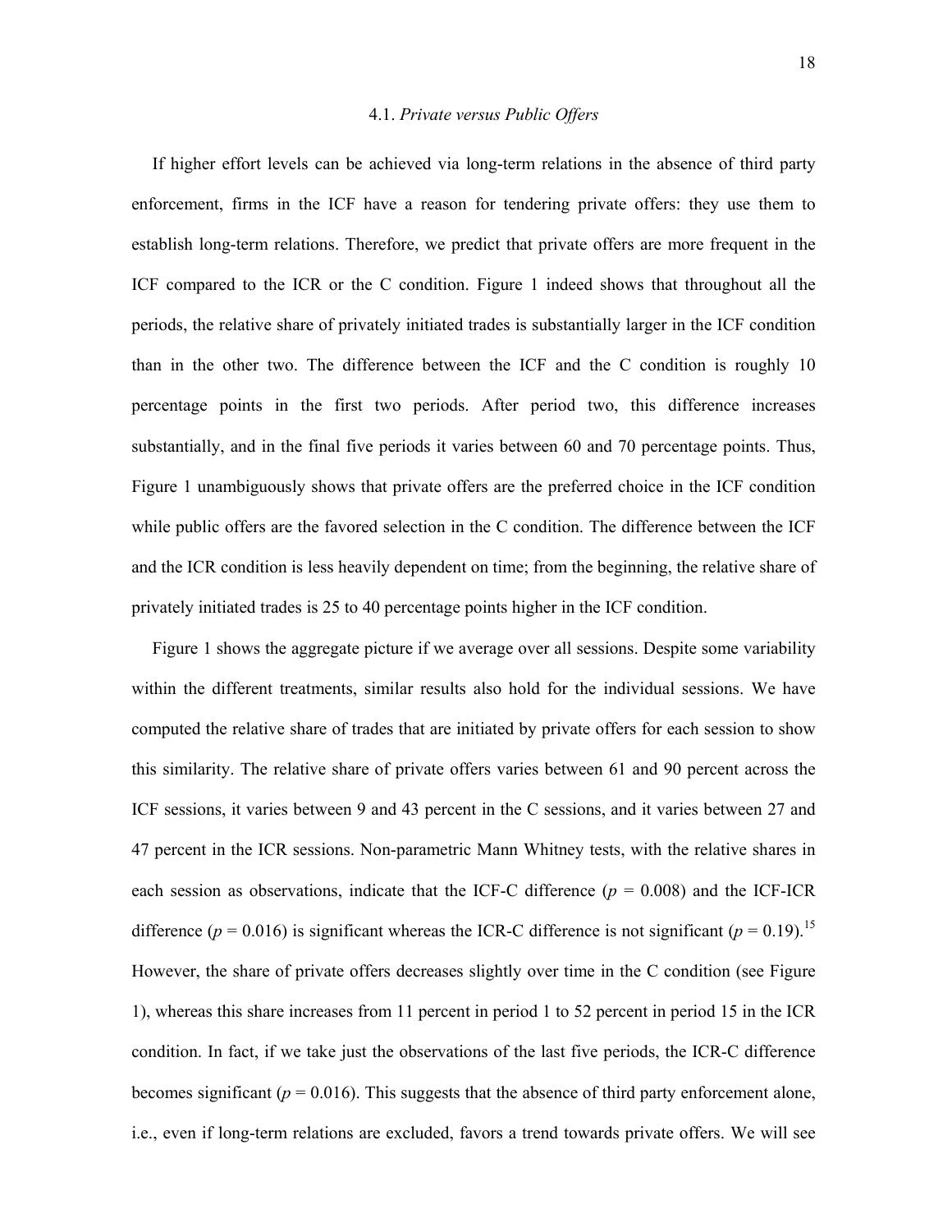### 4.1. *Private versus Public Offers*

If higher effort levels can be achieved via long-term relations in the absence of third party enforcement, firms in the ICF have a reason for tendering private offers: they use them to establish long-term relations. Therefore, we predict that private offers are more frequent in the ICF compared to the ICR or the C condition. Figure 1 indeed shows that throughout all the periods, the relative share of privately initiated trades is substantially larger in the ICF condition than in the other two. The difference between the ICF and the C condition is roughly 10 percentage points in the first two periods. After period two, this difference increases substantially, and in the final five periods it varies between 60 and 70 percentage points. Thus, Figure 1 unambiguously shows that private offers are the preferred choice in the ICF condition while public offers are the favored selection in the C condition. The difference between the ICF and the ICR condition is less heavily dependent on time; from the beginning, the relative share of privately initiated trades is 25 to 40 percentage points higher in the ICF condition.

Figure 1 shows the aggregate picture if we average over all sessions. Despite some variability within the different treatments, similar results also hold for the individual sessions. We have computed the relative share of trades that are initiated by private offers for each session to show this similarity. The relative share of private offers varies between 61 and 90 percent across the ICF sessions, it varies between 9 and 43 percent in the C sessions, and it varies between 27 and 47 percent in the ICR sessions. Non-parametric Mann Whitney tests, with the relative shares in each session as observations, indicate that the ICF-C difference ($p$ = 0.008) and the ICF-ICR difference ($p$ = 0.016) is significant whereas the ICR-C difference is not significant ($p$ = 0.19).[15] However, the share of private offers decreases slightly over time in the C condition (see Figure 1), whereas this share increases from 11 percent in period 1 to 52 percent in period 15 in the ICR condition. In fact, if we take just the observations of the last five periods, the ICR-C difference becomes significant ($p$ = 0.016). This suggests that the absence of third party enforcement alone, i.e., even if long-term relations are excluded, favors a trend towards private offers. We will see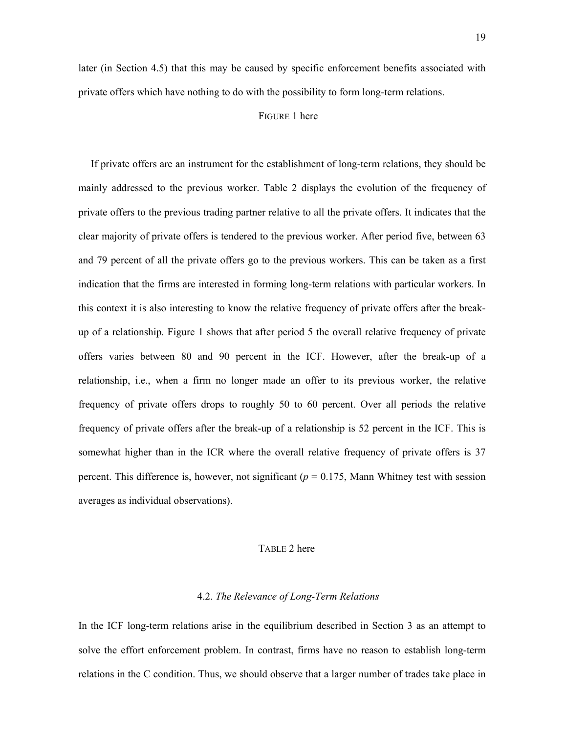later (in Section 4.5) that this may be caused by specific enforcement benefits associated with private offers which have nothing to do with the possibility to form long-term relations.

FIGURE 1 here

If private offers are an instrument for the establishment of long-term relations, they should be mainly addressed to the previous worker. Table 2 displays the evolution of the frequency of private offers to the previous trading partner relative to all the private offers. It indicates that the clear majority of private offers is tendered to the previous worker. After period five, between 63 and 79 percent of all the private offers go to the previous workers. This can be taken as a first indication that the firms are interested in forming long-term relations with particular workers. In this context it is also interesting to know the relative frequency of private offers after the break-up of a relationship. Figure 1 shows that after period 5 the overall relative frequency of private offers varies between 80 and 90 percent in the ICF. However, after the break-up of a relationship, i.e., when a firm no longer made an offer to its previous worker, the relative frequency of private offers drops to roughly 50 to 60 percent. Over all periods the relative frequency of private offers after the break-up of a relationship is 52 percent in the ICF. This is somewhat higher than in the ICR where the overall relative frequency of private offers is 37 percent. This difference is, however, not significant ($p = 0.175$, Mann Whitney test with session averages as individual observations).

TABLE 2 here

### 4.2. *The Relevance of Long-Term Relations*

In the ICF long-term relations arise in the equilibrium described in Section 3 as an attempt to solve the effort enforcement problem. In contrast, firms have no reason to establish long-term relations in the C condition. Thus, we should observe that a larger number of trades take place in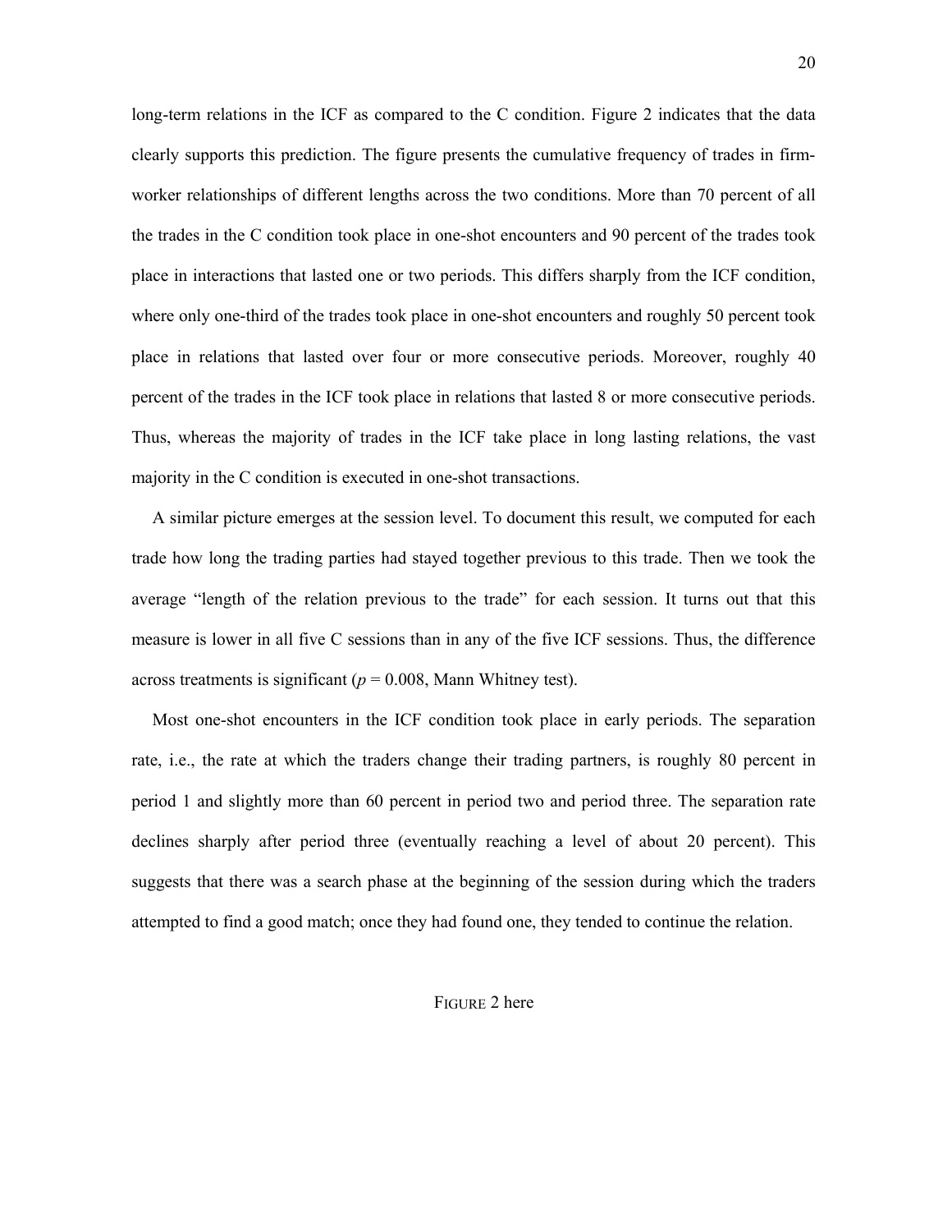long-term relations in the ICF as compared to the C condition. Figure 2 indicates that the data clearly supports this prediction. The figure presents the cumulative frequency of trades in firm-worker relationships of different lengths across the two conditions. More than 70 percent of all the trades in the C condition took place in one-shot encounters and 90 percent of the trades took place in interactions that lasted one or two periods. This differs sharply from the ICF condition, where only one-third of the trades took place in one-shot encounters and roughly 50 percent took place in relations that lasted over four or more consecutive periods. Moreover, roughly 40 percent of the trades in the ICF took place in relations that lasted 8 or more consecutive periods. Thus, whereas the majority of trades in the ICF take place in long lasting relations, the vast majority in the C condition is executed in one-shot transactions.

A similar picture emerges at the session level. To document this result, we computed for each trade how long the trading parties had stayed together previous to this trade. Then we took the average "length of the relation previous to the trade" for each session. It turns out that this measure is lower in all five C sessions than in any of the five ICF sessions. Thus, the difference across treatments is significant ($p = 0.008$, Mann Whitney test).

Most one-shot encounters in the ICF condition took place in early periods. The separation rate, i.e., the rate at which the traders change their trading partners, is roughly 80 percent in period 1 and slightly more than 60 percent in period two and period three. The separation rate declines sharply after period three (eventually reaching a level of about 20 percent). This suggests that there was a search phase at the beginning of the session during which the traders attempted to find a good match; once they had found one, they tended to continue the relation.

FIGURE 2 here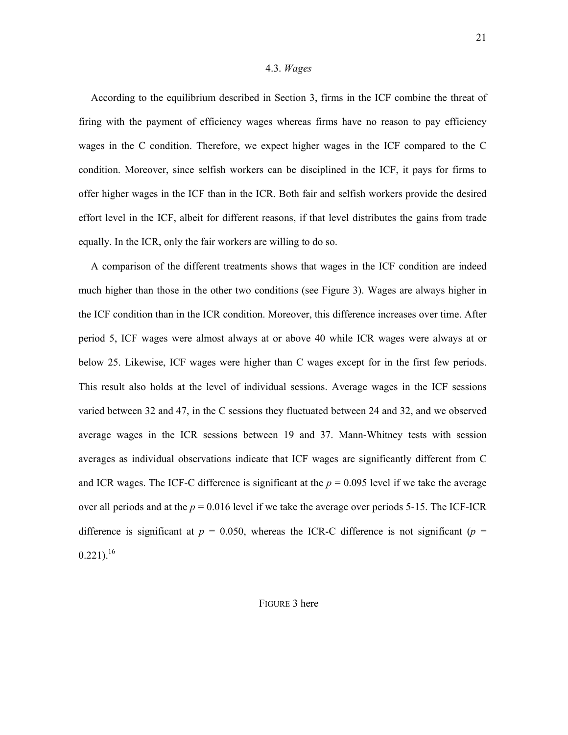### 4.3. *Wages*

According to the equilibrium described in Section 3, firms in the ICF combine the threat of firing with the payment of efficiency wages whereas firms have no reason to pay efficiency wages in the C condition. Therefore, we expect higher wages in the ICF compared to the C condition. Moreover, since selfish workers can be disciplined in the ICF, it pays for firms to offer higher wages in the ICF than in the ICR. Both fair and selfish workers provide the desired effort level in the ICF, albeit for different reasons, if that level distributes the gains from trade equally. In the ICR, only the fair workers are willing to do so.

A comparison of the different treatments shows that wages in the ICF condition are indeed much higher than those in the other two conditions (see Figure 3). Wages are always higher in the ICF condition than in the ICR condition. Moreover, this difference increases over time. After period 5, ICF wages were almost always at or above 40 while ICR wages were always at or below 25. Likewise, ICF wages were higher than C wages except for in the first few periods. This result also holds at the level of individual sessions. Average wages in the ICF sessions varied between 32 and 47, in the C sessions they fluctuated between 24 and 32, and we observed average wages in the ICR sessions between 19 and 37. Mann-Whitney tests with session averages as individual observations indicate that ICF wages are significantly different from C and ICR wages. The ICF-C difference is significant at the $p = 0.095$ level if we take the average over all periods and at the $p = 0.016$ level if we take the average over periods 5-15. The ICF-ICR difference is significant at $p = 0.050$, whereas the ICR-C difference is not significant ($p = 0.221$).[16]

FIGURE 3 here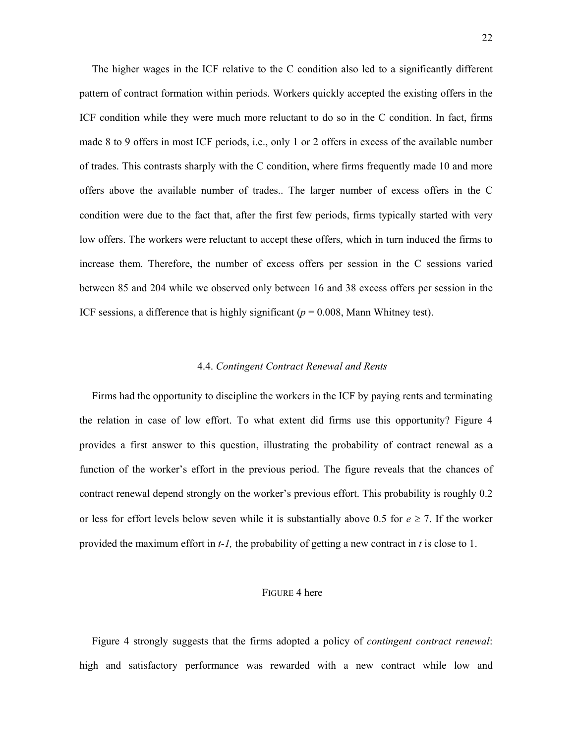The higher wages in the ICF relative to the C condition also led to a significantly different pattern of contract formation within periods. Workers quickly accepted the existing offers in the ICF condition while they were much more reluctant to do so in the C condition. In fact, firms made 8 to 9 offers in most ICF periods, i.e., only 1 or 2 offers in excess of the available number of trades. This contrasts sharply with the C condition, where firms frequently made 10 and more offers above the available number of trades.. The larger number of excess offers in the C condition were due to the fact that, after the first few periods, firms typically started with very low offers. The workers were reluctant to accept these offers, which in turn induced the firms to increase them. Therefore, the number of excess offers per session in the C sessions varied between 85 and 204 while we observed only between 16 and 38 excess offers per session in the ICF sessions, a difference that is highly significant ($p = 0.008$, Mann Whitney test).

### 4.4. *Contingent Contract Renewal and Rents*

Firms had the opportunity to discipline the workers in the ICF by paying rents and terminating the relation in case of low effort. To what extent did firms use this opportunity? Figure 4 provides a first answer to this question, illustrating the probability of contract renewal as a function of the worker's effort in the previous period. The figure reveals that the chances of contract renewal depend strongly on the worker's previous effort. This probability is roughly 0.2 or less for effort levels below seven while it is substantially above 0.5 for $e \geq 7$. If the worker provided the maximum effort in $t$-$1$, the probability of getting a new contract in $t$ is close to 1.

FIGURE 4 here

Figure 4 strongly suggests that the firms adopted a policy of *contingent contract renewal*: high and satisfactory performance was rewarded with a new contract while low and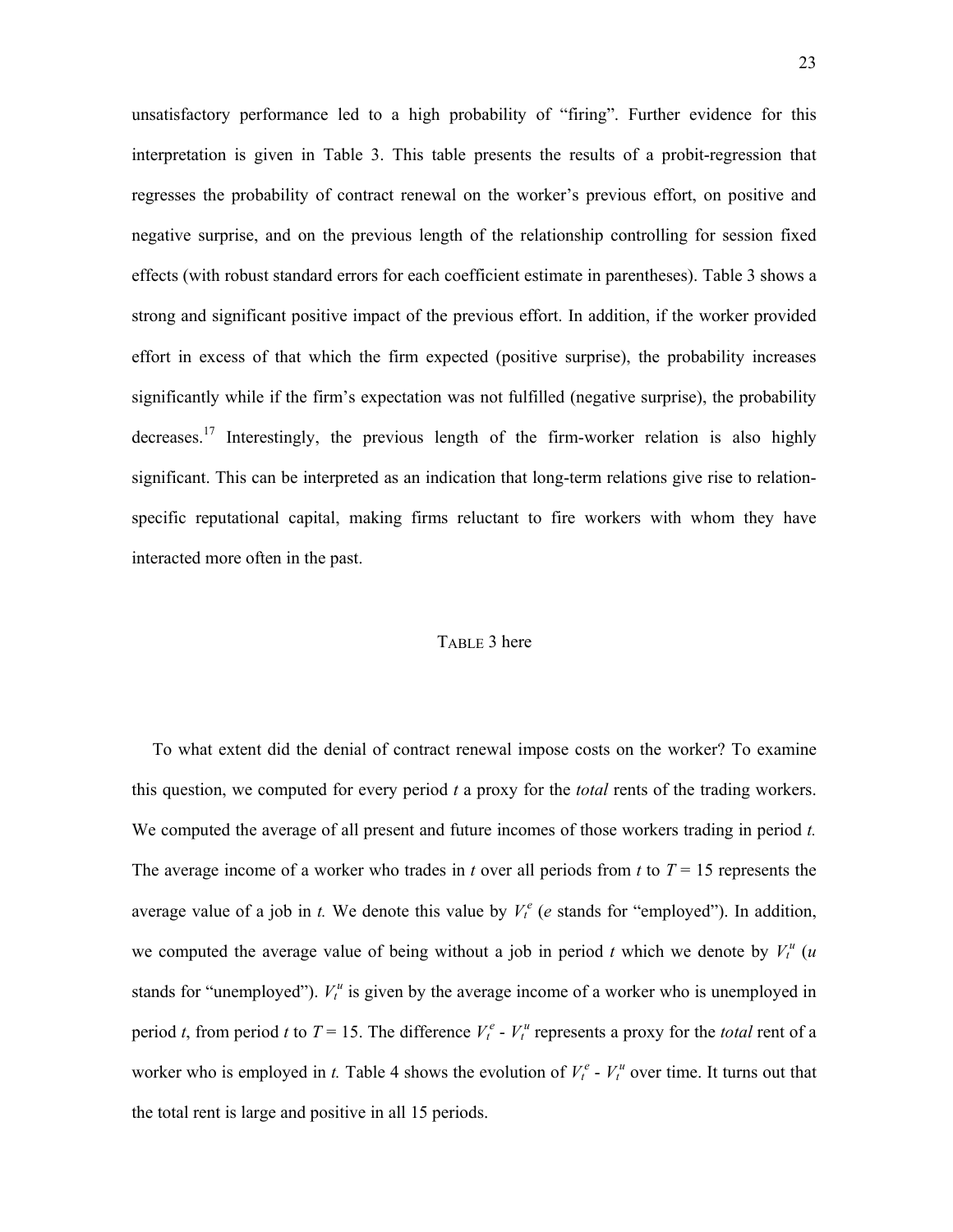unsatisfactory performance led to a high probability of “firing”. Further evidence for this interpretation is given in Table 3. This table presents the results of a probit-regression that regresses the probability of contract renewal on the worker’s previous effort, on positive and negative surprise, and on the previous length of the relationship controlling for session fixed effects (with robust standard errors for each coefficient estimate in parentheses). Table 3 shows a strong and significant positive impact of the previous effort. In addition, if the worker provided effort in excess of that which the firm expected (positive surprise), the probability increases significantly while if the firm’s expectation was not fulfilled (negative surprise), the probability decreases.[17] Interestingly, the previous length of the firm-worker relation is also highly significant. This can be interpreted as an indication that long-term relations give rise to relation-specific reputational capital, making firms reluctant to fire workers with whom they have interacted more often in the past.

TABLE 3 here

To what extent did the denial of contract renewal impose costs on the worker? To examine this question, we computed for every period $t$ a proxy for the *total* rents of the trading workers. We computed the average of all present and future incomes of those workers trading in period $t$. The average income of a worker who trades in $t$ over all periods from $t$ to $T = 15$ represents the average value of a job in $t$. We denote this value by $V_t^e$ ($e$ stands for “employed”). In addition, we computed the average value of being without a job in period $t$ which we denote by $V_t^u$ ($u$ stands for “unemployed”). $V_t^u$ is given by the average income of a worker who is unemployed in period $t$, from period $t$ to $T = 15$. The difference $V_t^e$ - $V_t^u$ represents a proxy for the *total* rent of a worker who is employed in $t$. Table 4 shows the evolution of $V_t^e$ - $V_t^u$ over time. It turns out that the total rent is large and positive in all 15 periods.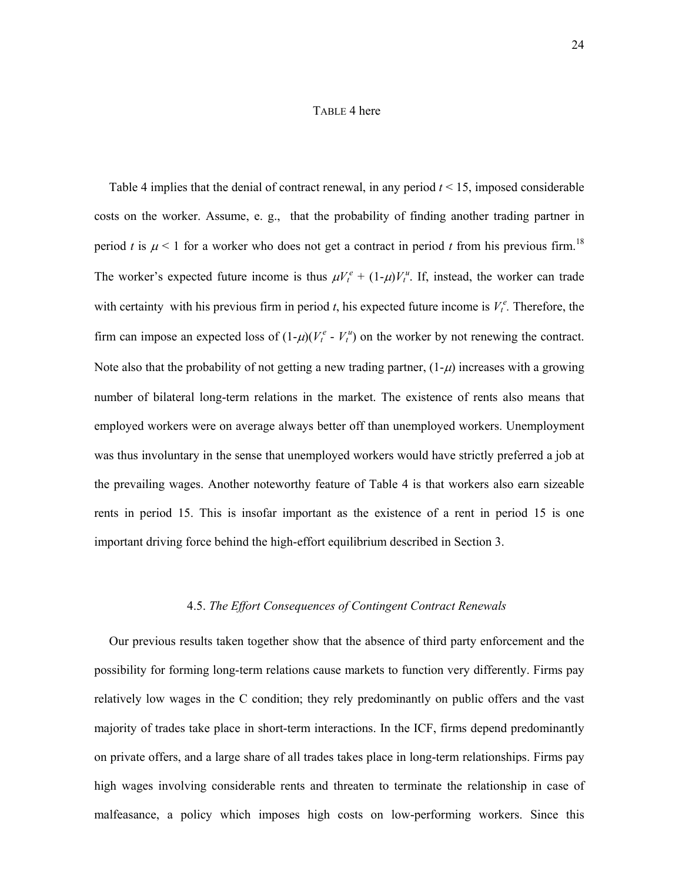TABLE 4 here

Table 4 implies that the denial of contract renewal, in any period $t < 15$, imposed considerable costs on the worker. Assume, e. g., that the probability of finding another trading partner in period $t$ is $\mu < 1$ for a worker who does not get a contract in period $t$ from his previous firm.[18] The worker's expected future income is thus $\mu V_t^e + (1-\mu)V_t^u$. If, instead, the worker can trade with certainty with his previous firm in period $t$, his expected future income is $V_t^e$. Therefore, the firm can impose an expected loss of $(1-\mu)(V_t^e - V_t^u)$ on the worker by not renewing the contract. Note also that the probability of not getting a new trading partner, $(1-\mu)$ increases with a growing number of bilateral long-term relations in the market. The existence of rents also means that employed workers were on average always better off than unemployed workers. Unemployment was thus involuntary in the sense that unemployed workers would have strictly preferred a job at the prevailing wages. Another noteworthy feature of Table 4 is that workers also earn sizeable rents in period 15. This is insofar important as the existence of a rent in period 15 is one important driving force behind the high-effort equilibrium described in Section 3.

## 4.5. *The Effort Consequences of Contingent Contract Renewals*

Our previous results taken together show that the absence of third party enforcement and the possibility for forming long-term relations cause markets to function very differently. Firms pay relatively low wages in the C condition; they rely predominantly on public offers and the vast majority of trades take place in short-term interactions. In the ICF, firms depend predominantly on private offers, and a large share of all trades takes place in long-term relationships. Firms pay high wages involving considerable rents and threaten to terminate the relationship in case of malfeasance, a policy which imposes high costs on low-performing workers. Since this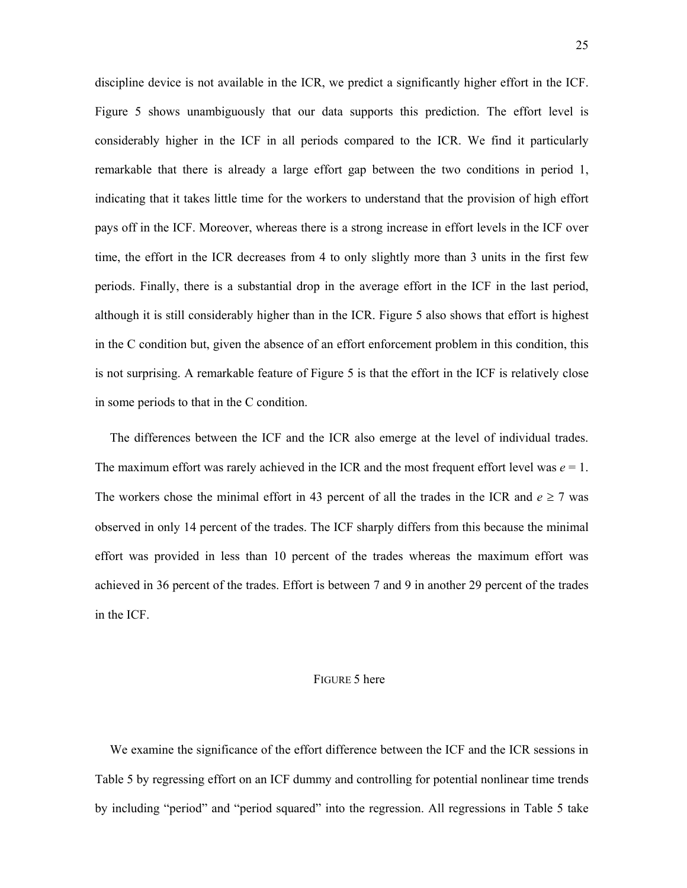discipline device is not available in the ICR, we predict a significantly higher effort in the ICF. Figure 5 shows unambiguously that our data supports this prediction. The effort level is considerably higher in the ICF in all periods compared to the ICR. We find it particularly remarkable that there is already a large effort gap between the two conditions in period 1, indicating that it takes little time for the workers to understand that the provision of high effort pays off in the ICF. Moreover, whereas there is a strong increase in effort levels in the ICF over time, the effort in the ICR decreases from 4 to only slightly more than 3 units in the first few periods. Finally, there is a substantial drop in the average effort in the ICF in the last period, although it is still considerably higher than in the ICR. Figure 5 also shows that effort is highest in the C condition but, given the absence of an effort enforcement problem in this condition, this is not surprising. A remarkable feature of Figure 5 is that the effort in the ICF is relatively close in some periods to that in the C condition.

The differences between the ICF and the ICR also emerge at the level of individual trades. The maximum effort was rarely achieved in the ICR and the most frequent effort level was $e = 1$. The workers chose the minimal effort in 43 percent of all the trades in the ICR and $e \geq 7$ was observed in only 14 percent of the trades. The ICF sharply differs from this because the minimal effort was provided in less than 10 percent of the trades whereas the maximum effort was achieved in 36 percent of the trades. Effort is between 7 and 9 in another 29 percent of the trades in the ICF.

FIGURE 5 here

We examine the significance of the effort difference between the ICF and the ICR sessions in Table 5 by regressing effort on an ICF dummy and controlling for potential nonlinear time trends by including "period" and "period squared" into the regression. All regressions in Table 5 take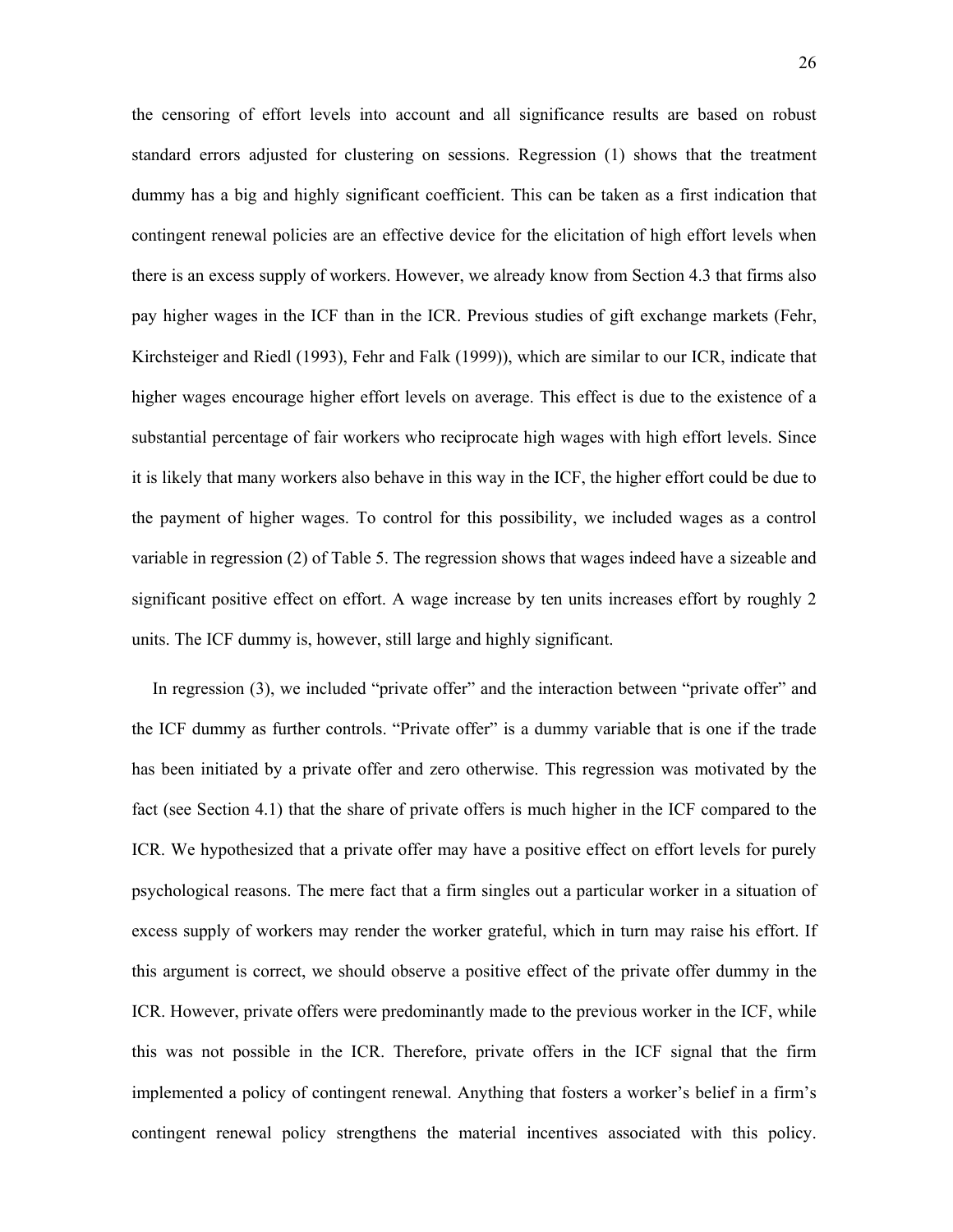the censoring of effort levels into account and all significance results are based on robust standard errors adjusted for clustering on sessions. Regression (1) shows that the treatment dummy has a big and highly significant coefficient. This can be taken as a first indication that contingent renewal policies are an effective device for the elicitation of high effort levels when there is an excess supply of workers. However, we already know from Section 4.3 that firms also pay higher wages in the ICF than in the ICR. Previous studies of gift exchange markets (Fehr, Kirchsteiger and Riedl (1993), Fehr and Falk (1999)), which are similar to our ICR, indicate that higher wages encourage higher effort levels on average. This effect is due to the existence of a substantial percentage of fair workers who reciprocate high wages with high effort levels. Since it is likely that many workers also behave in this way in the ICF, the higher effort could be due to the payment of higher wages. To control for this possibility, we included wages as a control variable in regression (2) of Table 5. The regression shows that wages indeed have a sizeable and significant positive effect on effort. A wage increase by ten units increases effort by roughly 2 units. The ICF dummy is, however, still large and highly significant.

In regression (3), we included "private offer" and the interaction between "private offer" and the ICF dummy as further controls. "Private offer" is a dummy variable that is one if the trade has been initiated by a private offer and zero otherwise. This regression was motivated by the fact (see Section 4.1) that the share of private offers is much higher in the ICF compared to the ICR. We hypothesized that a private offer may have a positive effect on effort levels for purely psychological reasons. The mere fact that a firm singles out a particular worker in a situation of excess supply of workers may render the worker grateful, which in turn may raise his effort. If this argument is correct, we should observe a positive effect of the private offer dummy in the ICR. However, private offers were predominantly made to the previous worker in the ICF, while this was not possible in the ICR. Therefore, private offers in the ICF signal that the firm implemented a policy of contingent renewal. Anything that fosters a worker's belief in a firm's contingent renewal policy strengthens the material incentives associated with this policy.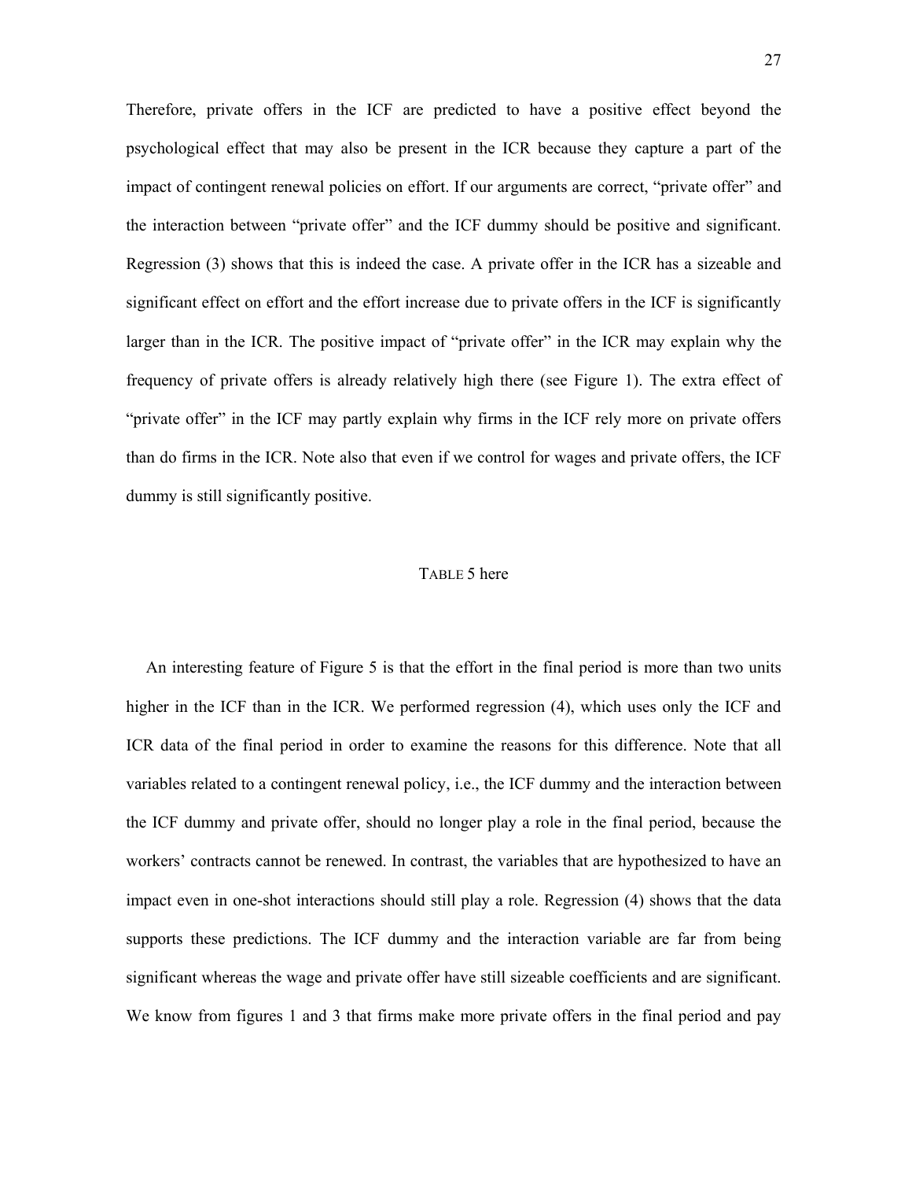Therefore, private offers in the ICF are predicted to have a positive effect beyond the psychological effect that may also be present in the ICR because they capture a part of the impact of contingent renewal policies on effort. If our arguments are correct, "private offer" and the interaction between "private offer" and the ICF dummy should be positive and significant. Regression (3) shows that this is indeed the case. A private offer in the ICR has a sizeable and significant effect on effort and the effort increase due to private offers in the ICF is significantly larger than in the ICR. The positive impact of "private offer" in the ICR may explain why the frequency of private offers is already relatively high there (see Figure 1). The extra effect of "private offer" in the ICF may partly explain why firms in the ICF rely more on private offers than do firms in the ICR. Note also that even if we control for wages and private offers, the ICF dummy is still significantly positive.

TABLE 5 here

An interesting feature of Figure 5 is that the effort in the final period is more than two units higher in the ICF than in the ICR. We performed regression (4), which uses only the ICF and ICR data of the final period in order to examine the reasons for this difference. Note that all variables related to a contingent renewal policy, i.e., the ICF dummy and the interaction between the ICF dummy and private offer, should no longer play a role in the final period, because the workers' contracts cannot be renewed. In contrast, the variables that are hypothesized to have an impact even in one-shot interactions should still play a role. Regression (4) shows that the data supports these predictions. The ICF dummy and the interaction variable are far from being significant whereas the wage and private offer have still sizeable coefficients and are significant. We know from figures 1 and 3 that firms make more private offers in the final period and pay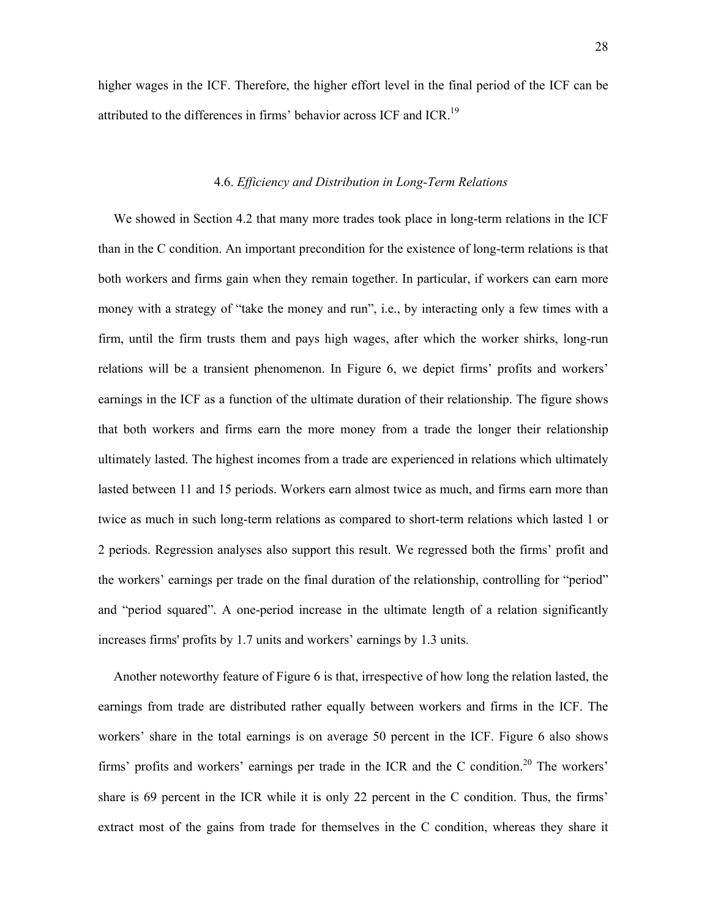higher wages in the ICF. Therefore, the higher effort level in the final period of the ICF can be attributed to the differences in firms' behavior across ICF and ICR.[19]

### 4.6. *Efficiency and Distribution in Long-Term Relations*

We showed in Section 4.2 that many more trades took place in long-term relations in the ICF than in the C condition. An important precondition for the existence of long-term relations is that both workers and firms gain when they remain together. In particular, if workers can earn more money with a strategy of "take the money and run", i.e., by interacting only a few times with a firm, until the firm trusts them and pays high wages, after which the worker shirks, long-run relations will be a transient phenomenon. In Figure 6, we depict firms' profits and workers' earnings in the ICF as a function of the ultimate duration of their relationship. The figure shows that both workers and firms earn the more money from a trade the longer their relationship ultimately lasted. The highest incomes from a trade are experienced in relations which ultimately lasted between 11 and 15 periods. Workers earn almost twice as much, and firms earn more than twice as much in such long-term relations as compared to short-term relations which lasted 1 or 2 periods. Regression analyses also support this result. We regressed both the firms' profit and the workers' earnings per trade on the final duration of the relationship, controlling for "period" and "period squared". A one-period increase in the ultimate length of a relation significantly increases firms' profits by 1.7 units and workers' earnings by 1.3 units.

Another noteworthy feature of Figure 6 is that, irrespective of how long the relation lasted, the earnings from trade are distributed rather equally between workers and firms in the ICF. The workers' share in the total earnings is on average 50 percent in the ICF. Figure 6 also shows firms' profits and workers' earnings per trade in the ICR and the C condition.[20] The workers' share is 69 percent in the ICR while it is only 22 percent in the C condition. Thus, the firms' extract most of the gains from trade for themselves in the C condition, whereas they share it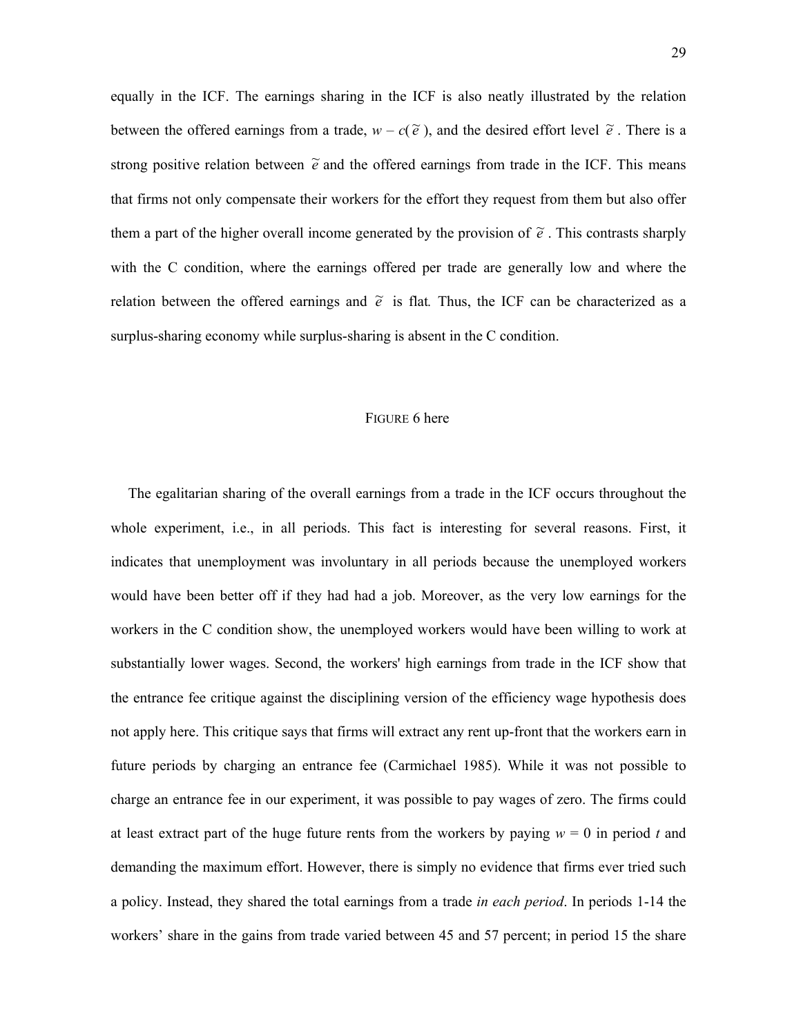equally in the ICF. The earnings sharing in the ICF is also neatly illustrated by the relation between the offered earnings from a trade, $w - c(\tilde{e})$, and the desired effort level $\tilde{e}$. There is a strong positive relation between $\tilde{e}$ and the offered earnings from trade in the ICF. This means that firms not only compensate their workers for the effort they request from them but also offer them a part of the higher overall income generated by the provision of $\tilde{e}$. This contrasts sharply with the C condition, where the earnings offered per trade are generally low and where the relation between the offered earnings and $\tilde{e}$ is flat*.* Thus, the ICF can be characterized as a surplus-sharing economy while surplus-sharing is absent in the C condition.

FIGURE 6 here

The egalitarian sharing of the overall earnings from a trade in the ICF occurs throughout the whole experiment, i.e., in all periods. This fact is interesting for several reasons. First, it indicates that unemployment was involuntary in all periods because the unemployed workers would have been better off if they had had a job. Moreover, as the very low earnings for the workers in the C condition show, the unemployed workers would have been willing to work at substantially lower wages. Second, the workers' high earnings from trade in the ICF show that the entrance fee critique against the disciplining version of the efficiency wage hypothesis does not apply here. This critique says that firms will extract any rent up-front that the workers earn in future periods by charging an entrance fee (Carmichael 1985). While it was not possible to charge an entrance fee in our experiment, it was possible to pay wages of zero. The firms could at least extract part of the huge future rents from the workers by paying $w = 0$ in period $t$ and demanding the maximum effort. However, there is simply no evidence that firms ever tried such a policy. Instead, they shared the total earnings from a trade *in each period*. In periods 1-14 the workers' share in the gains from trade varied between 45 and 57 percent; in period 15 the share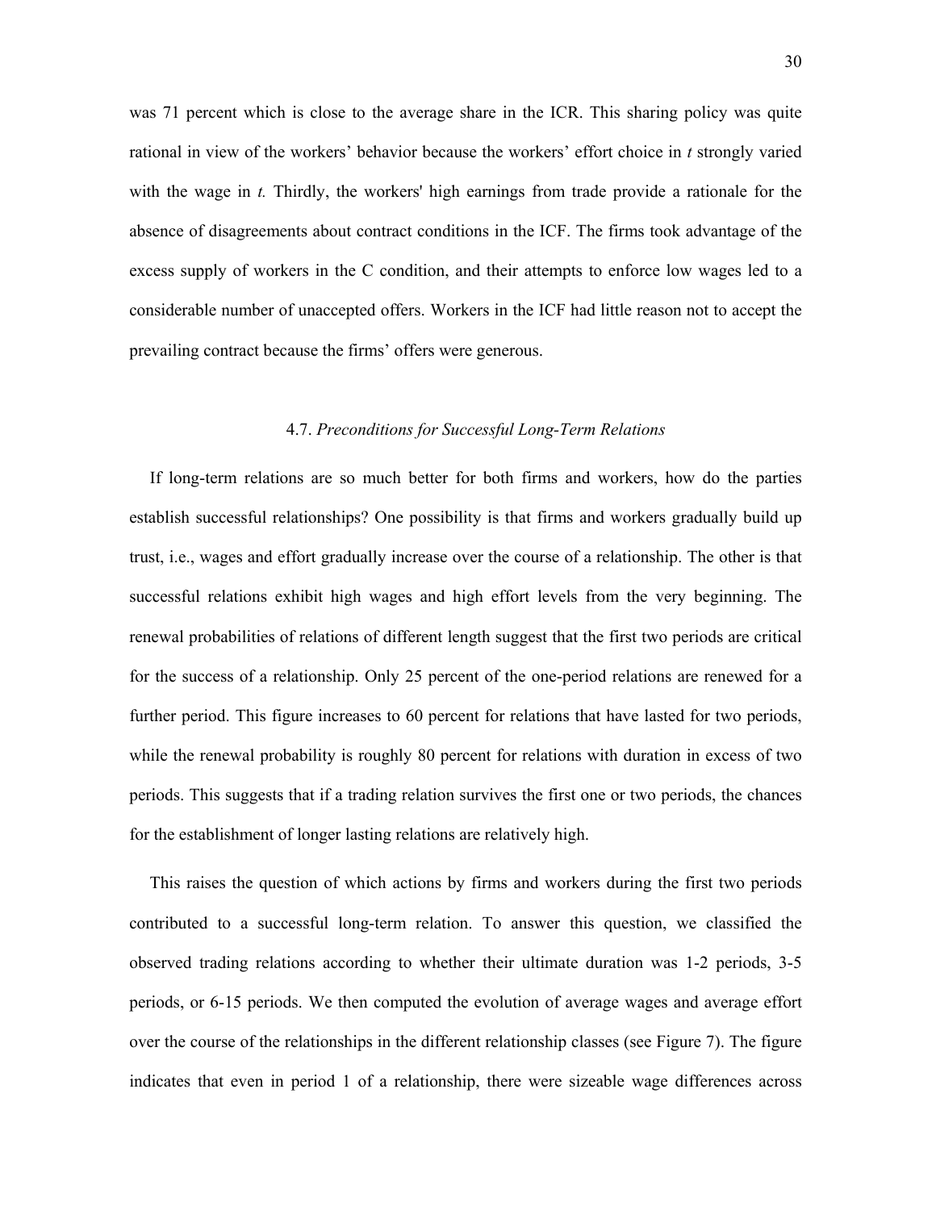was 71 percent which is close to the average share in the ICR. This sharing policy was quite rational in view of the workers' behavior because the workers' effort choice in *t* strongly varied with the wage in *t.* Thirdly, the workers' high earnings from trade provide a rationale for the absence of disagreements about contract conditions in the ICF. The firms took advantage of the excess supply of workers in the C condition, and their attempts to enforce low wages led to a considerable number of unaccepted offers. Workers in the ICF had little reason not to accept the prevailing contract because the firms' offers were generous.

### 4.7. *Preconditions for Successful Long-Term Relations*

If long-term relations are so much better for both firms and workers, how do the parties establish successful relationships? One possibility is that firms and workers gradually build up trust, i.e., wages and effort gradually increase over the course of a relationship. The other is that successful relations exhibit high wages and high effort levels from the very beginning. The renewal probabilities of relations of different length suggest that the first two periods are critical for the success of a relationship. Only 25 percent of the one-period relations are renewed for a further period. This figure increases to 60 percent for relations that have lasted for two periods, while the renewal probability is roughly 80 percent for relations with duration in excess of two periods. This suggests that if a trading relation survives the first one or two periods, the chances for the establishment of longer lasting relations are relatively high.

This raises the question of which actions by firms and workers during the first two periods contributed to a successful long-term relation. To answer this question, we classified the observed trading relations according to whether their ultimate duration was 1-2 periods, 3-5 periods, or 6-15 periods. We then computed the evolution of average wages and average effort over the course of the relationships in the different relationship classes (see Figure 7). The figure indicates that even in period 1 of a relationship, there were sizeable wage differences across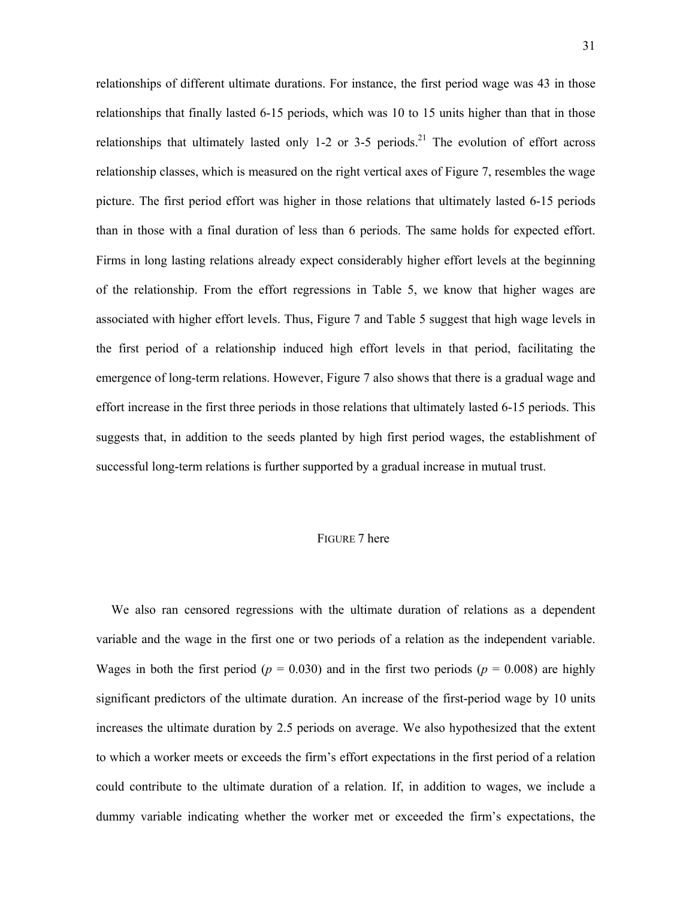relationships of different ultimate durations. For instance, the first period wage was 43 in those relationships that finally lasted 6-15 periods, which was 10 to 15 units higher than that in those relationships that ultimately lasted only 1-2 or 3-5 periods.[21] The evolution of effort across relationship classes, which is measured on the right vertical axes of Figure 7, resembles the wage picture. The first period effort was higher in those relations that ultimately lasted 6-15 periods than in those with a final duration of less than 6 periods. The same holds for expected effort. Firms in long lasting relations already expect considerably higher effort levels at the beginning of the relationship. From the effort regressions in Table 5, we know that higher wages are associated with higher effort levels. Thus, Figure 7 and Table 5 suggest that high wage levels in the first period of a relationship induced high effort levels in that period, facilitating the emergence of long-term relations. However, Figure 7 also shows that there is a gradual wage and effort increase in the first three periods in those relations that ultimately lasted 6-15 periods. This suggests that, in addition to the seeds planted by high first period wages, the establishment of successful long-term relations is further supported by a gradual increase in mutual trust.

FIGURE 7 here

We also ran censored regressions with the ultimate duration of relations as a dependent variable and the wage in the first one or two periods of a relation as the independent variable. Wages in both the first period ($p$ = 0.030) and in the first two periods ($p$ = 0.008) are highly significant predictors of the ultimate duration. An increase of the first-period wage by 10 units increases the ultimate duration by 2.5 periods on average. We also hypothesized that the extent to which a worker meets or exceeds the firm's effort expectations in the first period of a relation could contribute to the ultimate duration of a relation. If, in addition to wages, we include a dummy variable indicating whether the worker met or exceeded the firm's expectations, the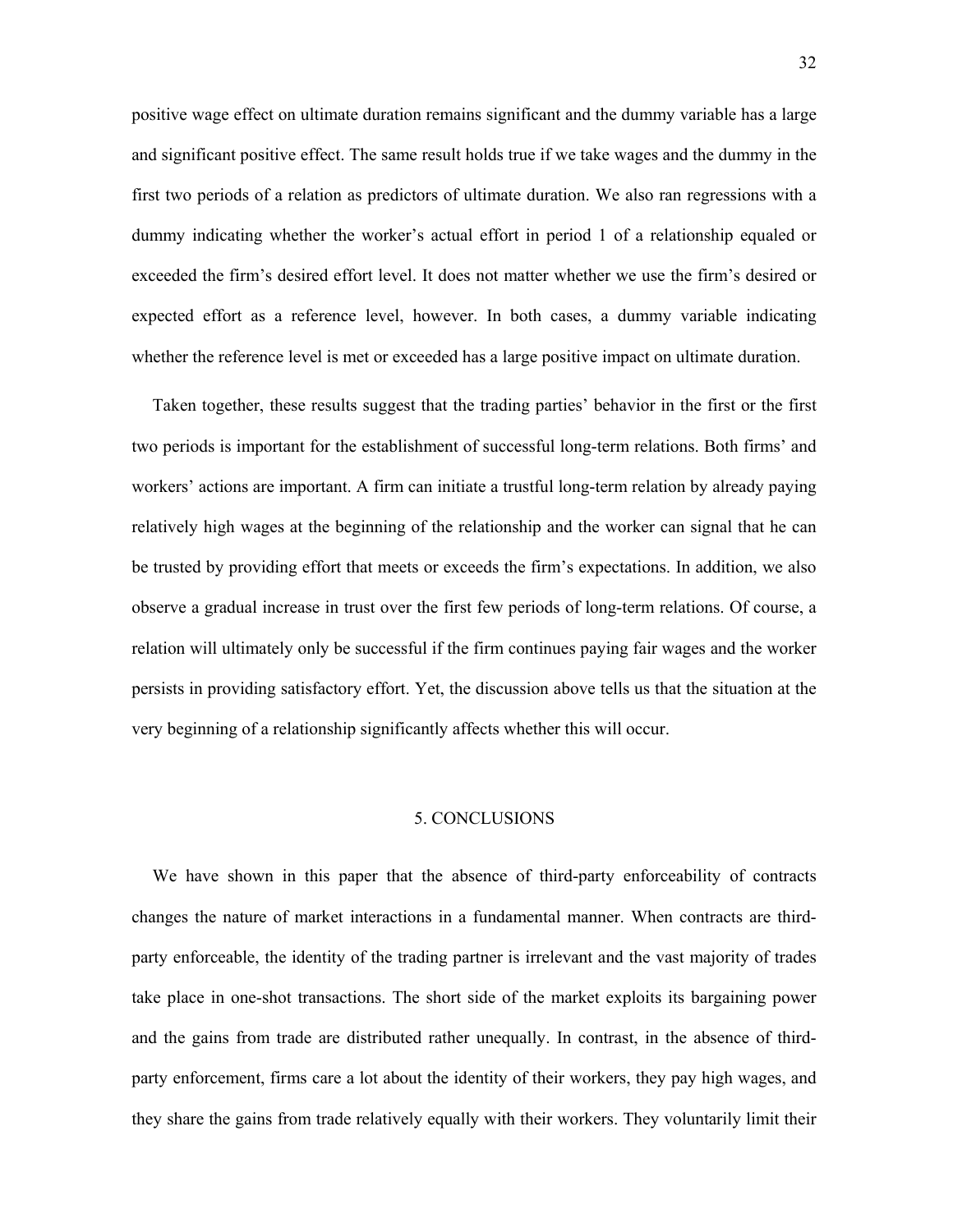positive wage effect on ultimate duration remains significant and the dummy variable has a large and significant positive effect. The same result holds true if we take wages and the dummy in the first two periods of a relation as predictors of ultimate duration. We also ran regressions with a dummy indicating whether the worker's actual effort in period 1 of a relationship equaled or exceeded the firm's desired effort level. It does not matter whether we use the firm's desired or expected effort as a reference level, however. In both cases, a dummy variable indicating whether the reference level is met or exceeded has a large positive impact on ultimate duration.

Taken together, these results suggest that the trading parties' behavior in the first or the first two periods is important for the establishment of successful long-term relations. Both firms' and workers' actions are important. A firm can initiate a trustful long-term relation by already paying relatively high wages at the beginning of the relationship and the worker can signal that he can be trusted by providing effort that meets or exceeds the firm's expectations. In addition, we also observe a gradual increase in trust over the first few periods of long-term relations. Of course, a relation will ultimately only be successful if the firm continues paying fair wages and the worker persists in providing satisfactory effort. Yet, the discussion above tells us that the situation at the very beginning of a relationship significantly affects whether this will occur.

## 5. CONCLUSIONS

We have shown in this paper that the absence of third-party enforceability of contracts changes the nature of market interactions in a fundamental manner. When contracts are third-party enforceable, the identity of the trading partner is irrelevant and the vast majority of trades take place in one-shot transactions. The short side of the market exploits its bargaining power and the gains from trade are distributed rather unequally. In contrast, in the absence of third-party enforcement, firms care a lot about the identity of their workers, they pay high wages, and they share the gains from trade relatively equally with their workers. They voluntarily limit their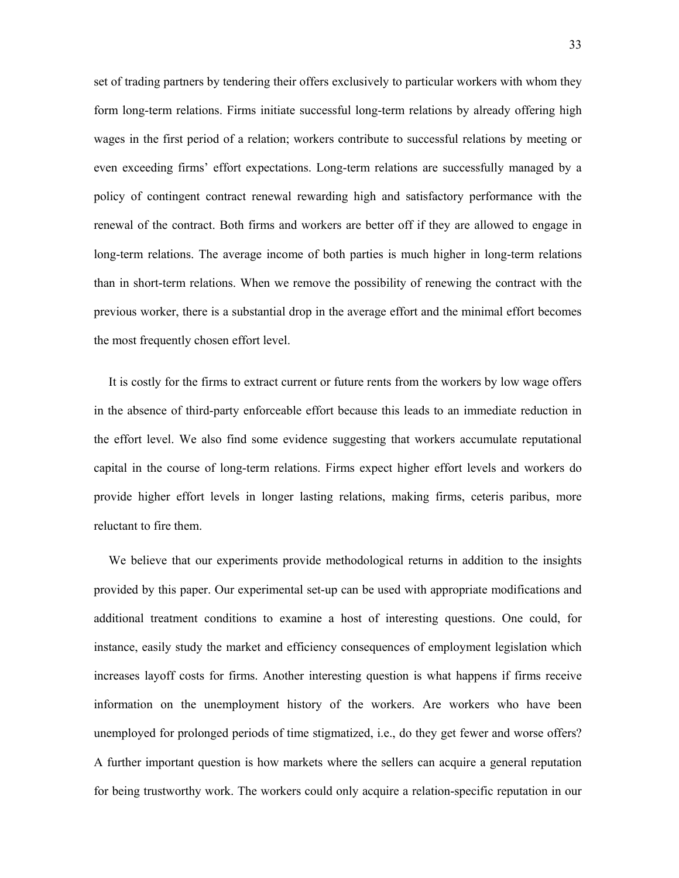set of trading partners by tendering their offers exclusively to particular workers with whom they form long-term relations. Firms initiate successful long-term relations by already offering high wages in the first period of a relation; workers contribute to successful relations by meeting or even exceeding firms' effort expectations. Long-term relations are successfully managed by a policy of contingent contract renewal rewarding high and satisfactory performance with the renewal of the contract. Both firms and workers are better off if they are allowed to engage in long-term relations. The average income of both parties is much higher in long-term relations than in short-term relations. When we remove the possibility of renewing the contract with the previous worker, there is a substantial drop in the average effort and the minimal effort becomes the most frequently chosen effort level.

It is costly for the firms to extract current or future rents from the workers by low wage offers in the absence of third-party enforceable effort because this leads to an immediate reduction in the effort level. We also find some evidence suggesting that workers accumulate reputational capital in the course of long-term relations. Firms expect higher effort levels and workers do provide higher effort levels in longer lasting relations, making firms, ceteris paribus, more reluctant to fire them.

We believe that our experiments provide methodological returns in addition to the insights provided by this paper. Our experimental set-up can be used with appropriate modifications and additional treatment conditions to examine a host of interesting questions. One could, for instance, easily study the market and efficiency consequences of employment legislation which increases layoff costs for firms. Another interesting question is what happens if firms receive information on the unemployment history of the workers. Are workers who have been unemployed for prolonged periods of time stigmatized, i.e., do they get fewer and worse offers? A further important question is how markets where the sellers can acquire a general reputation for being trustworthy work. The workers could only acquire a relation-specific reputation in our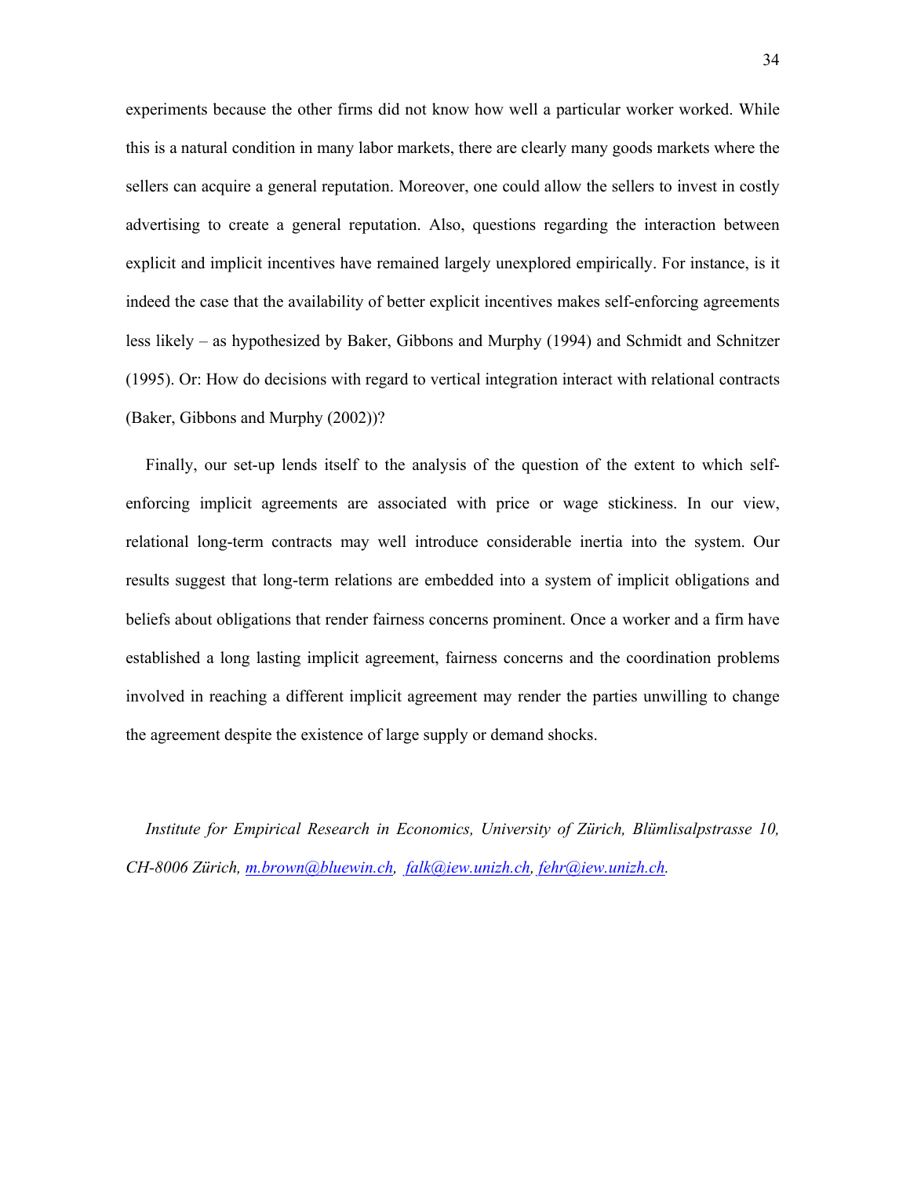experiments because the other firms did not know how well a particular worker worked. While this is a natural condition in many labor markets, there are clearly many goods markets where the sellers can acquire a general reputation. Moreover, one could allow the sellers to invest in costly advertising to create a general reputation. Also, questions regarding the interaction between explicit and implicit incentives have remained largely unexplored empirically. For instance, is it indeed the case that the availability of better explicit incentives makes self-enforcing agreements less likely – as hypothesized by Baker, Gibbons and Murphy (1994) and Schmidt and Schnitzer (1995). Or: How do decisions with regard to vertical integration interact with relational contracts (Baker, Gibbons and Murphy (2002))?

Finally, our set-up lends itself to the analysis of the question of the extent to which self-enforcing implicit agreements are associated with price or wage stickiness. In our view, relational long-term contracts may well introduce considerable inertia into the system. Our results suggest that long-term relations are embedded into a system of implicit obligations and beliefs about obligations that render fairness concerns prominent. Once a worker and a firm have established a long lasting implicit agreement, fairness concerns and the coordination problems involved in reaching a different implicit agreement may render the parties unwilling to change the agreement despite the existence of large supply or demand shocks.

*Institute for Empirical Research in Economics, University of Zürich, Blümlisalpstrasse 10, CH-8006 Zürich, m.brown@bluewin.ch, falk@iew.unizh.ch, fehr@iew.unizh.ch.*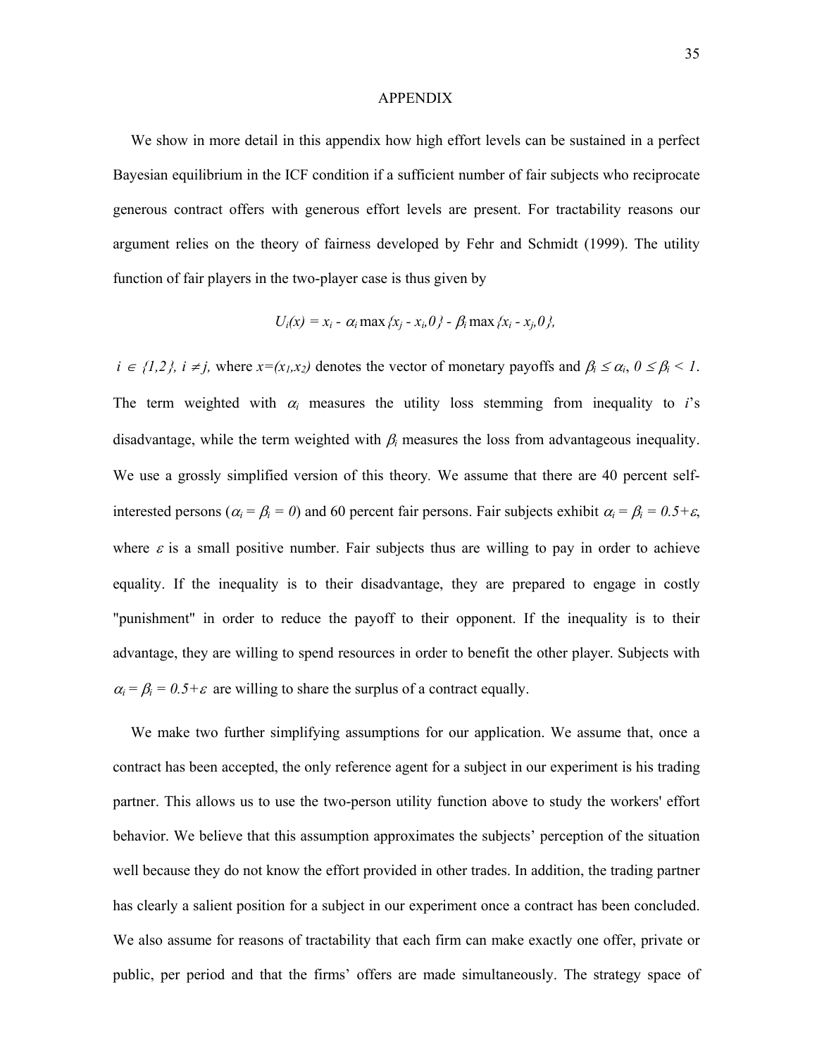## APPENDIX

We show in more detail in this appendix how high effort levels can be sustained in a perfect Bayesian equilibrium in the ICF condition if a sufficient number of fair subjects who reciprocate generous contract offers with generous effort levels are present. For tractability reasons our argument relies on the theory of fairness developed by Fehr and Schmidt (1999). The utility function of fair players in the two-player case is thus given by

$$U_i(x) = x_i - \alpha_i \max\{x_j - x_i, 0\} - \beta_i \max\{x_i - x_j, 0\},$$

$i \in \{1,2\}$, $i \neq j$, where $x=(x_1,x_2)$ denotes the vector of monetary payoffs and $\beta_i \leq \alpha_i$, $0 \leq \beta_i < 1$. The term weighted with $\alpha_i$ measures the utility loss stemming from inequality to $i$'s disadvantage, while the term weighted with $\beta_i$ measures the loss from advantageous inequality. We use a grossly simplified version of this theory. We assume that there are 40 percent self-interested persons ($\alpha_i = \beta_i = 0$) and 60 percent fair persons. Fair subjects exhibit $\alpha_i = \beta_i = 0.5+\varepsilon$, where $\varepsilon$ is a small positive number. Fair subjects thus are willing to pay in order to achieve equality. If the inequality is to their disadvantage, they are prepared to engage in costly "punishment" in order to reduce the payoff to their opponent. If the inequality is to their advantage, they are willing to spend resources in order to benefit the other player. Subjects with $\alpha_i = \beta_i = 0.5+\varepsilon$ are willing to share the surplus of a contract equally.

We make two further simplifying assumptions for our application. We assume that, once a contract has been accepted, the only reference agent for a subject in our experiment is his trading partner. This allows us to use the two-person utility function above to study the workers' effort behavior. We believe that this assumption approximates the subjects' perception of the situation well because they do not know the effort provided in other trades. In addition, the trading partner has clearly a salient position for a subject in our experiment once a contract has been concluded. We also assume for reasons of tractability that each firm can make exactly one offer, private or public, per period and that the firms' offers are made simultaneously. The strategy space of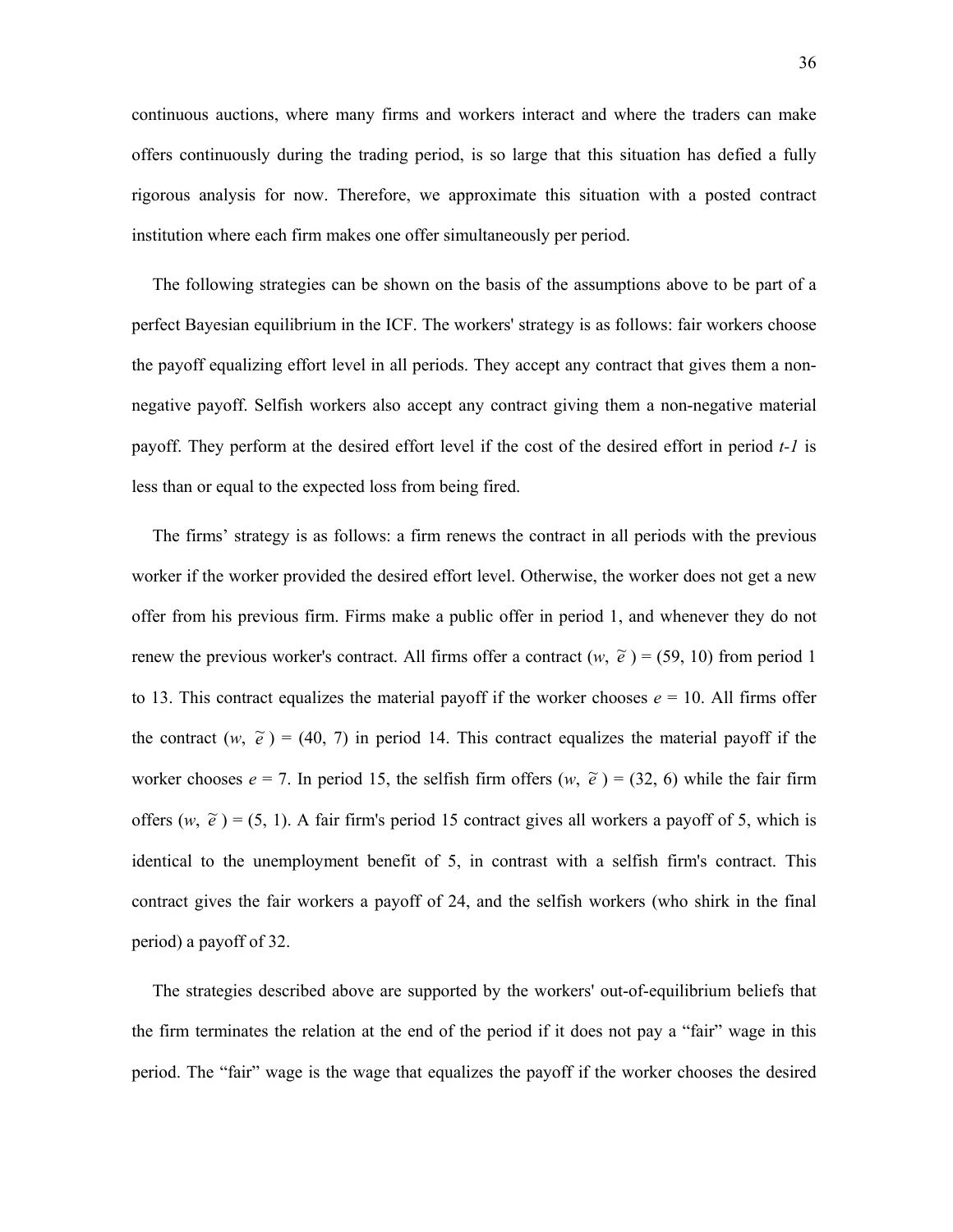continuous auctions, where many firms and workers interact and where the traders can make offers continuously during the trading period, is so large that this situation has defied a fully rigorous analysis for now. Therefore, we approximate this situation with a posted contract institution where each firm makes one offer simultaneously per period.

The following strategies can be shown on the basis of the assumptions above to be part of a perfect Bayesian equilibrium in the ICF. The workers' strategy is as follows: fair workers choose the payoff equalizing effort level in all periods. They accept any contract that gives them a non-negative payoff. Selfish workers also accept any contract giving them a non-negative material payoff. They perform at the desired effort level if the cost of the desired effort in period $t-1$ is less than or equal to the expected loss from being fired.

The firms' strategy is as follows: a firm renews the contract in all periods with the previous worker if the worker provided the desired effort level. Otherwise, the worker does not get a new offer from his previous firm. Firms make a public offer in period 1, and whenever they do not renew the previous worker's contract. All firms offer a contract $(w, \tilde{e}) = (59, 10)$ from period 1 to 13. This contract equalizes the material payoff if the worker chooses $e = 10$. All firms offer the contract $(w, \tilde{e}) = (40, 7)$ in period 14. This contract equalizes the material payoff if the worker chooses $e = 7$. In period 15, the selfish firm offers $(w, \tilde{e}) = (32, 6)$ while the fair firm offers $(w, \tilde{e}) = (5, 1)$. A fair firm's period 15 contract gives all workers a payoff of 5, which is identical to the unemployment benefit of 5, in contrast with a selfish firm's contract. This contract gives the fair workers a payoff of 24, and the selfish workers (who shirk in the final period) a payoff of 32.

The strategies described above are supported by the workers' out-of-equilibrium beliefs that the firm terminates the relation at the end of the period if it does not pay a "fair" wage in this period. The "fair" wage is the wage that equalizes the payoff if the worker chooses the desired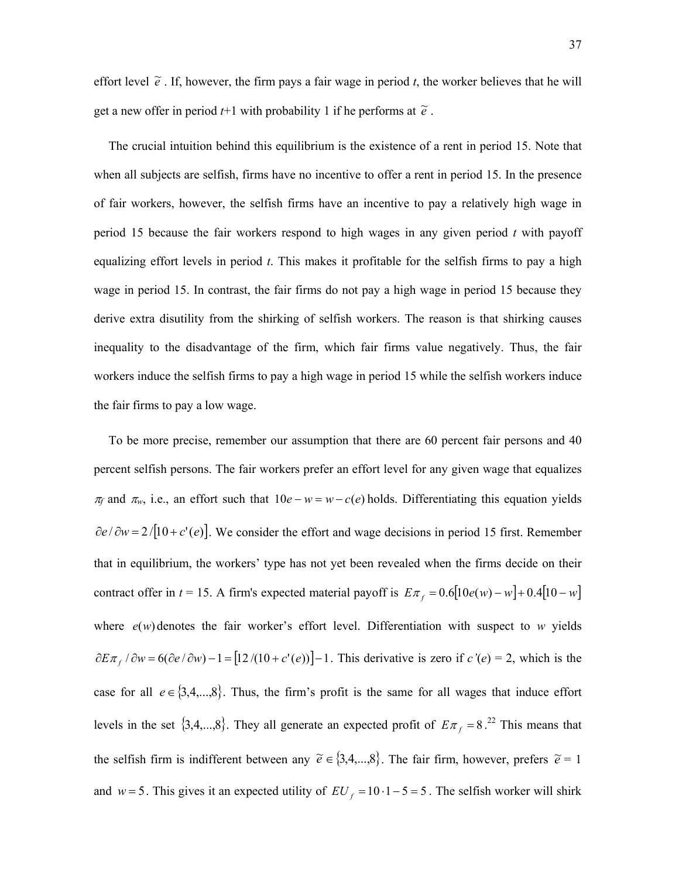effort level $\tilde{e}$. If, however, the firm pays a fair wage in period $t$, the worker believes that he will get a new offer in period $t$+1 with probability 1 if he performs at $\tilde{e}$.

The crucial intuition behind this equilibrium is the existence of a rent in period 15. Note that when all subjects are selfish, firms have no incentive to offer a rent in period 15. In the presence of fair workers, however, the selfish firms have an incentive to pay a relatively high wage in period 15 because the fair workers respond to high wages in any given period $t$ with payoff equalizing effort levels in period $t$. This makes it profitable for the selfish firms to pay a high wage in period 15. In contrast, the fair firms do not pay a high wage in period 15 because they derive extra disutility from the shirking of selfish workers. The reason is that shirking causes inequality to the disadvantage of the firm, which fair firms value negatively. Thus, the fair workers induce the selfish firms to pay a high wage in period 15 while the selfish workers induce the fair firms to pay a low wage.

To be more precise, remember our assumption that there are 60 percent fair persons and 40 percent selfish persons. The fair workers prefer an effort level for any given wage that equalizes $\pi_f$ and $\pi_w$, i.e., an effort such that $10e - w = w - c(e)$ holds. Differentiating this equation yields $\partial e / \partial w = 2/[10 + c'(e)]$. We consider the effort and wage decisions in period 15 first. Remember that in equilibrium, the workers' type has not yet been revealed when the firms decide on their contract offer in $t$ = 15. A firm's expected material payoff is $E\pi_f = 0.6[10e(w) - w] + 0.4[10 - w]$ where $e(w)$ denotes the fair worker's effort level. Differentiation with suspect to $w$ yields $\partial E\pi_f / \partial w = 6(\partial e / \partial w) - 1 = [12/(10 + c'(e))] - 1$. This derivative is zero if $c'(e) = 2$, which is the case for all $e \in \{3,4,...,8\}$. Thus, the firm's profit is the same for all wages that induce effort levels in the set $\{3,4,...,8\}$. They all generate an expected profit of $E\pi_f = 8$.[22] This means that the selfish firm is indifferent between any $\tilde{e} \in \{3,4,...,8\}$. The fair firm, however, prefers $\tilde{e} = 1$ and $w = 5$. This gives it an expected utility of $EU_f = 10 \cdot 1 - 5 = 5$. The selfish worker will shirk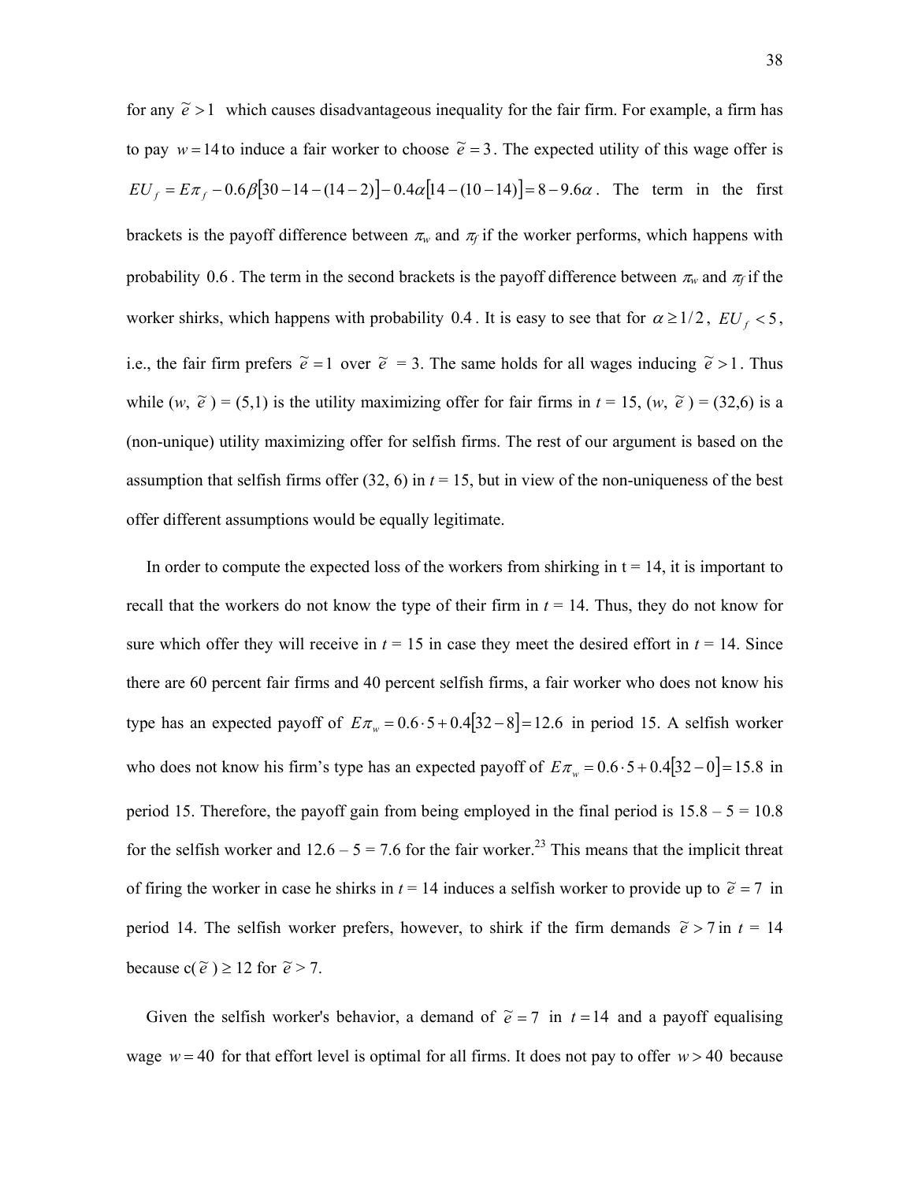for any $\tilde{e} > 1$ which causes disadvantageous inequality for the fair firm. For example, a firm has to pay $w = 14$ to induce a fair worker to choose $\tilde{e} = 3$. The expected utility of this wage offer is $EU_f = E\pi_f - 0.6\beta[30 - 14 - (14 - 2)] - 0.4\alpha[14 - (10 - 14)] = 8 - 9.6\alpha$. The term in the first brackets is the payoff difference between $\pi_w$ and $\pi_f$ if the worker performs, which happens with probability $0.6$. The term in the second brackets is the payoff difference between $\pi_w$ and $\pi_f$ if the worker shirks, which happens with probability $0.4$. It is easy to see that for $\alpha \geq 1/2$, $EU_f < 5$, i.e., the fair firm prefers $\tilde{e} = 1$ over $\tilde{e} = 3$. The same holds for all wages inducing $\tilde{e} > 1$. Thus while ($w$, $\tilde{e}$) = (5,1) is the utility maximizing offer for fair firms in $t$ = 15, ($w$, $\tilde{e}$) = (32,6) is a (non-unique) utility maximizing offer for selfish firms. The rest of our argument is based on the assumption that selfish firms offer (32, 6) in $t$ = 15, but in view of the non-uniqueness of the best offer different assumptions would be equally legitimate.

In order to compute the expected loss of the workers from shirking in t = 14, it is important to recall that the workers do not know the type of their firm in $t$ = 14. Thus, they do not know for sure which offer they will receive in $t$ = 15 in case they meet the desired effort in $t$ = 14. Since there are 60 percent fair firms and 40 percent selfish firms, a fair worker who does not know his type has an expected payoff of $E\pi_w = 0.6 \cdot 5 + 0.4[32 - 8] = 12.6$ in period 15. A selfish worker who does not know his firm's type has an expected payoff of $E\pi_w = 0.6 \cdot 5 + 0.4[32 - 0] = 15.8$ in period 15. Therefore, the payoff gain from being employed in the final period is 15.8 – 5 = 10.8 for the selfish worker and 12.6 – 5 = 7.6 for the fair worker.[23] This means that the implicit threat of firing the worker in case he shirks in $t$ = 14 induces a selfish worker to provide up to $\tilde{e} = 7$ in period 14. The selfish worker prefers, however, to shirk if the firm demands $\tilde{e} > 7$ in $t$ = 14 because c($\tilde{e}$) ≥ 12 for $\tilde{e}$ > 7.

Given the selfish worker's behavior, a demand of $\tilde{e} = 7$ in $t = 14$ and a payoff equalising wage $w = 40$ for that effort level is optimal for all firms. It does not pay to offer $w > 40$ because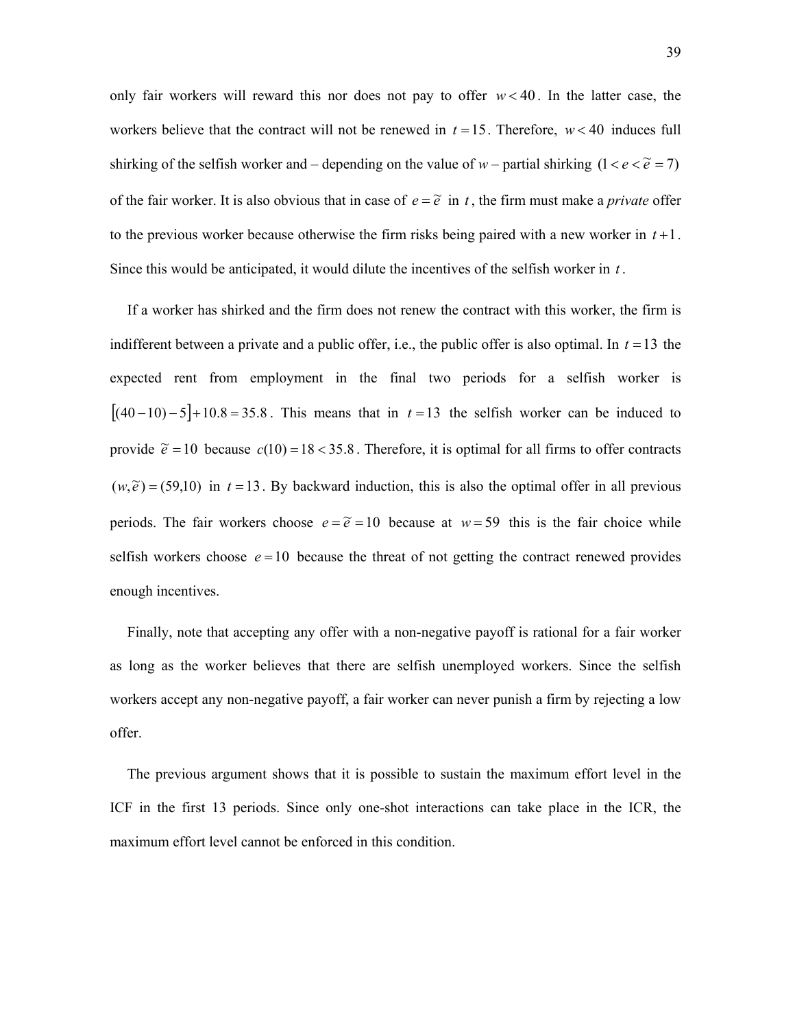only fair workers will reward this nor does not pay to offer $w < 40$. In the latter case, the workers believe that the contract will not be renewed in $t = 15$. Therefore, $w < 40$ induces full shirking of the selfish worker and – depending on the value of *w* – partial shirking $(1 < e < \tilde{e} = 7)$ of the fair worker. It is also obvious that in case of $e = \tilde{e}$ in $t$, the firm must make a *private* offer to the previous worker because otherwise the firm risks being paired with a new worker in $t+1$. Since this would be anticipated, it would dilute the incentives of the selfish worker in $t$.

If a worker has shirked and the firm does not renew the contract with this worker, the firm is indifferent between a private and a public offer, i.e., the public offer is also optimal. In $t = 13$ the expected rent from employment in the final two periods for a selfish worker is $[(40-10)-5]+10.8 = 35.8$. This means that in $t = 13$ the selfish worker can be induced to provide $\tilde{e} = 10$ because $c(10) = 18 < 35.8$. Therefore, it is optimal for all firms to offer contracts $(w, \tilde{e}) = (59,10)$ in $t = 13$. By backward induction, this is also the optimal offer in all previous periods. The fair workers choose $e = \tilde{e} = 10$ because at $w = 59$ this is the fair choice while selfish workers choose $e = 10$ because the threat of not getting the contract renewed provides enough incentives.

Finally, note that accepting any offer with a non-negative payoff is rational for a fair worker as long as the worker believes that there are selfish unemployed workers. Since the selfish workers accept any non-negative payoff, a fair worker can never punish a firm by rejecting a low offer.

The previous argument shows that it is possible to sustain the maximum effort level in the ICF in the first 13 periods. Since only one-shot interactions can take place in the ICR, the maximum effort level cannot be enforced in this condition.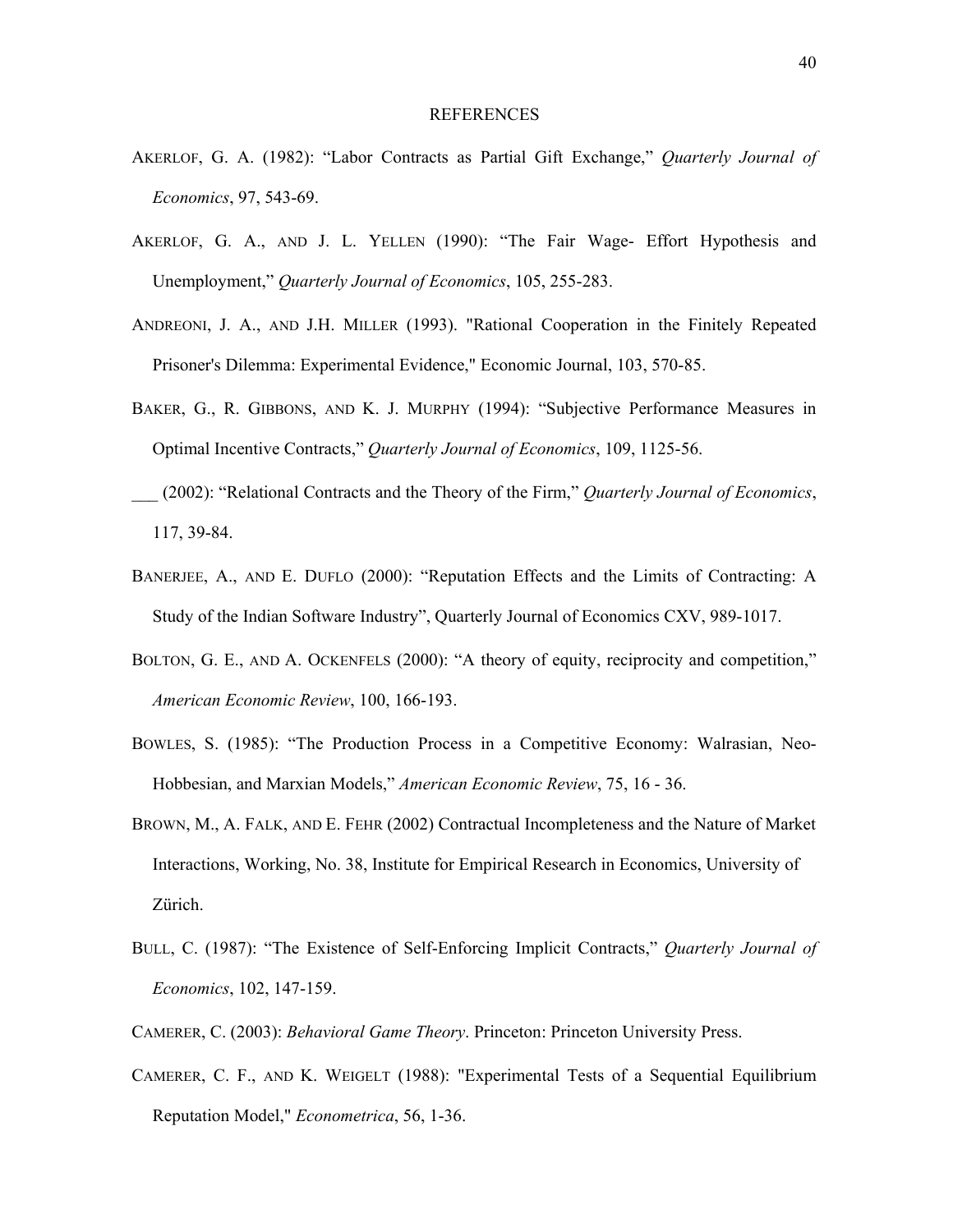# REFERENCES

AKERLOF, G. A. (1982): "Labor Contracts as Partial Gift Exchange," *Quarterly Journal of Economics*, 97, 543-69.

AKERLOF, G. A., AND J. L. YELLEN (1990): "The Fair Wage- Effort Hypothesis and Unemployment," *Quarterly Journal of Economics*, 105, 255-283.

ANDREONI, J. A., AND J.H. MILLER (1993). "Rational Cooperation in the Finitely Repeated Prisoner's Dilemma: Experimental Evidence," Economic Journal, 103, 570-85.

BAKER, G., R. GIBBONS, AND K. J. MURPHY (1994): "Subjective Performance Measures in Optimal Incentive Contracts," *Quarterly Journal of Economics*, 109, 1125-56.

___ (2002): "Relational Contracts and the Theory of the Firm," *Quarterly Journal of Economics*, 117, 39-84.

BANERJEE, A., AND E. DUFLO (2000): "Reputation Effects and the Limits of Contracting: A Study of the Indian Software Industry", Quarterly Journal of Economics CXV, 989-1017.

BOLTON, G. E., AND A. OCKENFELS (2000): "A theory of equity, reciprocity and competition," *American Economic Review*, 100, 166-193.

BOWLES, S. (1985): "The Production Process in a Competitive Economy: Walrasian, Neo-Hobbesian, and Marxian Models," *American Economic Review*, 75, 16 - 36.

BROWN, M., A. FALK, AND E. FEHR (2002) Contractual Incompleteness and the Nature of Market Interactions, Working, No. 38, Institute for Empirical Research in Economics, University of Zürich.

BULL, C. (1987): "The Existence of Self-Enforcing Implicit Contracts," *Quarterly Journal of Economics*, 102, 147-159.

CAMERER, C. (2003): *Behavioral Game Theory*. Princeton: Princeton University Press.

CAMERER, C. F., AND K. WEIGELT (1988): "Experimental Tests of a Sequential Equilibrium Reputation Model," *Econometrica*, 56, 1-36.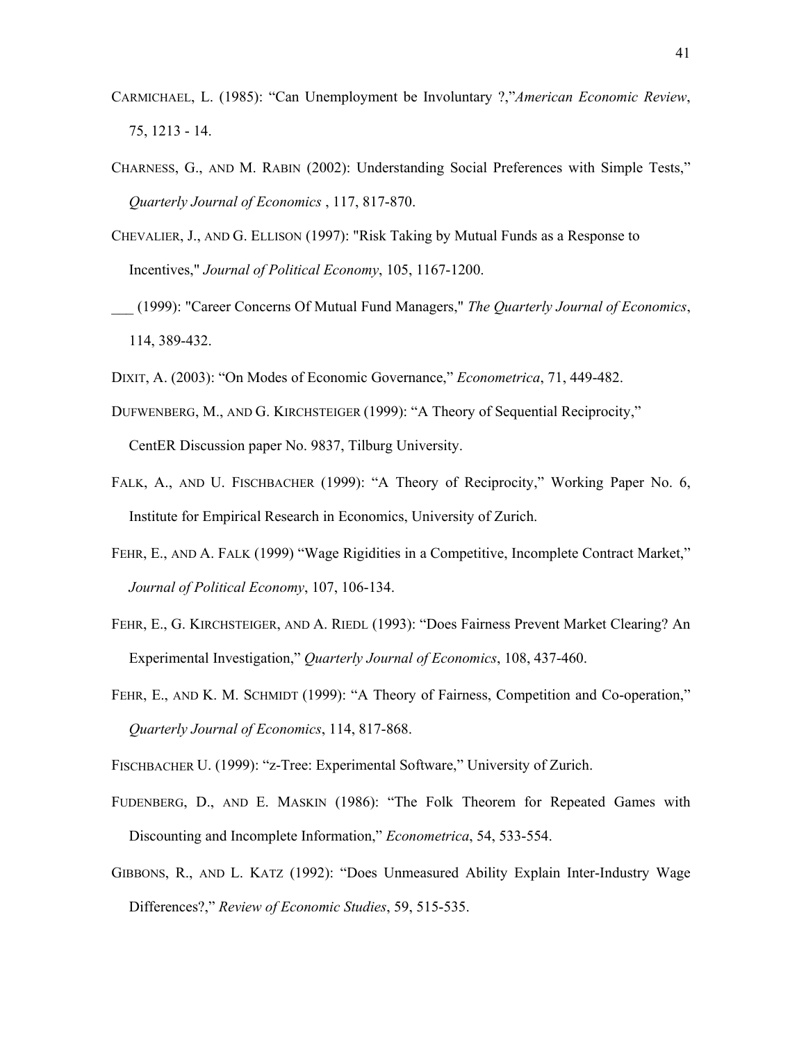CARMICHAEL, L. (1985): “Can Unemployment be Involuntary ?,”*American Economic Review*, 75, 1213 - 14.

CHARNESS, G., AND M. RABIN (2002): Understanding Social Preferences with Simple Tests,” *Quarterly Journal of Economics* , 117, 817-870.

CHEVALIER, J., AND G. ELLISON (1997): "Risk Taking by Mutual Funds as a Response to Incentives," *Journal of Political Economy*, 105, 1167-1200.

___ (1999): "Career Concerns Of Mutual Fund Managers," *The Quarterly Journal of Economics*, 114, 389-432.

DIXIT, A. (2003): “On Modes of Economic Governance,” *Econometrica*, 71, 449-482.

DUFWENBERG, M., AND G. KIRCHSTEIGER (1999): “A Theory of Sequential Reciprocity,” CentER Discussion paper No. 9837, Tilburg University.

FALK, A., AND U. FISCHBACHER (1999): “A Theory of Reciprocity,” Working Paper No. 6, Institute for Empirical Research in Economics, University of Zurich.

FEHR, E., AND A. FALK (1999) “Wage Rigidities in a Competitive, Incomplete Contract Market,” *Journal of Political Economy*, 107, 106-134.

FEHR, E., G. KIRCHSTEIGER, AND A. RIEDL (1993): “Does Fairness Prevent Market Clearing? An Experimental Investigation,” *Quarterly Journal of Economics*, 108, 437-460.

FEHR, E., AND K. M. SCHMIDT (1999): “A Theory of Fairness, Competition and Co-operation,” *Quarterly Journal of Economics*, 114, 817-868.

FISCHBACHER U. (1999): “z-Tree: Experimental Software,” University of Zurich.

FUDENBERG, D., AND E. MASKIN (1986): “The Folk Theorem for Repeated Games with Discounting and Incomplete Information,” *Econometrica*, 54, 533-554.

GIBBONS, R., AND L. KATZ (1992): “Does Unmeasured Ability Explain Inter-Industry Wage Differences?,” *Review of Economic Studies*, 59, 515-535.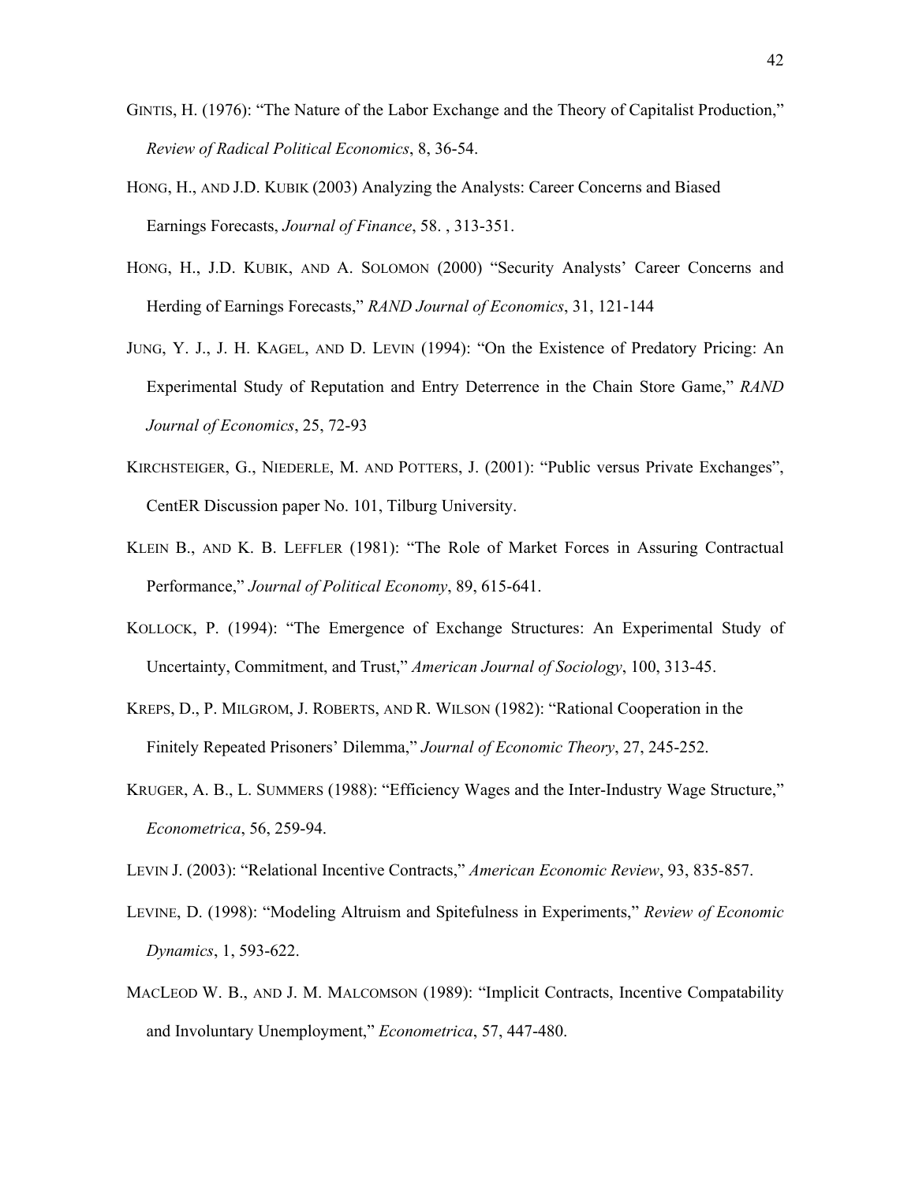GINTIS, H. (1976): "The Nature of the Labor Exchange and the Theory of Capitalist Production," *Review of Radical Political Economics*, 8, 36-54.

HONG, H., AND J.D. KUBIK (2003) Analyzing the Analysts: Career Concerns and Biased Earnings Forecasts, *Journal of Finance*, 58. , 313-351.

HONG, H., J.D. KUBIK, AND A. SOLOMON (2000) "Security Analysts' Career Concerns and Herding of Earnings Forecasts," *RAND Journal of Economics*, 31, 121-144

JUNG, Y. J., J. H. KAGEL, AND D. LEVIN (1994): "On the Existence of Predatory Pricing: An Experimental Study of Reputation and Entry Deterrence in the Chain Store Game," *RAND Journal of Economics*, 25, 72-93

KIRCHSTEIGER, G., NIEDERLE, M. AND POTTERS, J. (2001): "Public versus Private Exchanges", CentER Discussion paper No. 101, Tilburg University.

KLEIN B., AND K. B. LEFFLER (1981): "The Role of Market Forces in Assuring Contractual Performance," *Journal of Political Economy*, 89, 615-641.

KOLLOCK, P. (1994): "The Emergence of Exchange Structures: An Experimental Study of Uncertainty, Commitment, and Trust," *American Journal of Sociology*, 100, 313-45.

KREPS, D., P. MILGROM, J. ROBERTS, AND R. WILSON (1982): "Rational Cooperation in the Finitely Repeated Prisoners' Dilemma," *Journal of Economic Theory*, 27, 245-252.

KRUGER, A. B., L. SUMMERS (1988): "Efficiency Wages and the Inter-Industry Wage Structure," *Econometrica*, 56, 259-94.

LEVIN J. (2003): "Relational Incentive Contracts," *American Economic Review*, 93, 835-857.

LEVINE, D. (1998): "Modeling Altruism and Spitefulness in Experiments," *Review of Economic Dynamics*, 1, 593-622.

MACLEOD W. B., AND J. M. MALCOMSON (1989): "Implicit Contracts, Incentive Compatability and Involuntary Unemployment," *Econometrica*, 57, 447-480.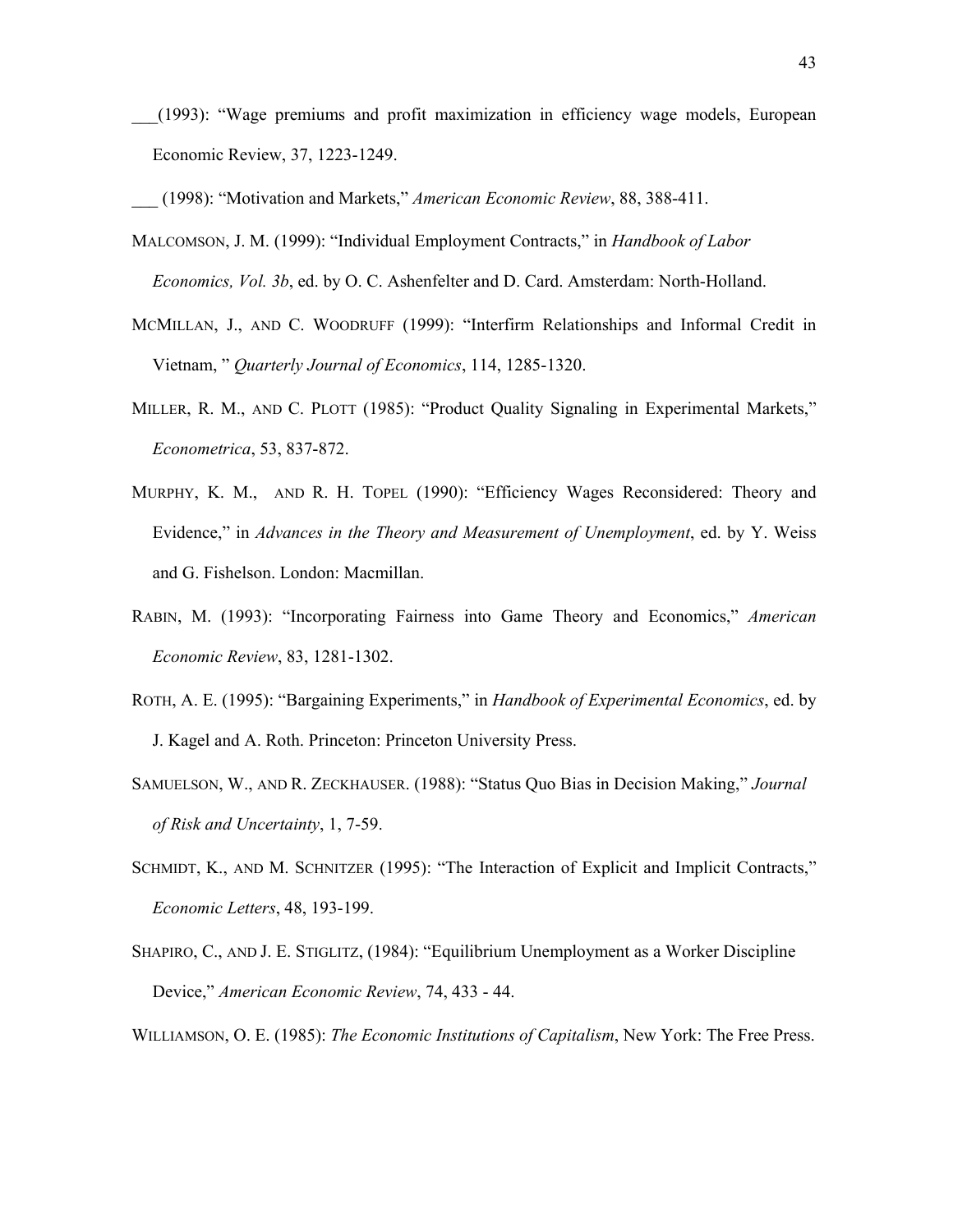___(1993): "Wage premiums and profit maximization in efficiency wage models, European Economic Review, 37, 1223-1249.

___ (1998): "Motivation and Markets," *American Economic Review*, 88, 388-411.

MALCOMSON, J. M. (1999): "Individual Employment Contracts," in *Handbook of Labor Economics, Vol. 3b*, ed. by O. C. Ashenfelter and D. Card. Amsterdam: North-Holland.

MCMILLAN, J., AND C. WOODRUFF (1999): "Interfirm Relationships and Informal Credit in Vietnam, " *Quarterly Journal of Economics*, 114, 1285-1320.

MILLER, R. M., AND C. PLOTT (1985): "Product Quality Signaling in Experimental Markets," *Econometrica*, 53, 837-872.

MURPHY, K. M., AND R. H. TOPEL (1990): "Efficiency Wages Reconsidered: Theory and Evidence," in *Advances in the Theory and Measurement of Unemployment*, ed. by Y. Weiss and G. Fishelson. London: Macmillan.

RABIN, M. (1993): "Incorporating Fairness into Game Theory and Economics," *American Economic Review*, 83, 1281-1302.

ROTH, A. E. (1995): "Bargaining Experiments," in *Handbook of Experimental Economics*, ed. by J. Kagel and A. Roth. Princeton: Princeton University Press.

SAMUELSON, W., AND R. ZECKHAUSER. (1988): "Status Quo Bias in Decision Making," *Journal of Risk and Uncertainty*, 1, 7-59.

SCHMIDT, K., AND M. SCHNITZER (1995): "The Interaction of Explicit and Implicit Contracts," *Economic Letters*, 48, 193-199.

SHAPIRO, C., AND J. E. STIGLITZ, (1984): "Equilibrium Unemployment as a Worker Discipline Device," *American Economic Review*, 74, 433 - 44.

WILLIAMSON, O. E. (1985): *The Economic Institutions of Capitalism*, New York: The Free Press.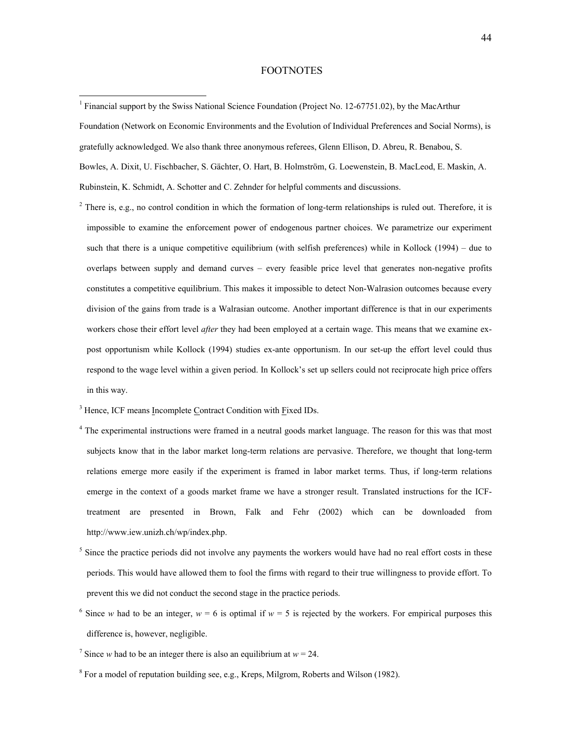# FOOTNOTES

[1] Financial support by the Swiss National Science Foundation (Project No. 12-67751.02), by the MacArthur Foundation (Network on Economic Environments and the Evolution of Individual Preferences and Social Norms), is gratefully acknowledged. We also thank three anonymous referees, Glenn Ellison, D. Abreu, R. Benabou, S. Bowles, A. Dixit, U. Fischbacher, S. Gächter, O. Hart, B. Holmström, G. Loewenstein, B. MacLeod, E. Maskin, A. Rubinstein, K. Schmidt, A. Schotter and C. Zehnder for helpful comments and discussions.

[2] There is, e.g., no control condition in which the formation of long-term relationships is ruled out. Therefore, it is impossible to examine the enforcement power of endogenous partner choices. We parametrize our experiment such that there is a unique competitive equilibrium (with selfish preferences) while in Kollock (1994) – due to overlaps between supply and demand curves – every feasible price level that generates non-negative profits constitutes a competitive equilibrium. This makes it impossible to detect Non-Walrasion outcomes because every division of the gains from trade is a Walrasian outcome. Another important difference is that in our experiments workers chose their effort level *after* they had been employed at a certain wage. This means that we examine ex-post opportunism while Kollock (1994) studies ex-ante opportunism. In our set-up the effort level could thus respond to the wage level within a given period. In Kollock's set up sellers could not reciprocate high price offers in this way.

[3] Hence, ICF means Incomplete Contract Condition with Fixed IDs.

[4] The experimental instructions were framed in a neutral goods market language. The reason for this was that most subjects know that in the labor market long-term relations are pervasive. Therefore, we thought that long-term relations emerge more easily if the experiment is framed in labor market terms. Thus, if long-term relations emerge in the context of a goods market frame we have a stronger result. Translated instructions for the ICF-treatment are presented in Brown, Falk and Fehr (2002) which can be downloaded from http://www.iew.unizh.ch/wp/index.php.

[5] Since the practice periods did not involve any payments the workers would have had no real effort costs in these periods. This would have allowed them to fool the firms with regard to their true willingness to provide effort. To prevent this we did not conduct the second stage in the practice periods.

[6] Since $w$ had to be an integer, $w = 6$ is optimal if $w = 5$ is rejected by the workers. For empirical purposes this difference is, however, negligible.

[7] Since $w$ had to be an integer there is also an equilibrium at $w = 24$.

[8] For a model of reputation building see, e.g., Kreps, Milgrom, Roberts and Wilson (1982).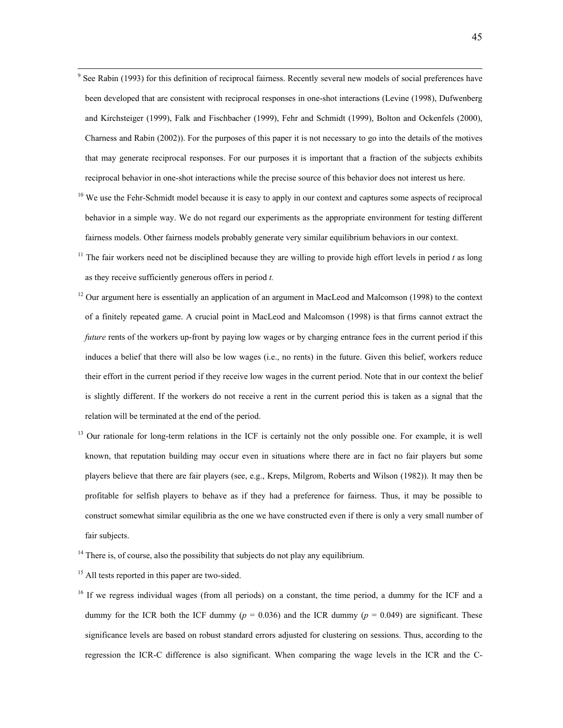[9] See Rabin (1993) for this definition of reciprocal fairness. Recently several new models of social preferences have been developed that are consistent with reciprocal responses in one-shot interactions (Levine (1998), Dufwenberg and Kirchsteiger (1999), Falk and Fischbacher (1999), Fehr and Schmidt (1999), Bolton and Ockenfels (2000), Charness and Rabin (2002)). For the purposes of this paper it is not necessary to go into the details of the motives that may generate reciprocal responses. For our purposes it is important that a fraction of the subjects exhibits reciprocal behavior in one-shot interactions while the precise source of this behavior does not interest us here.

[10] We use the Fehr-Schmidt model because it is easy to apply in our context and captures some aspects of reciprocal behavior in a simple way. We do not regard our experiments as the appropriate environment for testing different fairness models. Other fairness models probably generate very similar equilibrium behaviors in our context.

[11] The fair workers need not be disciplined because they are willing to provide high effort levels in period $t$ as long as they receive sufficiently generous offers in period $t$.

[12] Our argument here is essentially an application of an argument in MacLeod and Malcomson (1998) to the context of a finitely repeated game. A crucial point in MacLeod and Malcomson (1998) is that firms cannot extract the *future* rents of the workers up-front by paying low wages or by charging entrance fees in the current period if this induces a belief that there will also be low wages (i.e., no rents) in the future. Given this belief, workers reduce their effort in the current period if they receive low wages in the current period. Note that in our context the belief is slightly different. If the workers do not receive a rent in the current period this is taken as a signal that the relation will be terminated at the end of the period.

[13] Our rationale for long-term relations in the ICF is certainly not the only possible one. For example, it is well known, that reputation building may occur even in situations where there are in fact no fair players but some players believe that there are fair players (see, e.g., Kreps, Milgrom, Roberts and Wilson (1982)). It may then be profitable for selfish players to behave as if they had a preference for fairness. Thus, it may be possible to construct somewhat similar equilibria as the one we have constructed even if there is only a very small number of fair subjects.

[14] There is, of course, also the possibility that subjects do not play any equilibrium.

[15] All tests reported in this paper are two-sided.

[16] If we regress individual wages (from all periods) on a constant, the time period, a dummy for the ICF and a dummy for the ICR both the ICF dummy ($p$ = 0.036) and the ICR dummy ($p$ = 0.049) are significant. These significance levels are based on robust standard errors adjusted for clustering on sessions. Thus, according to the regression the ICR-C difference is also significant. When comparing the wage levels in the ICR and the C-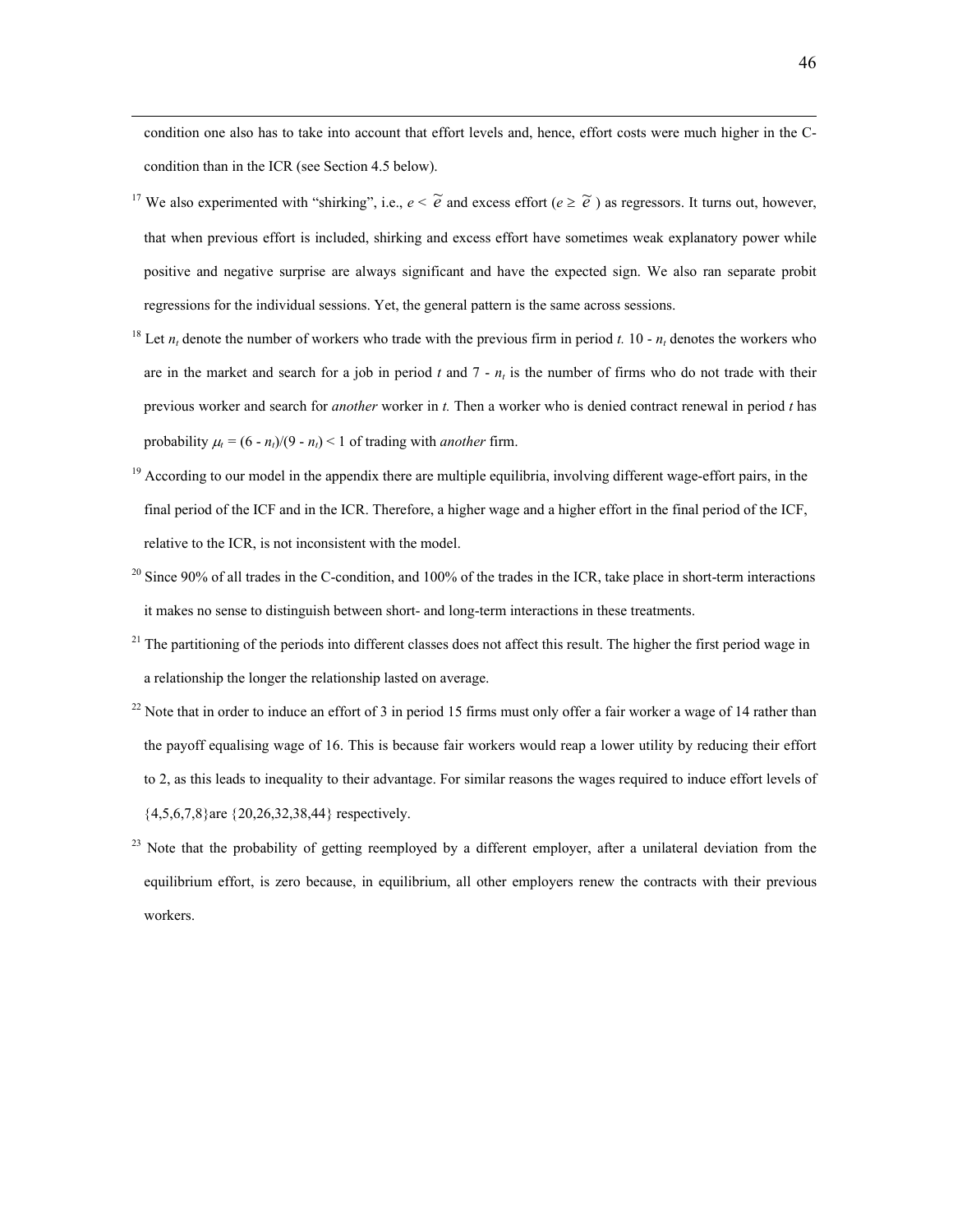condition one also has to take into account that effort levels and, hence, effort costs were much higher in the C-condition than in the ICR (see Section 4.5 below).

[17] We also experimented with "shirking", i.e., $e < \widetilde{e}$ and excess effort ($e \geq \widetilde{e}$ ) as regressors. It turns out, however, that when previous effort is included, shirking and excess effort have sometimes weak explanatory power while positive and negative surprise are always significant and have the expected sign. We also ran separate probit regressions for the individual sessions. Yet, the general pattern is the same across sessions.

[18] Let $n_t$ denote the number of workers who trade with the previous firm in period $t$. $10 - n_t$ denotes the workers who are in the market and search for a job in period $t$ and $7 - n_t$ is the number of firms who do not trade with their previous worker and search for *another* worker in $t$. Then a worker who is denied contract renewal in period $t$ has probability $\mu_t = (6 - n_t)/(9 - n_t) < 1$ of trading with *another* firm.

[19] According to our model in the appendix there are multiple equilibria, involving different wage-effort pairs, in the final period of the ICF and in the ICR. Therefore, a higher wage and a higher effort in the final period of the ICF, relative to the ICR, is not inconsistent with the model.

[20] Since 90% of all trades in the C-condition, and 100% of the trades in the ICR, take place in short-term interactions it makes no sense to distinguish between short- and long-term interactions in these treatments.

[21] The partitioning of the periods into different classes does not affect this result. The higher the first period wage in a relationship the longer the relationship lasted on average.

[22] Note that in order to induce an effort of 3 in period 15 firms must only offer a fair worker a wage of 14 rather than the payoff equalising wage of 16. This is because fair workers would reap a lower utility by reducing their effort to 2, as this leads to inequality to their advantage. For similar reasons the wages required to induce effort levels of {4,5,6,7,8}are {20,26,32,38,44} respectively.

[23] Note that the probability of getting reemployed by a different employer, after a unilateral deviation from the equilibrium effort, is zero because, in equilibrium, all other employers renew the contracts with their previous workers.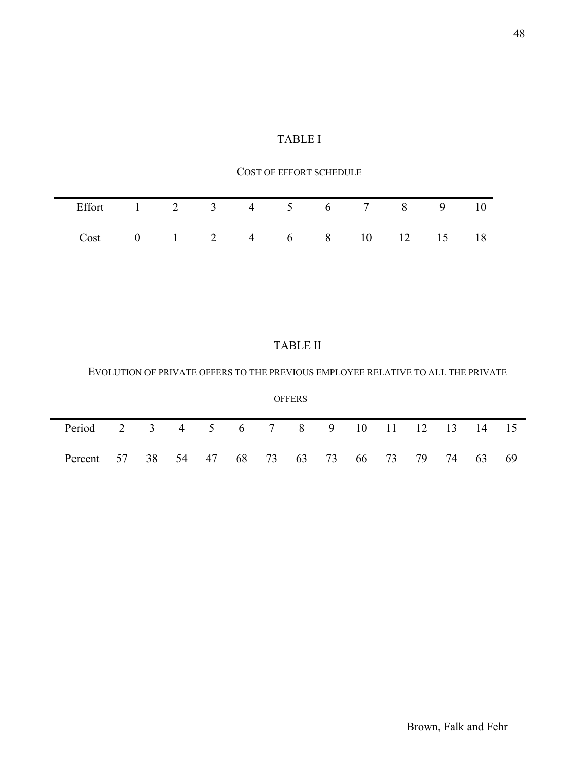TABLE I

COST OF EFFORT SCHEDULE

| Effort | 1 | 2 | 3 | 4 | 5 | 6 | 7 | 8 | 9 | 10 |
|---|---|---|---|---|---|---|---|---|---|---|
| Cost | 0 | 1 | 2 | 4 | 6 | 8 | 10 | 12 | 15 | 18 |

TABLE II

EVOLUTION OF PRIVATE OFFERS TO THE PREVIOUS EMPLOYEE RELATIVE TO ALL THE PRIVATE OFFERS

| Period | 2 | 3 | 4 | 5 | 6 | 7 | 8 | 9 | 10 | 11 | 12 | 13 | 14 | 15 |
|---|---|---|---|---|---|---|---|---|---|---|---|---|---|---|
| Percent | 57 | 38 | 54 | 47 | 68 | 73 | 63 | 73 | 66 | 73 | 79 | 74 | 63 | 69 |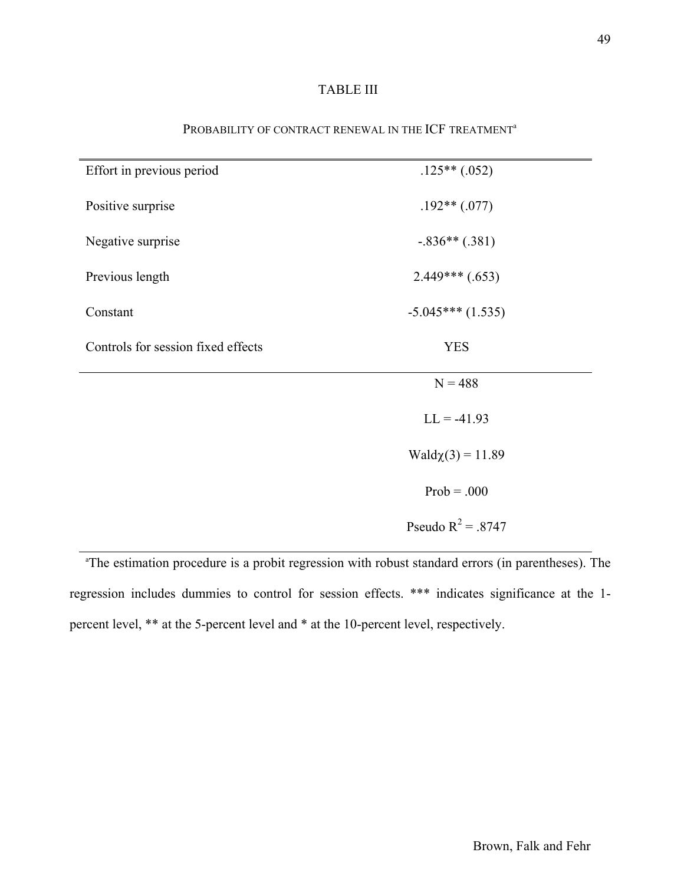TABLE III

PROBABILITY OF CONTRACT RENEWAL IN THE ICF TREATMENT[a]

| | |
|---|---|
| Effort in previous period | .125** (.052) |
| Positive surprise | .192** (.077) |
| Negative surprise | -.836** (.381) |
| Previous length | 2.449*** (.653) |
| Constant | -5.045*** (1.535) |
| Controls for session fixed effects | YES |
| | N = 488 |
| | LL = -41.93 |
| | Wald$\chi(3)$ = 11.89 |
| | Prob = .000 |
| | Pseudo $R^2$ = .8747 |

[a]The estimation procedure is a probit regression with robust standard errors (in parentheses). The regression includes dummies to control for session effects. *** indicates significance at the 1-percent level, ** at the 5-percent level and * at the 10-percent level, respectively.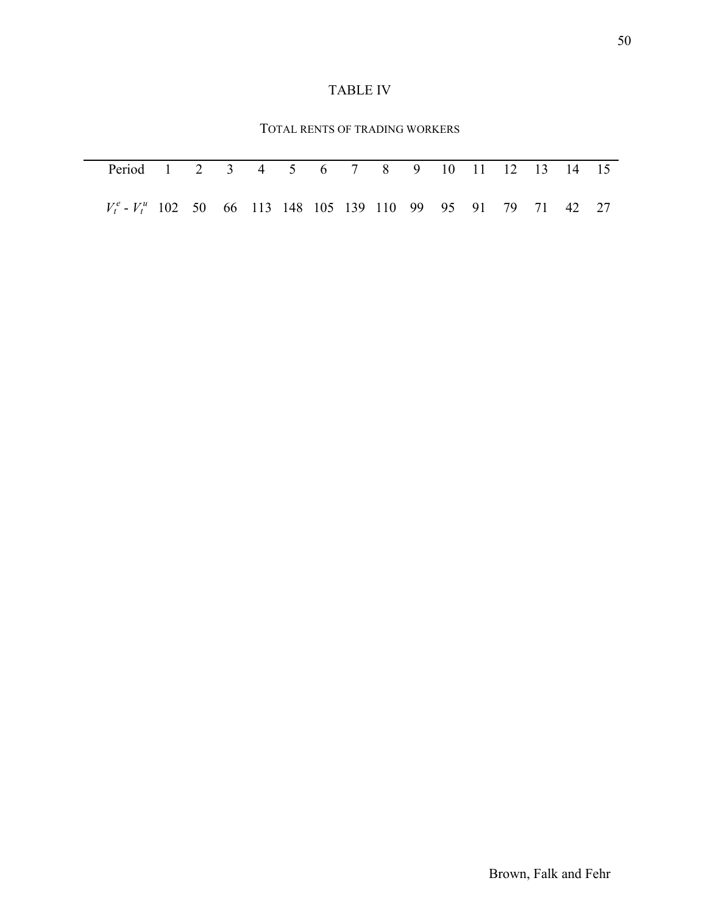## TABLE IV

TOTAL RENTS OF TRADING WORKERS

| Period | 1 | 2 | 3 | 4 | 5 | 6 | 7 | 8 | 9 | 10 | 11 | 12 | 13 | 14 | 15 |
|---|---|---|---|---|---|---|---|---|---|---|---|---|---|---|---|
| $V_t^e$ - $V_t^u$ | 102 | 50 | 66 | 113 | 148 | 105 | 139 | 110 | 99 | 95 | 91 | 79 | 71 | 42 | 27 |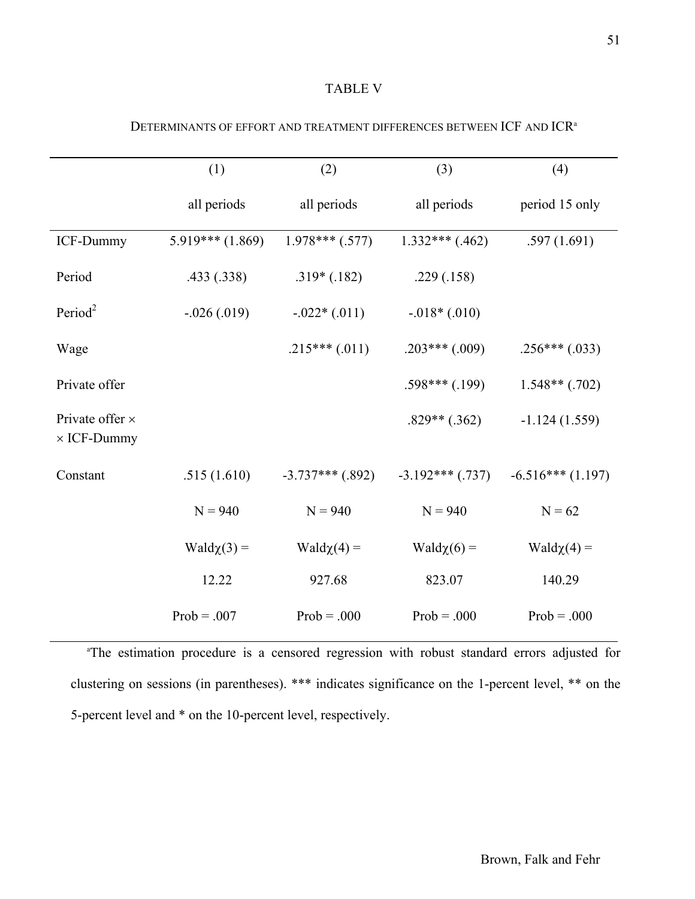# TABLE V

DETERMINANTS OF EFFORT AND TREATMENT DIFFERENCES BETWEEN ICF AND ICR[a]

| | (1) | (2) | (3) | (4) |
|---|---|---|---|---|
| | all periods | all periods | all periods | period 15 only |
| ICF-Dummy | 5.919*** (1.869) | 1.978*** (.577) | 1.332*** (.462) | .597 (1.691) |
| Period | .433 (.338) | .319* (.182) | .229 (.158) | |
| $Period^2$ | -.026 (.019) | -.022* (.011) | -.018* (.010) | |
| Wage | | .215*** (.011) | .203*** (.009) | .256*** (.033) |
| Private offer | | | .598*** (.199) | 1.548** (.702) |
| Private offer × × ICF-Dummy | | | .829** (.362) | -1.124 (1.559) |
| Constant | .515 (1.610) | -3.737*** (.892) | -3.192*** (.737) | -6.516*** (1.197) |
| | N = 940 | N = 940 | N = 940 | N = 62 |
| | Wald$\chi$(3) = 12.22 | Wald$\chi$(4) = 927.68 | Wald$\chi$(6) = 823.07 | Wald$\chi$(4) = 140.29 |
| | Prob = .007 | Prob = .000 | Prob = .000 | Prob = .000 |

[a]The estimation procedure is a censored regression with robust standard errors adjusted for clustering on sessions (in parentheses). *** indicates significance on the 1-percent level, ** on the 5-percent level and * on the 10-percent level, respectively.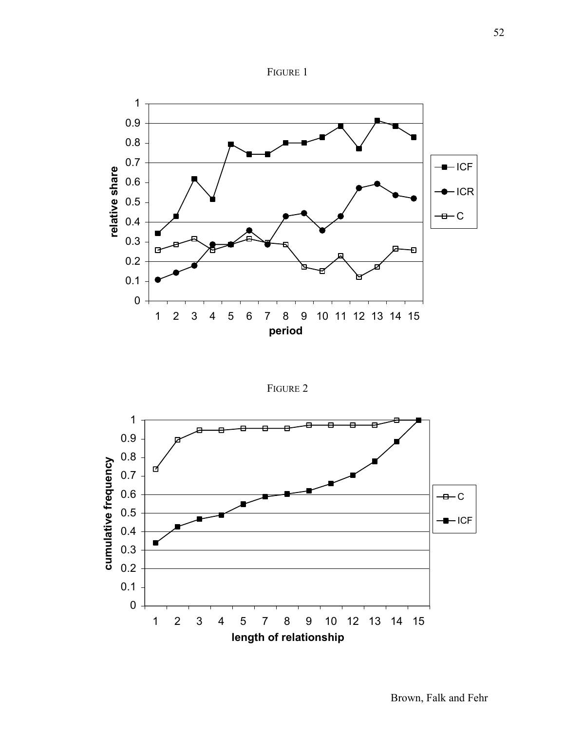FIGURE 1

FIGURE 2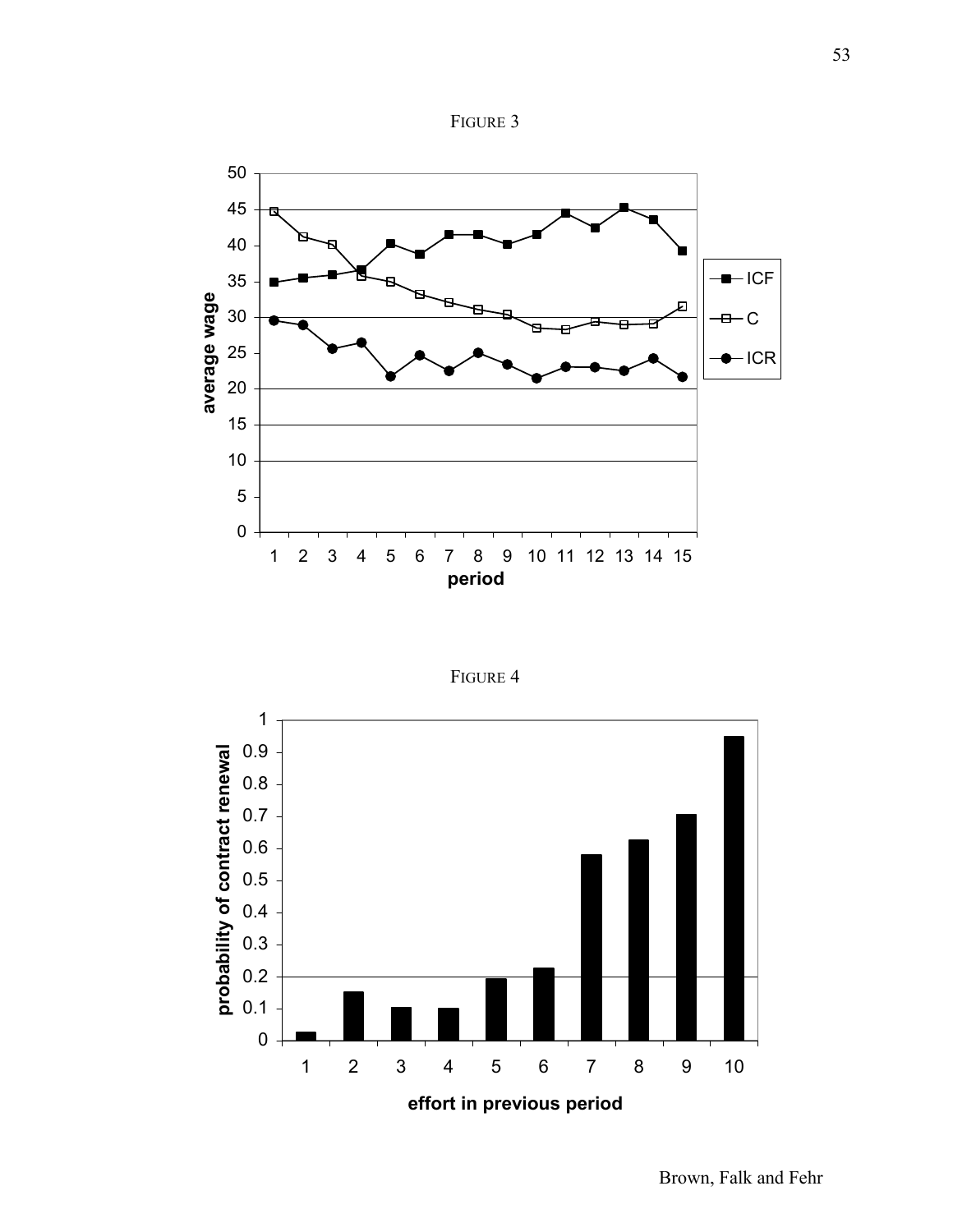FIGURE 3

FIGURE 4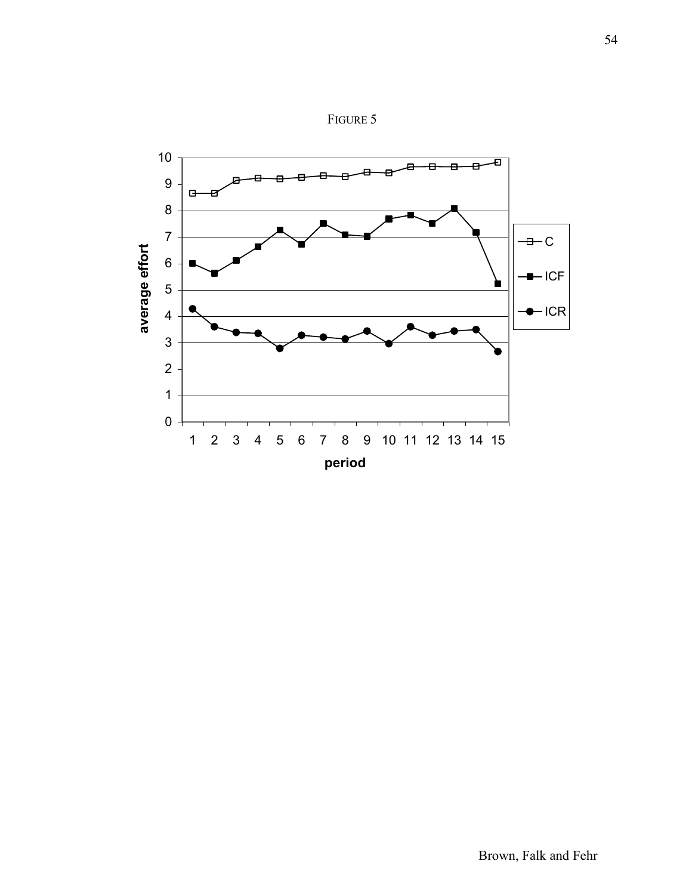FIGURE 5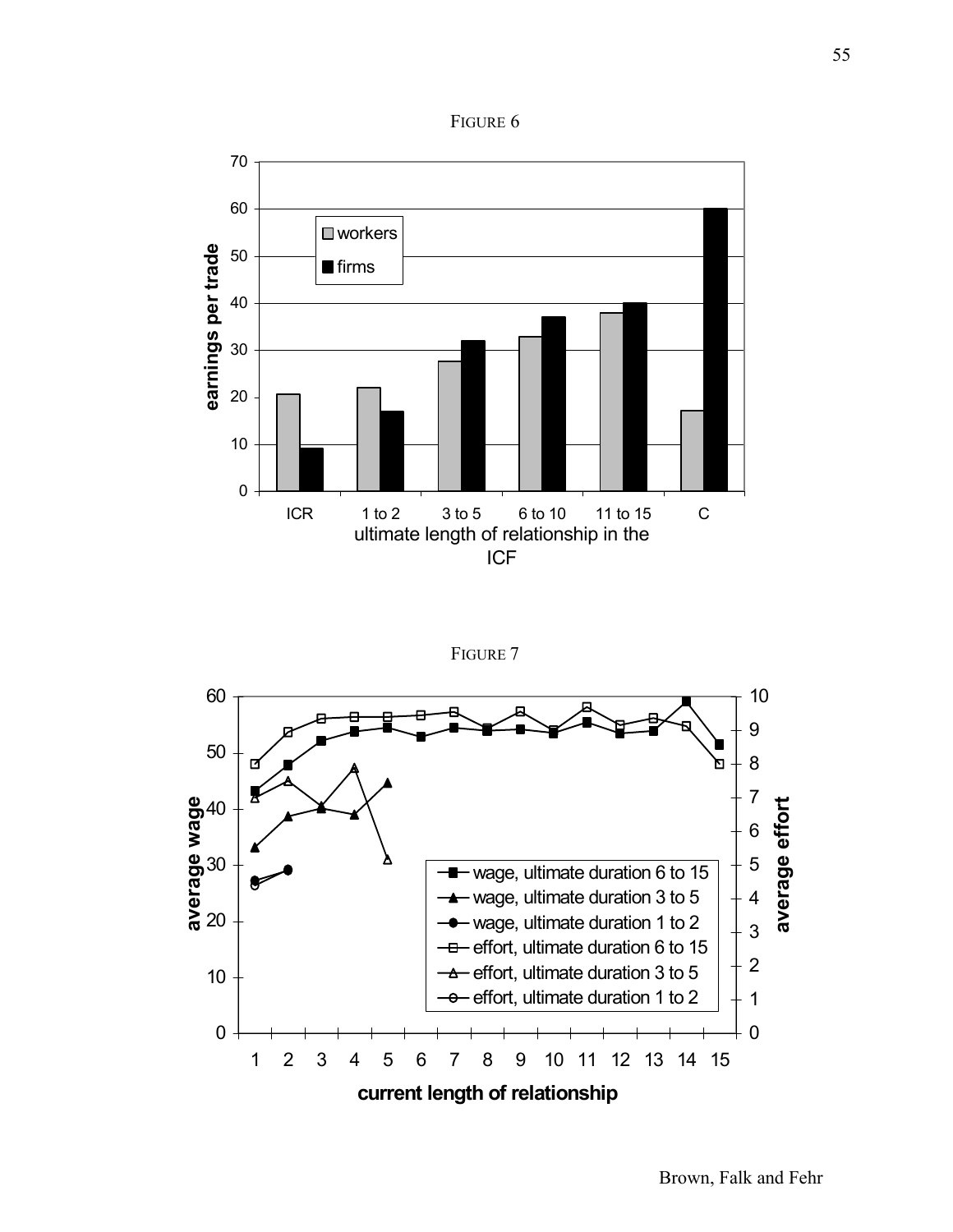FIGURE 6

FIGURE 7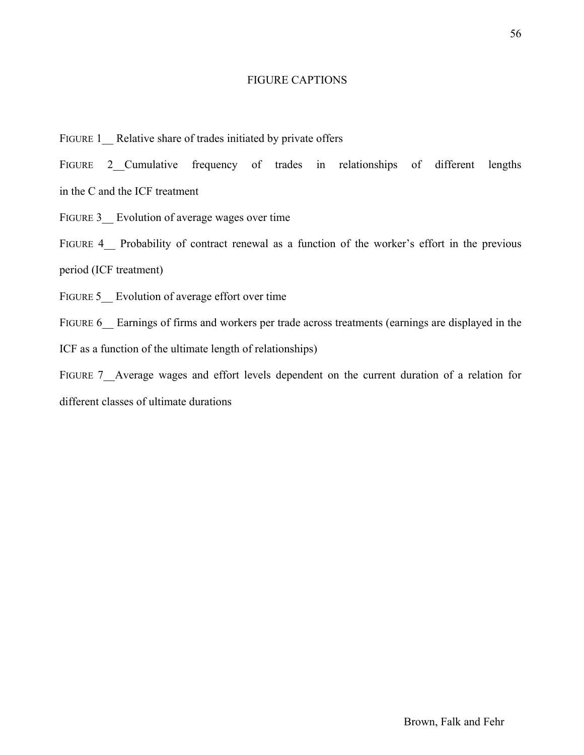## FIGURE CAPTIONS

FIGURE 1__ Relative share of trades initiated by private offers

FIGURE 2__Cumulative frequency of trades in relationships of different lengths in the C and the ICF treatment

FIGURE 3__ Evolution of average wages over time

FIGURE 4__ Probability of contract renewal as a function of the worker's effort in the previous period (ICF treatment)

FIGURE 5__ Evolution of average effort over time

FIGURE 6__ Earnings of firms and workers per trade across treatments (earnings are displayed in the ICF as a function of the ultimate length of relationships)

FIGURE 7__Average wages and effort levels dependent on the current duration of a relation for different classes of ultimate durations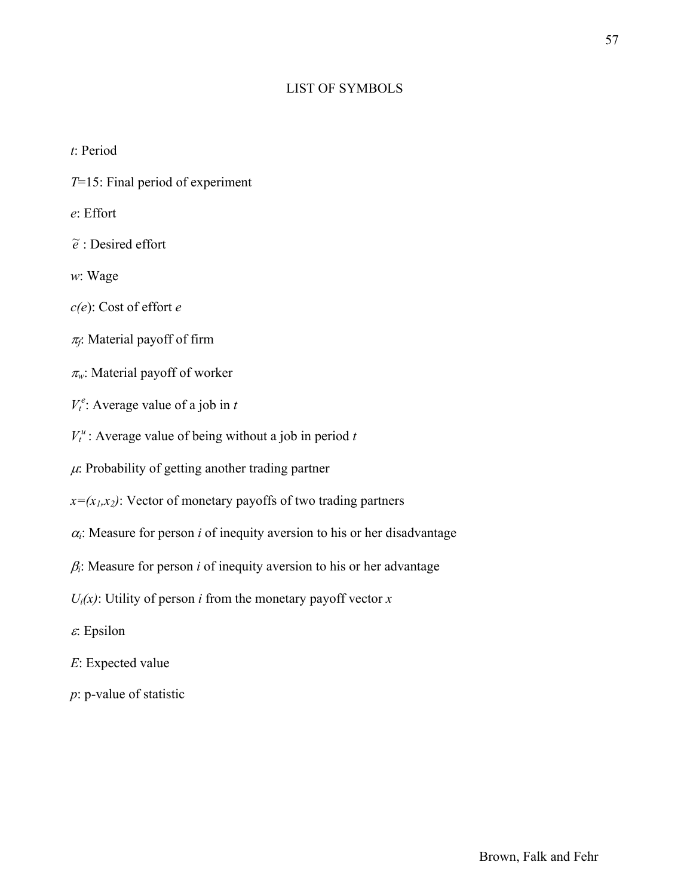# LIST OF SYMBOLS

$t$: Period

$T$=15: Final period of experiment

$e$: Effort

$\widetilde{e}$ : Desired effort

$w$: Wage

$c(e)$: Cost of effort $e$

$\pi_f$: Material payoff of firm

$\pi_w$: Material payoff of worker

$V_t^e$: Average value of a job in $t$

$V_t^u$ : Average value of being without a job in period $t$

$\mu$: Probability of getting another trading partner

$x=(x_1,x_2)$: Vector of monetary payoffs of two trading partners

$\alpha_i$: Measure for person $i$ of inequity aversion to his or her disadvantage

$\beta_i$: Measure for person $i$ of inequity aversion to his or her advantage

$U_i(x)$: Utility of person $i$ from the monetary payoff vector $x$

$\varepsilon$: Epsilon

$E$: Expected value

$p$: p-value of statistic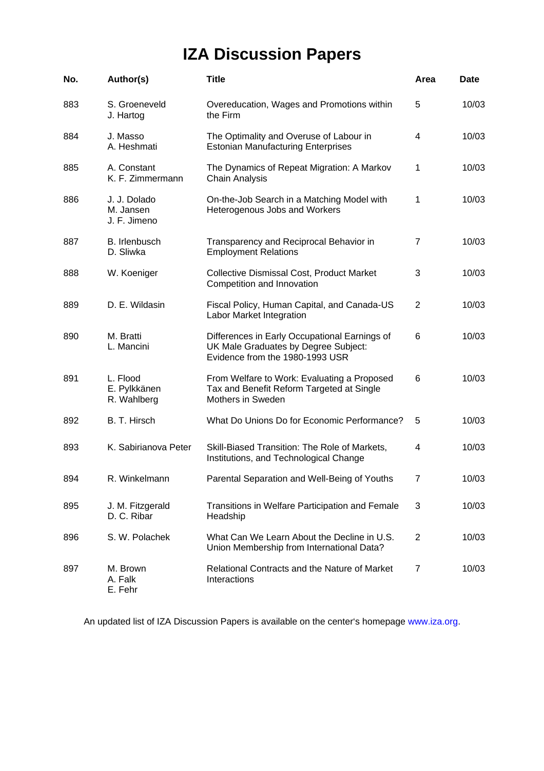# IZA Discussion Papers

| No. | Author(s) | Title | Area | Date |
| --- | --- | --- | --- | --- |
| 883 | S. Groeneveld<br>J. Hartog | Overeducation, Wages and Promotions within the Firm | 5 | 10/03 |
| 884 | J. Masso<br>A. Heshmati | The Optimality and Overuse of Labour in Estonian Manufacturing Enterprises | 4 | 10/03 |
| 885 | A. Constant<br>K. F. Zimmermann | The Dynamics of Repeat Migration: A Markov Chain Analysis | 1 | 10/03 |
| 886 | J. J. Dolado<br>M. Jansen<br>J. F. Jimeno | On-the-Job Search in a Matching Model with Heterogenous Jobs and Workers | 1 | 10/03 |
| 887 | B. Irlenbusch<br>D. Sliwka | Transparency and Reciprocal Behavior in Employment Relations | 7 | 10/03 |
| 888 | W. Koeniger | Collective Dismissal Cost, Product Market Competition and Innovation | 3 | 10/03 |
| 889 | D. E. Wildasin | Fiscal Policy, Human Capital, and Canada-US Labor Market Integration | 2 | 10/03 |
| 890 | M. Bratti<br>L. Mancini | Differences in Early Occupational Earnings of UK Male Graduates by Degree Subject: Evidence from the 1980-1993 USR | 6 | 10/03 |
| 891 | L. Flood<br>E. Pylkkänen<br>R. Wahlberg | From Welfare to Work: Evaluating a Proposed Tax and Benefit Reform Targeted at Single Mothers in Sweden | 6 | 10/03 |
| 892 | B. T. Hirsch | What Do Unions Do for Economic Performance? | 5 | 10/03 |
| 893 | K. Sabirianova Peter | Skill-Biased Transition: The Role of Markets, Institutions, and Technological Change | 4 | 10/03 |
| 894 | R. Winkelmann | Parental Separation and Well-Being of Youths | 7 | 10/03 |
| 895 | J. M. Fitzgerald<br>D. C. Ribar | Transitions in Welfare Participation and Female Headship | 3 | 10/03 |
| 896 | S. W. Polachek | What Can We Learn About the Decline in U.S. Union Membership from International Data? | 2 | 10/03 |
| 897 | M. Brown<br>A. Falk<br>E. Fehr | Relational Contracts and the Nature of Market Interactions | 7 | 10/03 |

An updated list of IZA Discussion Papers is available on the center's homepage www.iza.org.